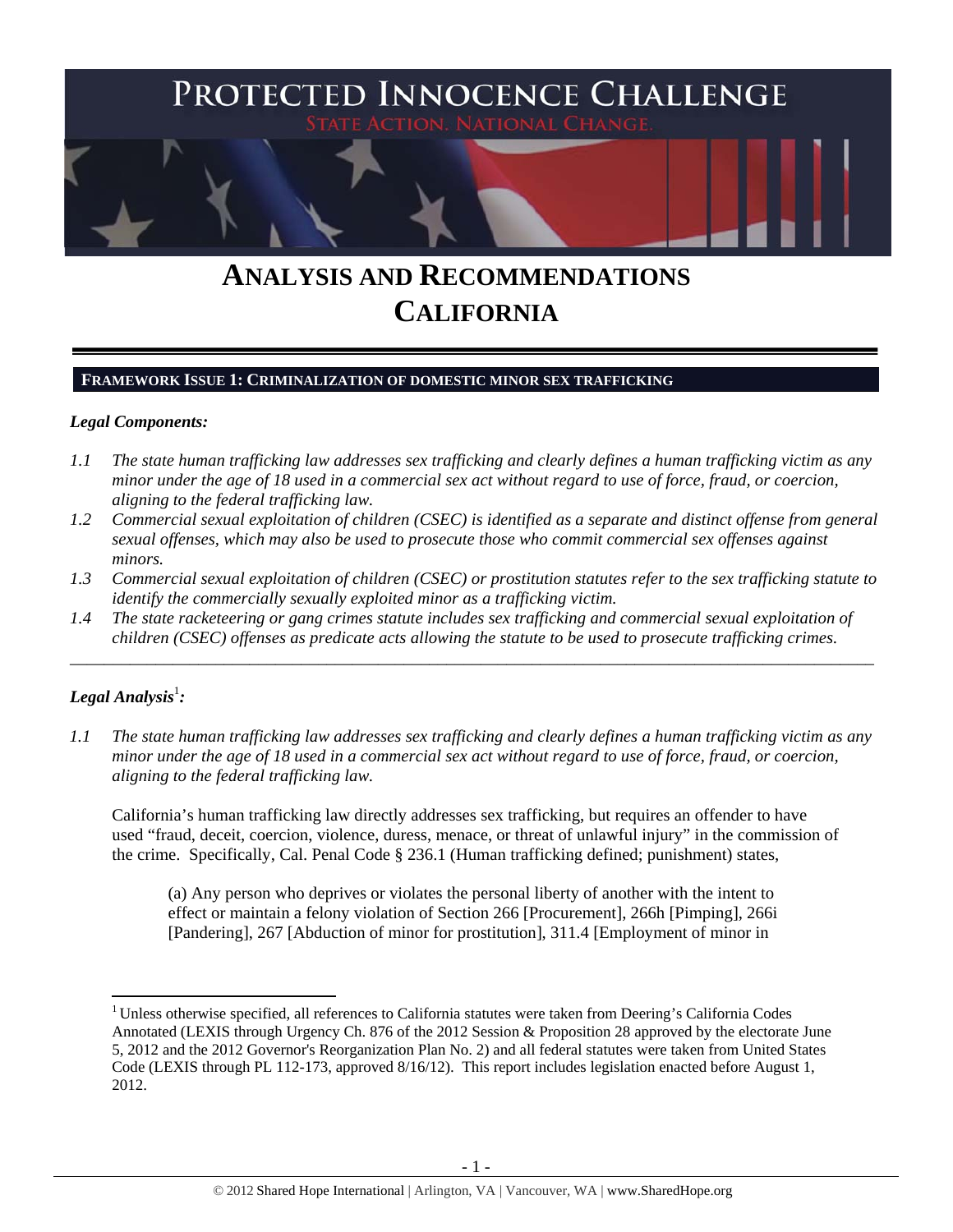# PROTECTED INNOCENCE CHALLENGE

STATE ACTION. NATIONAL CHANGE.

# ANALYSIS AND RECOMMENDATIONS CALIFORNIA

## FRAMEWORK ISSUE 1: CRIMINALIZATION OF DOMESTIC MINOR SEX TRAFFICKING

### *Legal Components:*

*1.1 The state human trafficking law addresses sex trafficking and clearly defines a human trafficking victim as any minor under the age of 18 used in a commercial sex act without regard to use of force, fraud, or coercion, aligning to the federal trafficking law.*

*1.2 Commercial sexual exploitation of children (CSEC) is identified as a separate and distinct offense from general sexual offenses, which may also be used to prosecute those who commit commercial sex offenses against minors.*

*1.3 Commercial sexual exploitation of children (CSEC) or prostitution statutes refer to the sex trafficking statute to identify the commercially sexually exploited minor as a trafficking victim.*

*1.4 The state racketeering or gang crimes statute includes sex trafficking and commercial sexual exploitation of children (CSEC) offenses as predicate acts allowing the statute to be used to prosecute trafficking crimes.*

---

### *Legal Analysis*[1]*:*

*1.1 The state human trafficking law addresses sex trafficking and clearly defines a human trafficking victim as any minor under the age of 18 used in a commercial sex act without regard to use of force, fraud, or coercion, aligning to the federal trafficking law.*

California's human trafficking law directly addresses sex trafficking, but requires an offender to have used "fraud, deceit, coercion, violence, duress, menace, or threat of unlawful injury" in the commission of the crime. Specifically, Cal. Penal Code § 236.1 (Human trafficking defined; punishment) states,

> (a) Any person who deprives or violates the personal liberty of another with the intent to effect or maintain a felony violation of Section 266 [Procurement], 266h [Pimping], 266i [Pandering], 267 [Abduction of minor for prostitution], 311.4 [Employment of minor in

---

[1] Unless otherwise specified, all references to California statutes were taken from Deering's California Codes Annotated (LEXIS through Urgency Ch. 876 of the 2012 Session & Proposition 28 approved by the electorate June 5, 2012 and the 2012 Governor's Reorganization Plan No. 2) and all federal statutes were taken from United States Code (LEXIS through PL 112-173, approved 8/16/12). This report includes legislation enacted before August 1, 2012.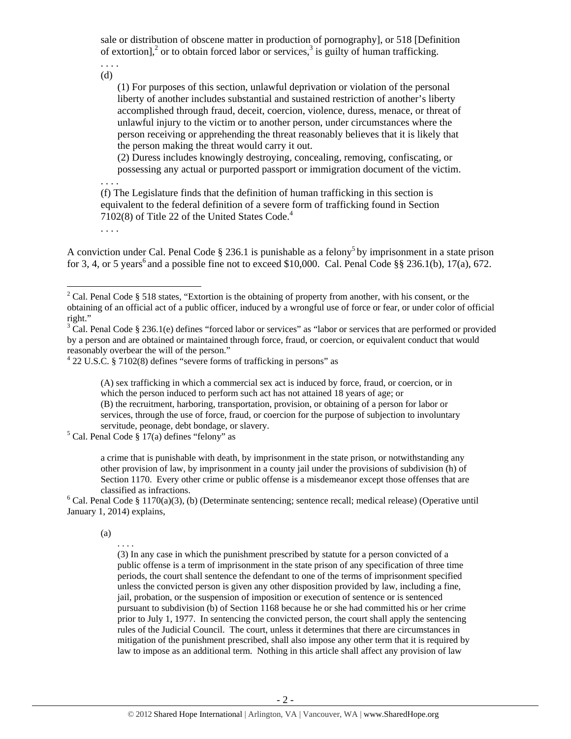sale or distribution of obscene matter in production of pornography], or 518 [Definition of extortion],[2] or to obtain forced labor or services,[3] is guilty of human trafficking.

. . . .

(d)

(1) For purposes of this section, unlawful deprivation or violation of the personal liberty of another includes substantial and sustained restriction of another's liberty accomplished through fraud, deceit, coercion, violence, duress, menace, or threat of unlawful injury to the victim or to another person, under circumstances where the person receiving or apprehending the threat reasonably believes that it is likely that the person making the threat would carry it out.

(2) Duress includes knowingly destroying, concealing, removing, confiscating, or possessing any actual or purported passport or immigration document of the victim.

. . . .

(f) The Legislature finds that the definition of human trafficking in this section is equivalent to the federal definition of a severe form of trafficking found in Section 7102(8) of Title 22 of the United States Code.[4]

. . . .

A conviction under Cal. Penal Code § 236.1 is punishable as a felony[5] by imprisonment in a state prison for 3, 4, or 5 years[6] and a possible fine not to exceed $10,000. Cal. Penal Code §§ 236.1(b), 17(a), 672.

---

[2] Cal. Penal Code § 518 states, "Extortion is the obtaining of property from another, with his consent, or the obtaining of an official act of a public officer, induced by a wrongful use of force or fear, or under color of official right."

[3] Cal. Penal Code § 236.1(e) defines "forced labor or services" as "labor or services that are performed or provided by a person and are obtained or maintained through force, fraud, or coercion, or equivalent conduct that would reasonably overbear the will of the person."

[4] 22 U.S.C. § 7102(8) defines "severe forms of trafficking in persons" as

> (A) sex trafficking in which a commercial sex act is induced by force, fraud, or coercion, or in which the person induced to perform such act has not attained 18 years of age; or
> (B) the recruitment, harboring, transportation, provision, or obtaining of a person for labor or services, through the use of force, fraud, or coercion for the purpose of subjection to involuntary servitude, peonage, debt bondage, or slavery.

[5] Cal. Penal Code § 17(a) defines "felony" as

> a crime that is punishable with death, by imprisonment in the state prison, or notwithstanding any other provision of law, by imprisonment in a county jail under the provisions of subdivision (h) of Section 1170. Every other crime or public offense is a misdemeanor except those offenses that are classified as infractions.

[6] Cal. Penal Code § 1170(a)(3), (b) (Determinate sentencing; sentence recall; medical release) (Operative until January 1, 2014) explains,

> (a)
>
> . . . .
>
> (3) In any case in which the punishment prescribed by statute for a person convicted of a public offense is a term of imprisonment in the state prison of any specification of three time periods, the court shall sentence the defendant to one of the terms of imprisonment specified unless the convicted person is given any other disposition provided by law, including a fine, jail, probation, or the suspension of imposition or execution of sentence or is sentenced pursuant to subdivision (b) of Section 1168 because he or she had committed his or her crime prior to July 1, 1977. In sentencing the convicted person, the court shall apply the sentencing rules of the Judicial Council. The court, unless it determines that there are circumstances in mitigation of the punishment prescribed, shall also impose any other term that it is required by law to impose as an additional term. Nothing in this article shall affect any provision of law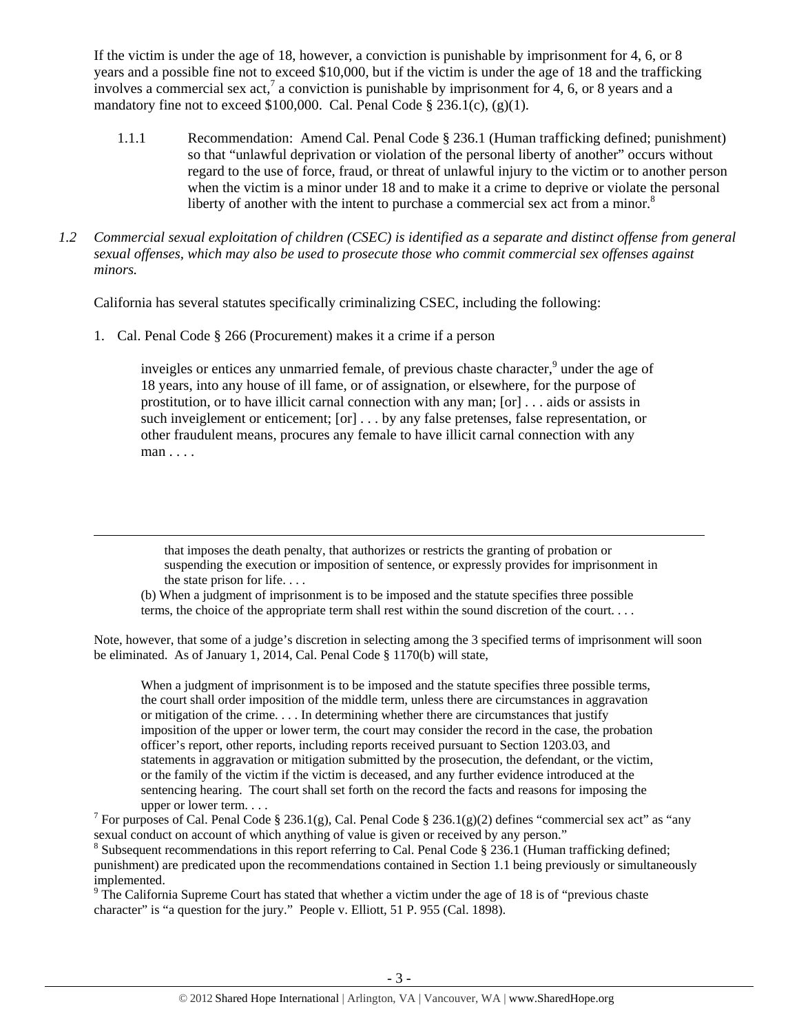If the victim is under the age of 18, however, a conviction is punishable by imprisonment for 4, 6, or 8 years and a possible fine not to exceed $10,000, but if the victim is under the age of 18 and the trafficking involves a commercial sex act,[7] a conviction is punishable by imprisonment for 4, 6, or 8 years and a mandatory fine not to exceed $100,000. Cal. Penal Code § 236.1(c), (g)(1).

1.1.1 Recommendation: Amend Cal. Penal Code § 236.1 (Human trafficking defined; punishment) so that "unlawful deprivation or violation of the personal liberty of another" occurs without regard to the use of force, fraud, or threat of unlawful injury to the victim or to another person when the victim is a minor under 18 and to make it a crime to deprive or violate the personal liberty of another with the intent to purchase a commercial sex act from a minor.[8]

*1.2 Commercial sexual exploitation of children (CSEC) is identified as a separate and distinct offense from general sexual offenses, which may also be used to prosecute those who commit commercial sex offenses against minors.*

California has several statutes specifically criminalizing CSEC, including the following:

1. Cal. Penal Code § 266 (Procurement) makes it a crime if a person

> inveigles or entices any unmarried female, of previous chaste character,[9] under the age of 18 years, into any house of ill fame, or of assignation, or elsewhere, for the purpose of prostitution, or to have illicit carnal connection with any man; [or] . . . aids or assists in such inveiglement or enticement; [or] . . . by any false pretenses, false representation, or other fraudulent means, procures any female to have illicit carnal connection with any man . . . .

---

> that imposes the death penalty, that authorizes or restricts the granting of probation or suspending the execution or imposition of sentence, or expressly provides for imprisonment in the state prison for life. . . .
>
> (b) When a judgment of imprisonment is to be imposed and the statute specifies three possible terms, the choice of the appropriate term shall rest within the sound discretion of the court. . . .

Note, however, that some of a judge's discretion in selecting among the 3 specified terms of imprisonment will soon be eliminated. As of January 1, 2014, Cal. Penal Code § 1170(b) will state,

> When a judgment of imprisonment is to be imposed and the statute specifies three possible terms, the court shall order imposition of the middle term, unless there are circumstances in aggravation or mitigation of the crime. . . . In determining whether there are circumstances that justify imposition of the upper or lower term, the court may consider the record in the case, the probation officer's report, other reports, including reports received pursuant to Section 1203.03, and statements in aggravation or mitigation submitted by the prosecution, the defendant, or the victim, or the family of the victim if the victim is deceased, and any further evidence introduced at the sentencing hearing. The court shall set forth on the record the facts and reasons for imposing the upper or lower term. . . .

[7] For purposes of Cal. Penal Code § 236.1(g), Cal. Penal Code § 236.1(g)(2) defines "commercial sex act" as "any sexual conduct on account of which anything of value is given or received by any person."

[8] Subsequent recommendations in this report referring to Cal. Penal Code § 236.1 (Human trafficking defined; punishment) are predicated upon the recommendations contained in Section 1.1 being previously or simultaneously implemented.

[9] The California Supreme Court has stated that whether a victim under the age of 18 is of "previous chaste character" is "a question for the jury." People v. Elliott, 51 P. 955 (Cal. 1898).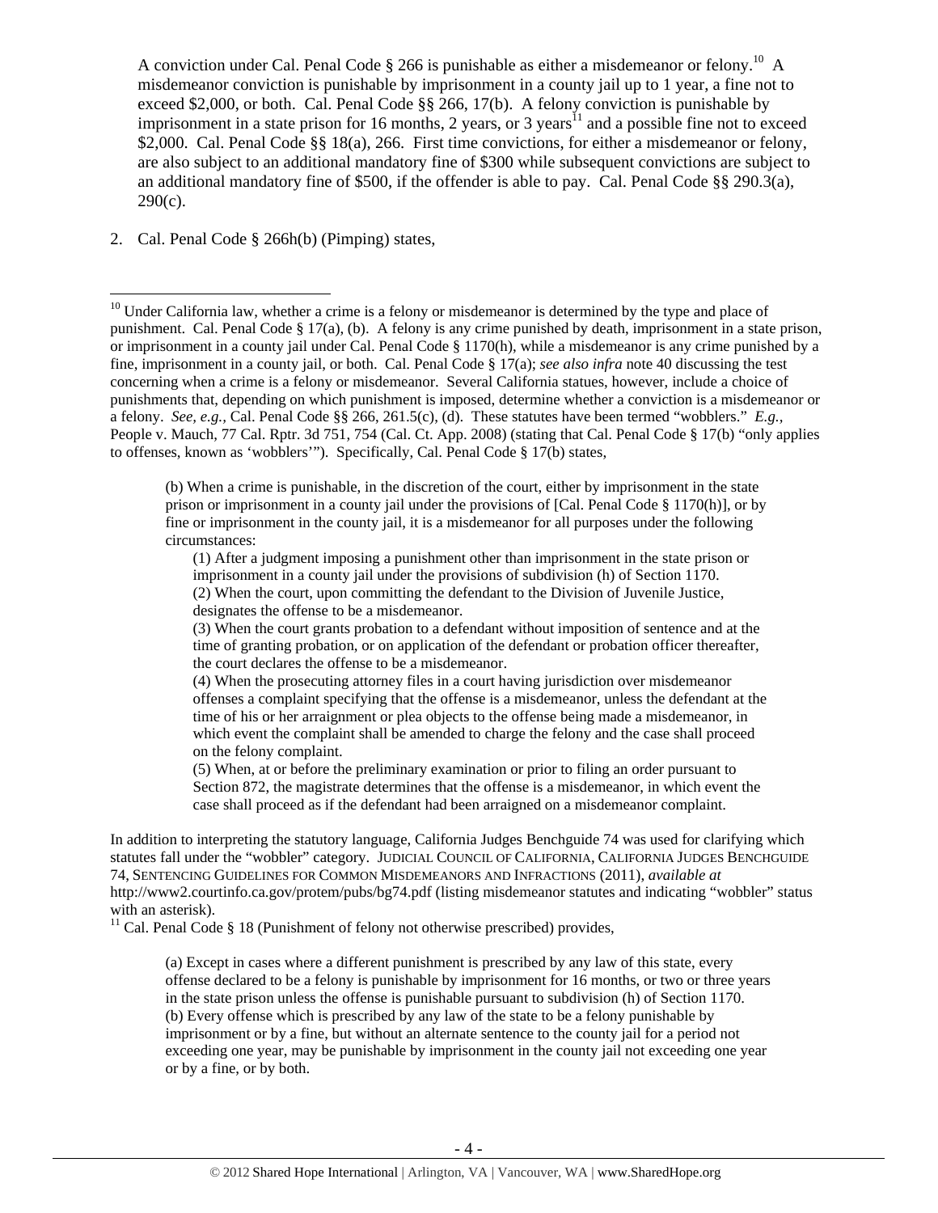A conviction under Cal. Penal Code § 266 is punishable as either a misdemeanor or felony.[10] A misdemeanor conviction is punishable by imprisonment in a county jail up to 1 year, a fine not to exceed $2,000, or both. Cal. Penal Code §§ 266, 17(b). A felony conviction is punishable by imprisonment in a state prison for 16 months, 2 years, or 3 years[11] and a possible fine not to exceed $2,000. Cal. Penal Code §§ 18(a), 266. First time convictions, for either a misdemeanor or felony, are also subject to an additional mandatory fine of $300 while subsequent convictions are subject to an additional mandatory fine of $500, if the offender is able to pay. Cal. Penal Code §§ 290.3(a), 290(c).

2. Cal. Penal Code § 266h(b) (Pimping) states,

---

[10] Under California law, whether a crime is a felony or misdemeanor is determined by the type and place of punishment. Cal. Penal Code § 17(a), (b). A felony is any crime punished by death, imprisonment in a state prison, or imprisonment in a county jail under Cal. Penal Code § 1170(h), while a misdemeanor is any crime punished by a fine, imprisonment in a county jail, or both. Cal. Penal Code § 17(a); *see also infra* note 40 discussing the test concerning when a crime is a felony or misdemeanor. Several California statues, however, include a choice of punishments that, depending on which punishment is imposed, determine whether a conviction is a misdemeanor or a felony. *See, e.g.,* Cal. Penal Code §§ 266, 261.5(c), (d). These statutes have been termed "wobblers." *E.g.,* People v. Mauch, 77 Cal. Rptr. 3d 751, 754 (Cal. Ct. App. 2008) (stating that Cal. Penal Code § 17(b) "only applies to offenses, known as 'wobblers'"). Specifically, Cal. Penal Code § 17(b) states,

> (b) When a crime is punishable, in the discretion of the court, either by imprisonment in the state prison or imprisonment in a county jail under the provisions of [Cal. Penal Code § 1170(h)], or by fine or imprisonment in the county jail, it is a misdemeanor for all purposes under the following circumstances:
>
> (1) After a judgment imposing a punishment other than imprisonment in the state prison or imprisonment in a county jail under the provisions of subdivision (h) of Section 1170.
> (2) When the court, upon committing the defendant to the Division of Juvenile Justice, designates the offense to be a misdemeanor.
> (3) When the court grants probation to a defendant without imposition of sentence and at the time of granting probation, or on application of the defendant or probation officer thereafter, the court declares the offense to be a misdemeanor.
> (4) When the prosecuting attorney files in a court having jurisdiction over misdemeanor offenses a complaint specifying that the offense is a misdemeanor, unless the defendant at the time of his or her arraignment or plea objects to the offense being made a misdemeanor, in which event the complaint shall be amended to charge the felony and the case shall proceed on the felony complaint.
> (5) When, at or before the preliminary examination or prior to filing an order pursuant to Section 872, the magistrate determines that the offense is a misdemeanor, in which event the case shall proceed as if the defendant had been arraigned on a misdemeanor complaint.

In addition to interpreting the statutory language, California Judges Benchguide 74 was used for clarifying which statutes fall under the "wobbler" category. JUDICIAL COUNCIL OF CALIFORNIA, CALIFORNIA JUDGES BENCHGUIDE 74, SENTENCING GUIDELINES FOR COMMON MISDEMEANORS AND INFRACTIONS (2011), *available at* http://www2.courtinfo.ca.gov/protem/pubs/bg74.pdf (listing misdemeanor statutes and indicating "wobbler" status with an asterisk).

[11] Cal. Penal Code § 18 (Punishment of felony not otherwise prescribed) provides,

> (a) Except in cases where a different punishment is prescribed by any law of this state, every offense declared to be a felony is punishable by imprisonment for 16 months, or two or three years in the state prison unless the offense is punishable pursuant to subdivision (h) of Section 1170.
> (b) Every offense which is prescribed by any law of the state to be a felony punishable by imprisonment or by a fine, but without an alternate sentence to the county jail for a period not exceeding one year, may be punishable by imprisonment in the county jail not exceeding one year or by a fine, or by both.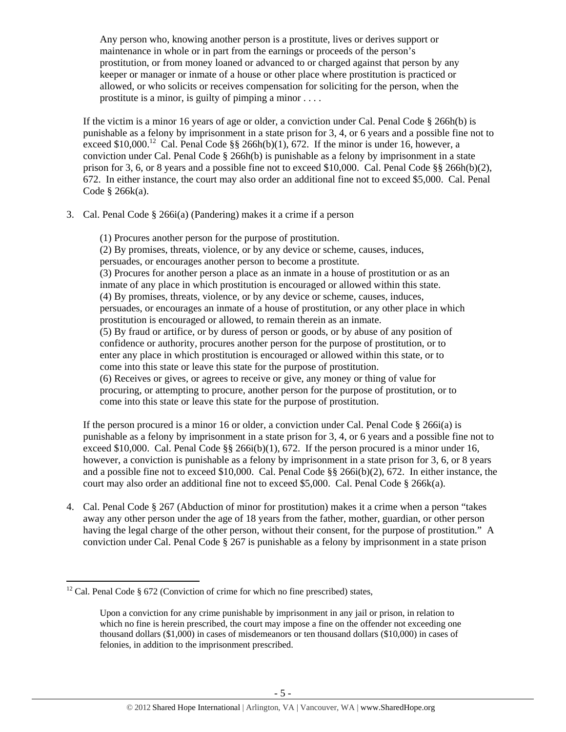> Any person who, knowing another person is a prostitute, lives or derives support or maintenance in whole or in part from the earnings or proceeds of the person's prostitution, or from money loaned or advanced to or charged against that person by any keeper or manager or inmate of a house or other place where prostitution is practiced or allowed, or who solicits or receives compensation for soliciting for the person, when the prostitute is a minor, is guilty of pimping a minor . . . .

If the victim is a minor 16 years of age or older, a conviction under Cal. Penal Code § 266h(b) is punishable as a felony by imprisonment in a state prison for 3, 4, or 6 years and a possible fine not to exceed $10,000.[12] Cal. Penal Code §§ 266h(b)(1), 672. If the minor is under 16, however, a conviction under Cal. Penal Code § 266h(b) is punishable as a felony by imprisonment in a state prison for 3, 6, or 8 years and a possible fine not to exceed $10,000. Cal. Penal Code §§ 266h(b)(2), 672. In either instance, the court may also order an additional fine not to exceed $5,000. Cal. Penal Code § 266k(a).

3. Cal. Penal Code § 266i(a) (Pandering) makes it a crime if a person

> (1) Procures another person for the purpose of prostitution.
> (2) By promises, threats, violence, or by any device or scheme, causes, induces, persuades, or encourages another person to become a prostitute.
> (3) Procures for another person a place as an inmate in a house of prostitution or as an inmate of any place in which prostitution is encouraged or allowed within this state.
> (4) By promises, threats, violence, or by any device or scheme, causes, induces, persuades, or encourages an inmate of a house of prostitution, or any other place in which prostitution is encouraged or allowed, to remain therein as an inmate.
> (5) By fraud or artifice, or by duress of person or goods, or by abuse of any position of confidence or authority, procures another person for the purpose of prostitution, or to enter any place in which prostitution is encouraged or allowed within this state, or to come into this state or leave this state for the purpose of prostitution.
> (6) Receives or gives, or agrees to receive or give, any money or thing of value for procuring, or attempting to procure, another person for the purpose of prostitution, or to come into this state or leave this state for the purpose of prostitution.

If the person procured is a minor 16 or older, a conviction under Cal. Penal Code § 266i(a) is punishable as a felony by imprisonment in a state prison for 3, 4, or 6 years and a possible fine not to exceed $10,000. Cal. Penal Code §§ 266i(b)(1), 672. If the person procured is a minor under 16, however, a conviction is punishable as a felony by imprisonment in a state prison for 3, 6, or 8 years and a possible fine not to exceed $10,000. Cal. Penal Code §§ 266i(b)(2), 672. In either instance, the court may also order an additional fine not to exceed $5,000. Cal. Penal Code § 266k(a).

4. Cal. Penal Code § 267 (Abduction of minor for prostitution) makes it a crime when a person "takes away any other person under the age of 18 years from the father, mother, guardian, or other person having the legal charge of the other person, without their consent, for the purpose of prostitution." A conviction under Cal. Penal Code § 267 is punishable as a felony by imprisonment in a state prison

---

[12] Cal. Penal Code § 672 (Conviction of crime for which no fine prescribed) states,

> Upon a conviction for any crime punishable by imprisonment in any jail or prison, in relation to which no fine is herein prescribed, the court may impose a fine on the offender not exceeding one thousand dollars ($1,000) in cases of misdemeanors or ten thousand dollars ($10,000) in cases of felonies, in addition to the imprisonment prescribed.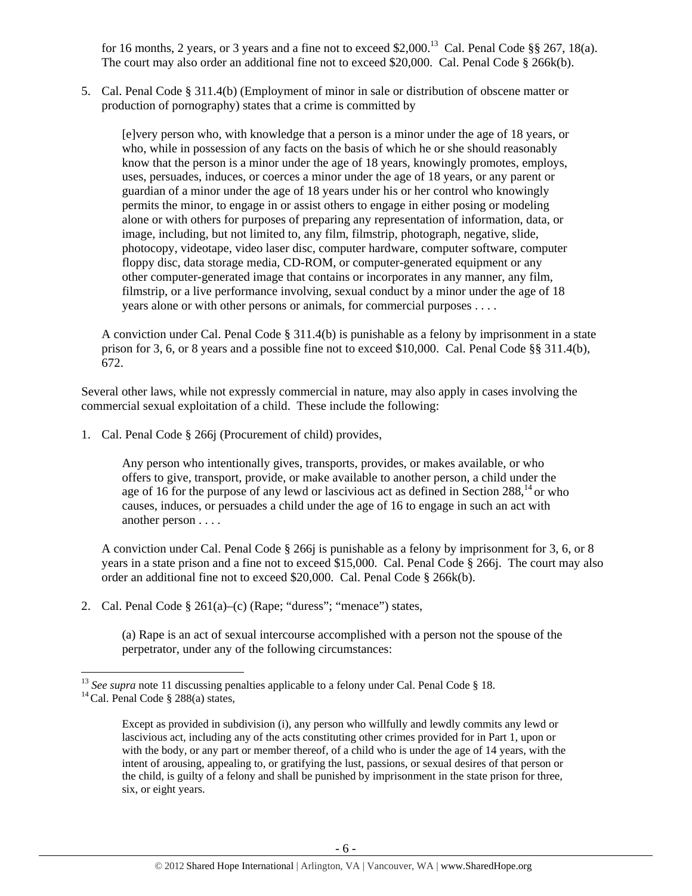for 16 months, 2 years, or 3 years and a fine not to exceed $2,000.[13] Cal. Penal Code §§ 267, 18(a). The court may also order an additional fine not to exceed $20,000. Cal. Penal Code § 266k(b).

5. Cal. Penal Code § 311.4(b) (Employment of minor in sale or distribution of obscene matter or production of pornography) states that a crime is committed by

   > [e]very person who, with knowledge that a person is a minor under the age of 18 years, or who, while in possession of any facts on the basis of which he or she should reasonably know that the person is a minor under the age of 18 years, knowingly promotes, employs, uses, persuades, induces, or coerces a minor under the age of 18 years, or any parent or guardian of a minor under the age of 18 years under his or her control who knowingly permits the minor, to engage in or assist others to engage in either posing or modeling alone or with others for purposes of preparing any representation of information, data, or image, including, but not limited to, any film, filmstrip, photograph, negative, slide, photocopy, videotape, video laser disc, computer hardware, computer software, computer floppy disc, data storage media, CD-ROM, or computer-generated equipment or any other computer-generated image that contains or incorporates in any manner, any film, filmstrip, or a live performance involving, sexual conduct by a minor under the age of 18 years alone or with other persons or animals, for commercial purposes . . . .

   A conviction under Cal. Penal Code § 311.4(b) is punishable as a felony by imprisonment in a state prison for 3, 6, or 8 years and a possible fine not to exceed $10,000. Cal. Penal Code §§ 311.4(b), 672.

Several other laws, while not expressly commercial in nature, may also apply in cases involving the commercial sexual exploitation of a child. These include the following:

1. Cal. Penal Code § 266j (Procurement of child) provides,

   > Any person who intentionally gives, transports, provides, or makes available, or who offers to give, transport, provide, or make available to another person, a child under the age of 16 for the purpose of any lewd or lascivious act as defined in Section 288,[14] or who causes, induces, or persuades a child under the age of 16 to engage in such an act with another person . . . .

   A conviction under Cal. Penal Code § 266j is punishable as a felony by imprisonment for 3, 6, or 8 years in a state prison and a fine not to exceed $15,000. Cal. Penal Code § 266j. The court may also order an additional fine not to exceed $20,000. Cal. Penal Code § 266k(b).

2. Cal. Penal Code § 261(a)–(c) (Rape; "duress"; "menace") states,

   > (a) Rape is an act of sexual intercourse accomplished with a person not the spouse of the perpetrator, under any of the following circumstances:

---

[13] *See supra* note 11 discussing penalties applicable to a felony under Cal. Penal Code § 18.

[14] Cal. Penal Code § 288(a) states,

> Except as provided in subdivision (i), any person who willfully and lewdly commits any lewd or lascivious act, including any of the acts constituting other crimes provided for in Part 1, upon or with the body, or any part or member thereof, of a child who is under the age of 14 years, with the intent of arousing, appealing to, or gratifying the lust, passions, or sexual desires of that person or the child, is guilty of a felony and shall be punished by imprisonment in the state prison for three, six, or eight years.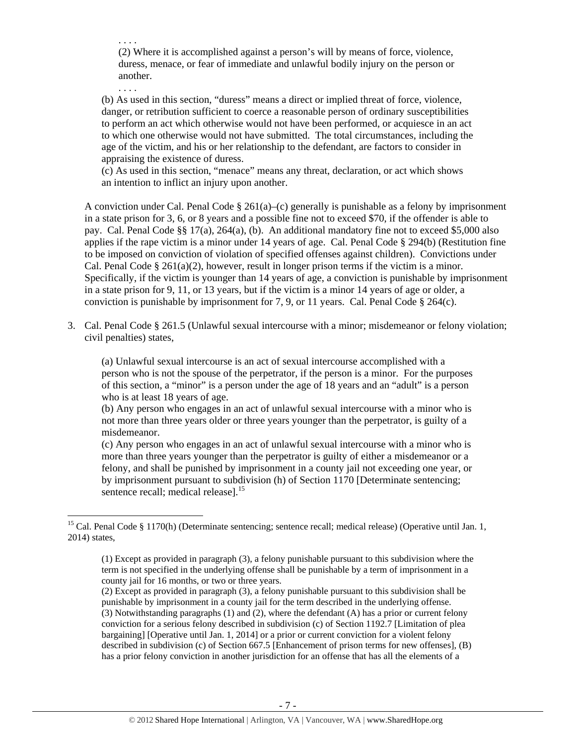> . . . .
>
> (2) Where it is accomplished against a person's will by means of force, violence, duress, menace, or fear of immediate and unlawful bodily injury on the person or another.
>
> . . . .
>
> (b) As used in this section, "duress" means a direct or implied threat of force, violence, danger, or retribution sufficient to coerce a reasonable person of ordinary susceptibilities to perform an act which otherwise would not have been performed, or acquiesce in an act to which one otherwise would not have submitted. The total circumstances, including the age of the victim, and his or her relationship to the defendant, are factors to consider in appraising the existence of duress.
>
> (c) As used in this section, "menace" means any threat, declaration, or act which shows an intention to inflict an injury upon another.

A conviction under Cal. Penal Code § 261(a)–(c) generally is punishable as a felony by imprisonment in a state prison for 3, 6, or 8 years and a possible fine not to exceed $70, if the offender is able to pay. Cal. Penal Code §§ 17(a), 264(a), (b). An additional mandatory fine not to exceed $5,000 also applies if the rape victim is a minor under 14 years of age. Cal. Penal Code § 294(b) (Restitution fine to be imposed on conviction of violation of specified offenses against children). Convictions under Cal. Penal Code § 261(a)(2), however, result in longer prison terms if the victim is a minor. Specifically, if the victim is younger than 14 years of age, a conviction is punishable by imprisonment in a state prison for 9, 11, or 13 years, but if the victim is a minor 14 years of age or older, a conviction is punishable by imprisonment for 7, 9, or 11 years. Cal. Penal Code § 264(c).

3. Cal. Penal Code § 261.5 (Unlawful sexual intercourse with a minor; misdemeanor or felony violation; civil penalties) states,

> (a) Unlawful sexual intercourse is an act of sexual intercourse accomplished with a person who is not the spouse of the perpetrator, if the person is a minor. For the purposes of this section, a "minor" is a person under the age of 18 years and an "adult" is a person who is at least 18 years of age.
>
> (b) Any person who engages in an act of unlawful sexual intercourse with a minor who is not more than three years older or three years younger than the perpetrator, is guilty of a misdemeanor.
>
> (c) Any person who engages in an act of unlawful sexual intercourse with a minor who is more than three years younger than the perpetrator is guilty of either a misdemeanor or a felony, and shall be punished by imprisonment in a county jail not exceeding one year, or by imprisonment pursuant to subdivision (h) of Section 1170 [Determinate sentencing; sentence recall; medical release].[15]

---

[15] Cal. Penal Code § 1170(h) (Determinate sentencing; sentence recall; medical release) (Operative until Jan. 1, 2014) states,

> (1) Except as provided in paragraph (3), a felony punishable pursuant to this subdivision where the term is not specified in the underlying offense shall be punishable by a term of imprisonment in a county jail for 16 months, or two or three years.
>
> (2) Except as provided in paragraph (3), a felony punishable pursuant to this subdivision shall be punishable by imprisonment in a county jail for the term described in the underlying offense.
>
> (3) Notwithstanding paragraphs (1) and (2), where the defendant (A) has a prior or current felony conviction for a serious felony described in subdivision (c) of Section 1192.7 [Limitation of plea bargaining] [Operative until Jan. 1, 2014] or a prior or current conviction for a violent felony described in subdivision (c) of Section 667.5 [Enhancement of prison terms for new offenses], (B) has a prior felony conviction in another jurisdiction for an offense that has all the elements of a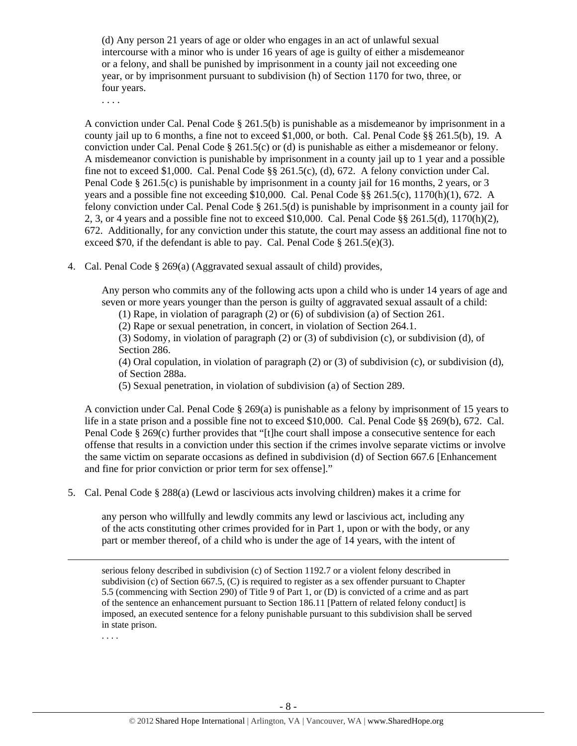> (d) Any person 21 years of age or older who engages in an act of unlawful sexual intercourse with a minor who is under 16 years of age is guilty of either a misdemeanor or a felony, and shall be punished by imprisonment in a county jail not exceeding one year, or by imprisonment pursuant to subdivision (h) of Section 1170 for two, three, or four years.
>
> . . . .

A conviction under Cal. Penal Code § 261.5(b) is punishable as a misdemeanor by imprisonment in a county jail up to 6 months, a fine not to exceed $1,000, or both. Cal. Penal Code §§ 261.5(b), 19. A conviction under Cal. Penal Code § 261.5(c) or (d) is punishable as either a misdemeanor or felony. A misdemeanor conviction is punishable by imprisonment in a county jail up to 1 year and a possible fine not to exceed $1,000. Cal. Penal Code §§ 261.5(c), (d), 672. A felony conviction under Cal. Penal Code § 261.5(c) is punishable by imprisonment in a county jail for 16 months, 2 years, or 3 years and a possible fine not exceeding $10,000. Cal. Penal Code §§ 261.5(c), 1170(h)(1), 672. A felony conviction under Cal. Penal Code § 261.5(d) is punishable by imprisonment in a county jail for 2, 3, or 4 years and a possible fine not to exceed $10,000. Cal. Penal Code §§ 261.5(d), 1170(h)(2), 672. Additionally, for any conviction under this statute, the court may assess an additional fine not to exceed $70, if the defendant is able to pay. Cal. Penal Code § 261.5(e)(3).

4. Cal. Penal Code § 269(a) (Aggravated sexual assault of child) provides,

> Any person who commits any of the following acts upon a child who is under 14 years of age and seven or more years younger than the person is guilty of aggravated sexual assault of a child:
>
> (1) Rape, in violation of paragraph (2) or (6) of subdivision (a) of Section 261.
>
> (2) Rape or sexual penetration, in concert, in violation of Section 264.1.
>
> (3) Sodomy, in violation of paragraph (2) or (3) of subdivision (c), or subdivision (d), of Section 286.
>
> (4) Oral copulation, in violation of paragraph (2) or (3) of subdivision (c), or subdivision (d), of Section 288a.
>
> (5) Sexual penetration, in violation of subdivision (a) of Section 289.

A conviction under Cal. Penal Code § 269(a) is punishable as a felony by imprisonment of 15 years to life in a state prison and a possible fine not to exceed $10,000. Cal. Penal Code §§ 269(b), 672. Cal. Penal Code § 269(c) further provides that "[t]he court shall impose a consecutive sentence for each offense that results in a conviction under this section if the crimes involve separate victims or involve the same victim on separate occasions as defined in subdivision (d) of Section 667.6 [Enhancement and fine for prior conviction or prior term for sex offense]."

5. Cal. Penal Code § 288(a) (Lewd or lascivious acts involving children) makes it a crime for

> any person who willfully and lewdly commits any lewd or lascivious act, including any of the acts constituting other crimes provided for in Part 1, upon or with the body, or any part or member thereof, of a child who is under the age of 14 years, with the intent of

---

serious felony described in subdivision (c) of Section 1192.7 or a violent felony described in subdivision (c) of Section 667.5, (C) is required to register as a sex offender pursuant to Chapter 5.5 (commencing with Section 290) of Title 9 of Part 1, or (D) is convicted of a crime and as part of the sentence an enhancement pursuant to Section 186.11 [Pattern of related felony conduct] is imposed, an executed sentence for a felony punishable pursuant to this subdivision shall be served in state prison.

. . . .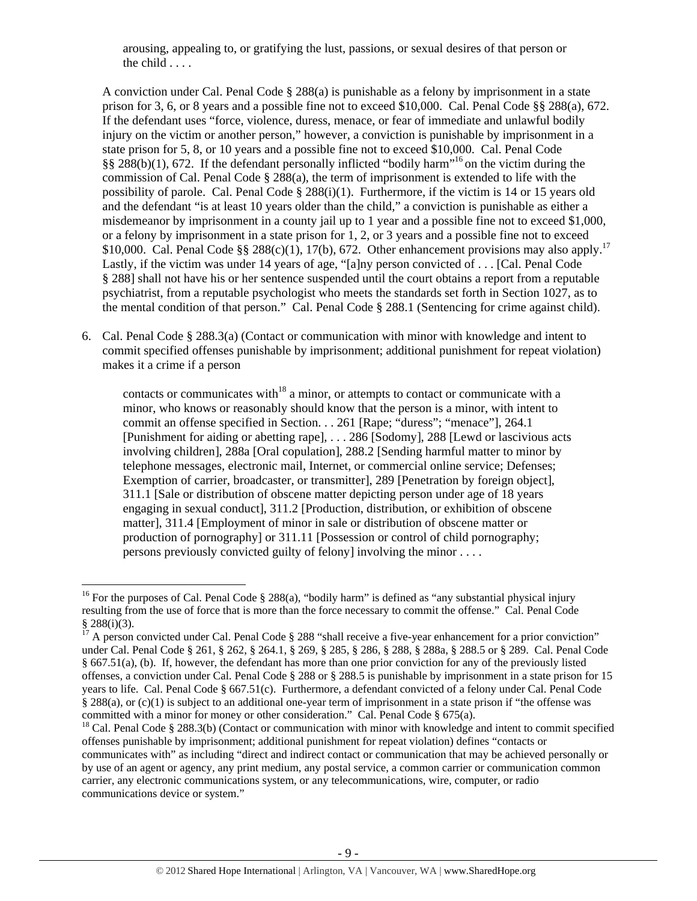> arousing, appealing to, or gratifying the lust, passions, or sexual desires of that person or the child . . . .

A conviction under Cal. Penal Code § 288(a) is punishable as a felony by imprisonment in a state prison for 3, 6, or 8 years and a possible fine not to exceed $10,000. Cal. Penal Code §§ 288(a), 672. If the defendant uses "force, violence, duress, menace, or fear of immediate and unlawful bodily injury on the victim or another person," however, a conviction is punishable by imprisonment in a state prison for 5, 8, or 10 years and a possible fine not to exceed $10,000. Cal. Penal Code §§ 288(b)(1), 672. If the defendant personally inflicted "bodily harm"[16] on the victim during the commission of Cal. Penal Code § 288(a), the term of imprisonment is extended to life with the possibility of parole. Cal. Penal Code § 288(i)(1). Furthermore, if the victim is 14 or 15 years old and the defendant "is at least 10 years older than the child," a conviction is punishable as either a misdemeanor by imprisonment in a county jail up to 1 year and a possible fine not to exceed $1,000, or a felony by imprisonment in a state prison for 1, 2, or 3 years and a possible fine not to exceed $10,000. Cal. Penal Code §§ 288(c)(1), 17(b), 672. Other enhancement provisions may also apply.[17] Lastly, if the victim was under 14 years of age, "[a]ny person convicted of . . . [Cal. Penal Code § 288] shall not have his or her sentence suspended until the court obtains a report from a reputable psychiatrist, from a reputable psychologist who meets the standards set forth in Section 1027, as to the mental condition of that person." Cal. Penal Code § 288.1 (Sentencing for crime against child).

6. Cal. Penal Code § 288.3(a) (Contact or communication with minor with knowledge and intent to commit specified offenses punishable by imprisonment; additional punishment for repeat violation) makes it a crime if a person

> contacts or communicates with[18] a minor, or attempts to contact or communicate with a minor, who knows or reasonably should know that the person is a minor, with intent to commit an offense specified in Section. . . 261 [Rape; "duress"; "menace"], 264.1 [Punishment for aiding or abetting rape], . . . 286 [Sodomy], 288 [Lewd or lascivious acts involving children], 288a [Oral copulation], 288.2 [Sending harmful matter to minor by telephone messages, electronic mail, Internet, or commercial online service; Defenses; Exemption of carrier, broadcaster, or transmitter], 289 [Penetration by foreign object], 311.1 [Sale or distribution of obscene matter depicting person under age of 18 years engaging in sexual conduct], 311.2 [Production, distribution, or exhibition of obscene matter], 311.4 [Employment of minor in sale or distribution of obscene matter or production of pornography] or 311.11 [Possession or control of child pornography; persons previously convicted guilty of felony] involving the minor . . . .

---

[16] For the purposes of Cal. Penal Code § 288(a), "bodily harm" is defined as "any substantial physical injury resulting from the use of force that is more than the force necessary to commit the offense." Cal. Penal Code § 288(i)(3).

[17] A person convicted under Cal. Penal Code § 288 "shall receive a five-year enhancement for a prior conviction" under Cal. Penal Code § 261, § 262, § 264.1, § 269, § 285, § 286, § 288, § 288a, § 288.5 or § 289. Cal. Penal Code § 667.51(a), (b). If, however, the defendant has more than one prior conviction for any of the previously listed offenses, a conviction under Cal. Penal Code § 288 or § 288.5 is punishable by imprisonment in a state prison for 15 years to life. Cal. Penal Code § 667.51(c). Furthermore, a defendant convicted of a felony under Cal. Penal Code § 288(a), or (c)(1) is subject to an additional one-year term of imprisonment in a state prison if "the offense was committed with a minor for money or other consideration." Cal. Penal Code § 675(a).

[18] Cal. Penal Code § 288.3(b) (Contact or communication with minor with knowledge and intent to commit specified offenses punishable by imprisonment; additional punishment for repeat violation) defines "contacts or communicates with" as including "direct and indirect contact or communication that may be achieved personally or by use of an agent or agency, any print medium, any postal service, a common carrier or communication common carrier, any electronic communications system, or any telecommunications, wire, computer, or radio communications device or system."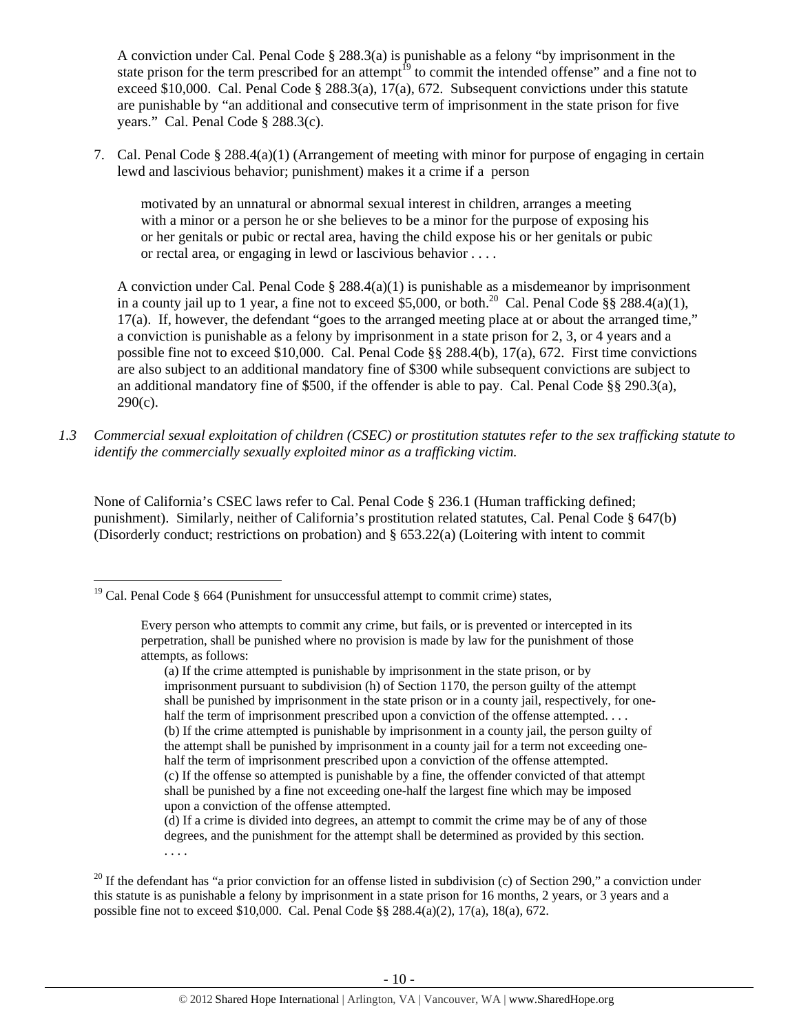A conviction under Cal. Penal Code § 288.3(a) is punishable as a felony "by imprisonment in the state prison for the term prescribed for an attempt[19] to commit the intended offense" and a fine not to exceed $10,000. Cal. Penal Code § 288.3(a), 17(a), 672. Subsequent convictions under this statute are punishable by "an additional and consecutive term of imprisonment in the state prison for five years." Cal. Penal Code § 288.3(c).

7. Cal. Penal Code § 288.4(a)(1) (Arrangement of meeting with minor for purpose of engaging in certain lewd and lascivious behavior; punishment) makes it a crime if a person

> motivated by an unnatural or abnormal sexual interest in children, arranges a meeting with a minor or a person he or she believes to be a minor for the purpose of exposing his or her genitals or pubic or rectal area, having the child expose his or her genitals or pubic or rectal area, or engaging in lewd or lascivious behavior . . . .

A conviction under Cal. Penal Code § 288.4(a)(1) is punishable as a misdemeanor by imprisonment in a county jail up to 1 year, a fine not to exceed $5,000, or both.[20] Cal. Penal Code §§ 288.4(a)(1), 17(a). If, however, the defendant "goes to the arranged meeting place at or about the arranged time," a conviction is punishable as a felony by imprisonment in a state prison for 2, 3, or 4 years and a possible fine not to exceed $10,000. Cal. Penal Code §§ 288.4(b), 17(a), 672. First time convictions are also subject to an additional mandatory fine of $300 while subsequent convictions are subject to an additional mandatory fine of $500, if the offender is able to pay. Cal. Penal Code §§ 290.3(a), 290(c).

*1.3 Commercial sexual exploitation of children (CSEC) or prostitution statutes refer to the sex trafficking statute to identify the commercially sexually exploited minor as a trafficking victim.*

None of California's CSEC laws refer to Cal. Penal Code § 236.1 (Human trafficking defined; punishment). Similarly, neither of California's prostitution related statutes, Cal. Penal Code § 647(b) (Disorderly conduct; restrictions on probation) and § 653.22(a) (Loitering with intent to commit

---

[19] Cal. Penal Code § 664 (Punishment for unsuccessful attempt to commit crime) states,

> Every person who attempts to commit any crime, but fails, or is prevented or intercepted in its perpetration, shall be punished where no provision is made by law for the punishment of those attempts, as follows:
>
> (a) If the crime attempted is punishable by imprisonment in the state prison, or by imprisonment pursuant to subdivision (h) of Section 1170, the person guilty of the attempt shall be punished by imprisonment in the state prison or in a county jail, respectively, for one-half the term of imprisonment prescribed upon a conviction of the offense attempted. . . .
> (b) If the crime attempted is punishable by imprisonment in a county jail, the person guilty of the attempt shall be punished by imprisonment in a county jail for a term not exceeding one-half the term of imprisonment prescribed upon a conviction of the offense attempted.
> (c) If the offense so attempted is punishable by a fine, the offender convicted of that attempt shall be punished by a fine not exceeding one-half the largest fine which may be imposed upon a conviction of the offense attempted.
> (d) If a crime is divided into degrees, an attempt to commit the crime may be of any of those degrees, and the punishment for the attempt shall be determined as provided by this section.
> . . . .

[20] If the defendant has "a prior conviction for an offense listed in subdivision (c) of Section 290," a conviction under this statute is as punishable a felony by imprisonment in a state prison for 16 months, 2 years, or 3 years and a possible fine not to exceed $10,000. Cal. Penal Code §§ 288.4(a)(2), 17(a), 18(a), 672.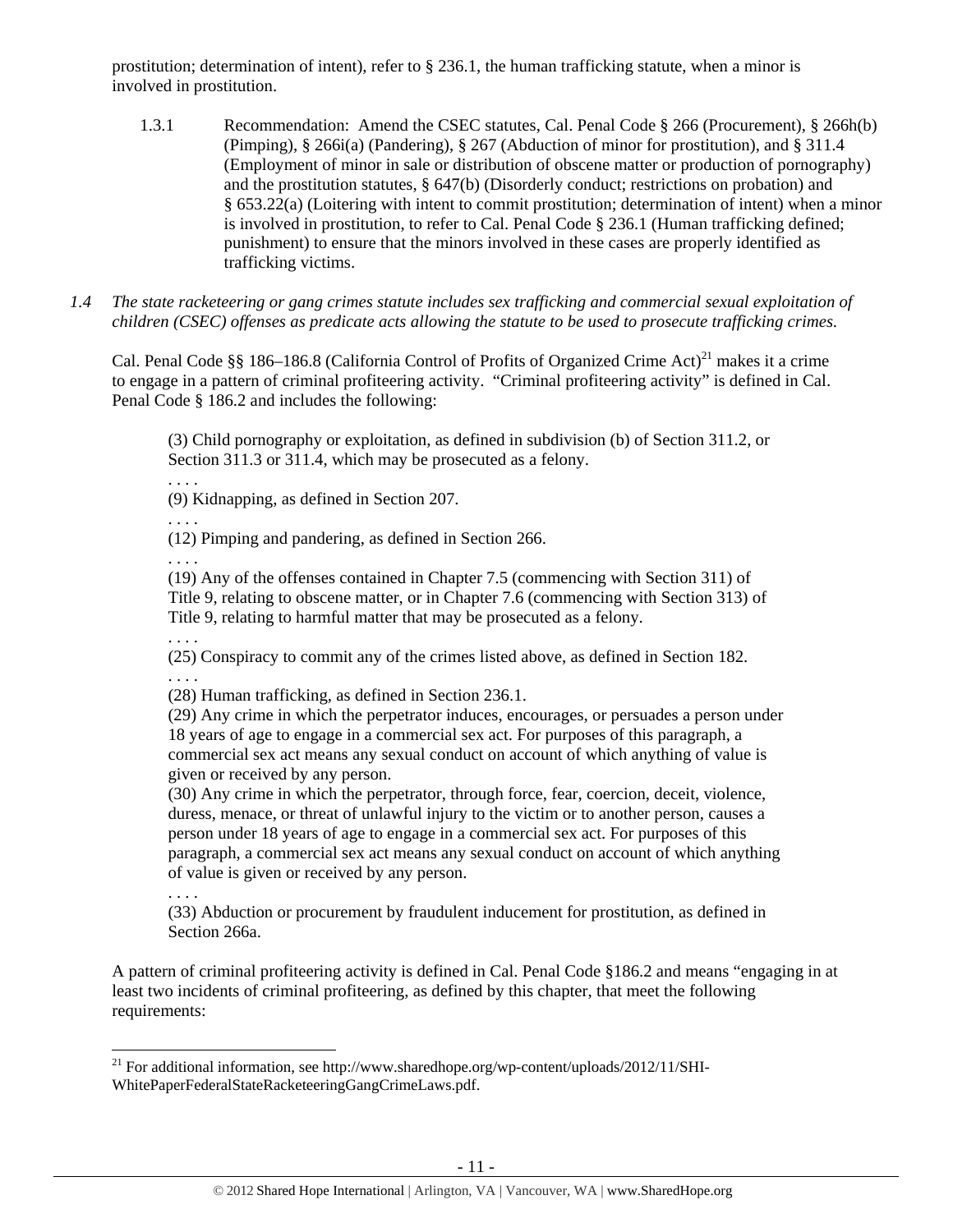prostitution; determination of intent), refer to § 236.1, the human trafficking statute, when a minor is involved in prostitution.

1.3.1 Recommendation: Amend the CSEC statutes, Cal. Penal Code § 266 (Procurement), § 266h(b) (Pimping), § 266i(a) (Pandering), § 267 (Abduction of minor for prostitution), and § 311.4 (Employment of minor in sale or distribution of obscene matter or production of pornography) and the prostitution statutes, § 647(b) (Disorderly conduct; restrictions on probation) and § 653.22(a) (Loitering with intent to commit prostitution; determination of intent) when a minor is involved in prostitution, to refer to Cal. Penal Code § 236.1 (Human trafficking defined; punishment) to ensure that the minors involved in these cases are properly identified as trafficking victims.

*1.4 The state racketeering or gang crimes statute includes sex trafficking and commercial sexual exploitation of children (CSEC) offenses as predicate acts allowing the statute to be used to prosecute trafficking crimes.*

Cal. Penal Code §§ 186–186.8 (California Control of Profits of Organized Crime Act)[21] makes it a crime to engage in a pattern of criminal profiteering activity. "Criminal profiteering activity" is defined in Cal. Penal Code § 186.2 and includes the following:

> (3) Child pornography or exploitation, as defined in subdivision (b) of Section 311.2, or Section 311.3 or 311.4, which may be prosecuted as a felony.
> . . . .
> (9) Kidnapping, as defined in Section 207.
> . . . .
> (12) Pimping and pandering, as defined in Section 266.
> . . . .
> (19) Any of the offenses contained in Chapter 7.5 (commencing with Section 311) of Title 9, relating to obscene matter, or in Chapter 7.6 (commencing with Section 313) of Title 9, relating to harmful matter that may be prosecuted as a felony.
> . . . .
> (25) Conspiracy to commit any of the crimes listed above, as defined in Section 182.
> . . . .
> (28) Human trafficking, as defined in Section 236.1.
> (29) Any crime in which the perpetrator induces, encourages, or persuades a person under 18 years of age to engage in a commercial sex act. For purposes of this paragraph, a commercial sex act means any sexual conduct on account of which anything of value is given or received by any person.
> (30) Any crime in which the perpetrator, through force, fear, coercion, deceit, violence, duress, menace, or threat of unlawful injury to the victim or to another person, causes a person under 18 years of age to engage in a commercial sex act. For purposes of this paragraph, a commercial sex act means any sexual conduct on account of which anything of value is given or received by any person.
> . . . .
> (33) Abduction or procurement by fraudulent inducement for prostitution, as defined in Section 266a.

A pattern of criminal profiteering activity is defined in Cal. Penal Code §186.2 and means "engaging in at least two incidents of criminal profiteering, as defined by this chapter, that meet the following requirements:

[21] For additional information, see http://www.sharedhope.org/wp-content/uploads/2012/11/SHI-WhitePaperFederalStateRacketeeringGangCrimeLaws.pdf.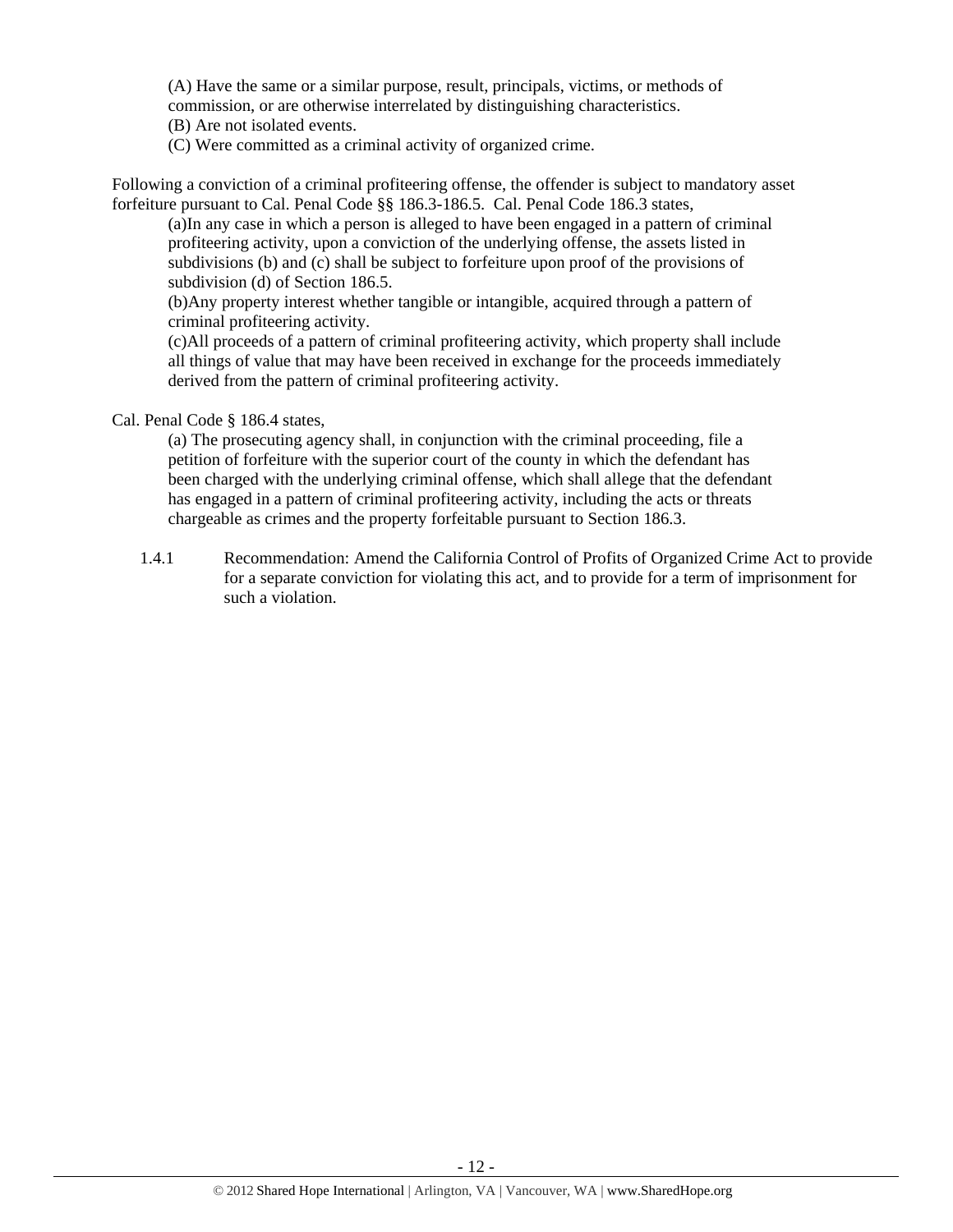> (A) Have the same or a similar purpose, result, principals, victims, or methods of commission, or are otherwise interrelated by distinguishing characteristics.
> (B) Are not isolated events.
> (C) Were committed as a criminal activity of organized crime.

Following a conviction of a criminal profiteering offense, the offender is subject to mandatory asset forfeiture pursuant to Cal. Penal Code §§ 186.3-186.5. Cal. Penal Code 186.3 states,

> (a)In any case in which a person is alleged to have been engaged in a pattern of criminal profiteering activity, upon a conviction of the underlying offense, the assets listed in subdivisions (b) and (c) shall be subject to forfeiture upon proof of the provisions of subdivision (d) of Section 186.5.
> (b)Any property interest whether tangible or intangible, acquired through a pattern of criminal profiteering activity.
> (c)All proceeds of a pattern of criminal profiteering activity, which property shall include all things of value that may have been received in exchange for the proceeds immediately derived from the pattern of criminal profiteering activity.

Cal. Penal Code § 186.4 states,

> (a) The prosecuting agency shall, in conjunction with the criminal proceeding, file a petition of forfeiture with the superior court of the county in which the defendant has been charged with the underlying criminal offense, which shall allege that the defendant has engaged in a pattern of criminal profiteering activity, including the acts or threats chargeable as crimes and the property forfeitable pursuant to Section 186.3.

1.4.1 Recommendation: Amend the California Control of Profits of Organized Crime Act to provide for a separate conviction for violating this act, and to provide for a term of imprisonment for such a violation.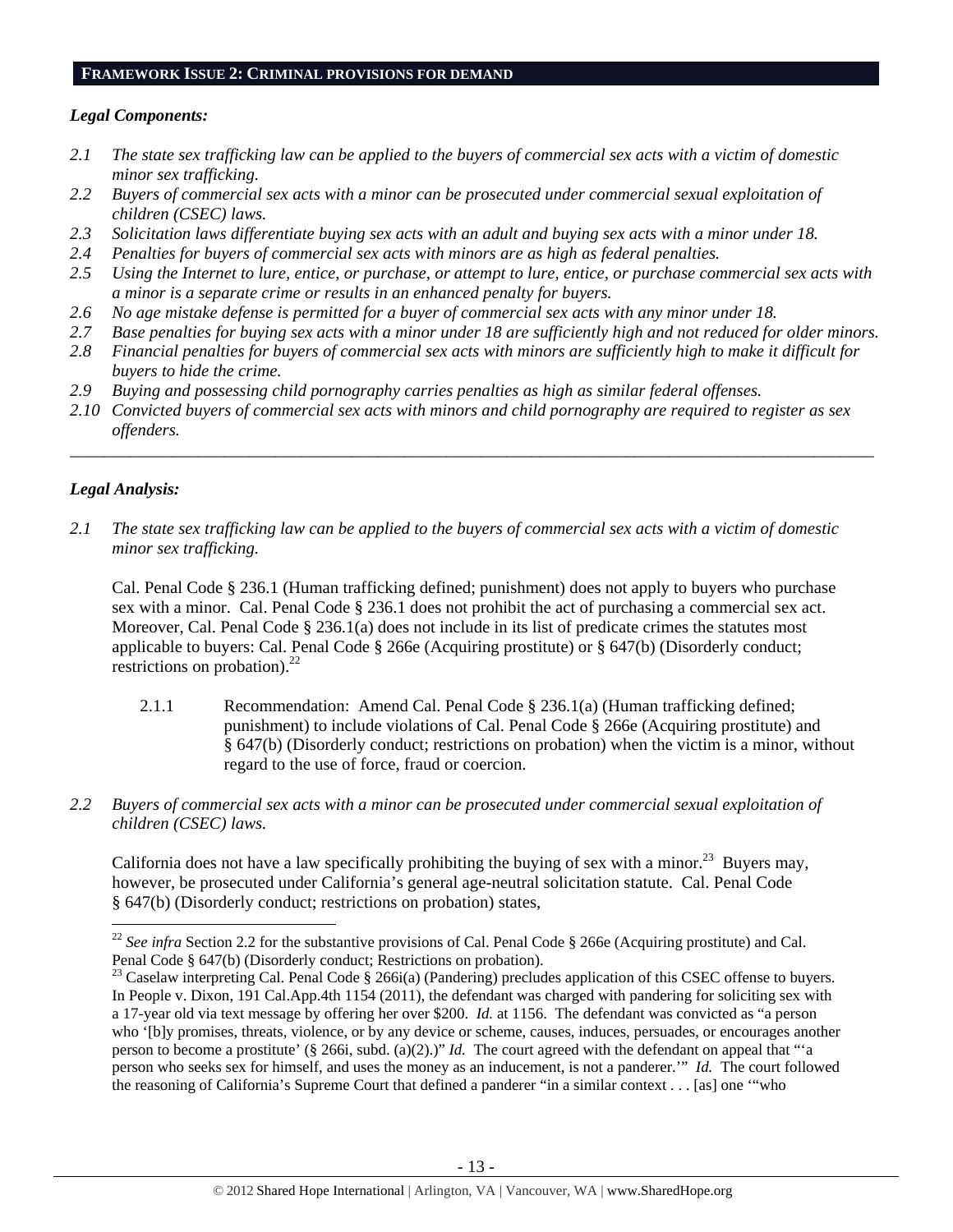## FRAMEWORK ISSUE 2: CRIMINAL PROVISIONS FOR DEMAND

### *Legal Components:*

*2.1 The state sex trafficking law can be applied to the buyers of commercial sex acts with a victim of domestic minor sex trafficking.*
*2.2 Buyers of commercial sex acts with a minor can be prosecuted under commercial sexual exploitation of children (CSEC) laws.*
*2.3 Solicitation laws differentiate buying sex acts with an adult and buying sex acts with a minor under 18.*
*2.4 Penalties for buyers of commercial sex acts with minors are as high as federal penalties.*
*2.5 Using the Internet to lure, entice, or purchase, or attempt to lure, entice, or purchase commercial sex acts with a minor is a separate crime or results in an enhanced penalty for buyers.*
*2.6 No age mistake defense is permitted for a buyer of commercial sex acts with any minor under 18.*
*2.7 Base penalties for buying sex acts with a minor under 18 are sufficiently high and not reduced for older minors.*
*2.8 Financial penalties for buyers of commercial sex acts with minors are sufficiently high to make it difficult for buyers to hide the crime.*
*2.9 Buying and possessing child pornography carries penalties as high as similar federal offenses.*
*2.10 Convicted buyers of commercial sex acts with minors and child pornography are required to register as sex offenders.*

---

### *Legal Analysis:*

*2.1 The state sex trafficking law can be applied to the buyers of commercial sex acts with a victim of domestic minor sex trafficking.*

Cal. Penal Code § 236.1 (Human trafficking defined; punishment) does not apply to buyers who purchase sex with a minor. Cal. Penal Code § 236.1 does not prohibit the act of purchasing a commercial sex act. Moreover, Cal. Penal Code § 236.1(a) does not include in its list of predicate crimes the statutes most applicable to buyers: Cal. Penal Code § 266e (Acquiring prostitute) or § 647(b) (Disorderly conduct; restrictions on probation).[22]

2.1.1 Recommendation: Amend Cal. Penal Code § 236.1(a) (Human trafficking defined; punishment) to include violations of Cal. Penal Code § 266e (Acquiring prostitute) and § 647(b) (Disorderly conduct; restrictions on probation) when the victim is a minor, without regard to the use of force, fraud or coercion.

*2.2 Buyers of commercial sex acts with a minor can be prosecuted under commercial sexual exploitation of children (CSEC) laws.*

California does not have a law specifically prohibiting the buying of sex with a minor.[23] Buyers may, however, be prosecuted under California's general age-neutral solicitation statute. Cal. Penal Code § 647(b) (Disorderly conduct; restrictions on probation) states,

---

[22] *See infra* Section 2.2 for the substantive provisions of Cal. Penal Code § 266e (Acquiring prostitute) and Cal. Penal Code § 647(b) (Disorderly conduct; Restrictions on probation).

[23] Caselaw interpreting Cal. Penal Code § 266i(a) (Pandering) precludes application of this CSEC offense to buyers. In People v. Dixon, 191 Cal.App.4th 1154 (2011), the defendant was charged with pandering for soliciting sex with a 17-year old via text message by offering her over $200. *Id.* at 1156. The defendant was convicted as "a person who '[b]y promises, threats, violence, or by any device or scheme, causes, induces, persuades, or encourages another person to become a prostitute' (§ 266i, subd. (a)(2).)" *Id.* The court agreed with the defendant on appeal that "'a person who seeks sex for himself, and uses the money as an inducement, is not a panderer.'" *Id.* The court followed the reasoning of California's Supreme Court that defined a panderer "in a similar context . . . [as] one '"who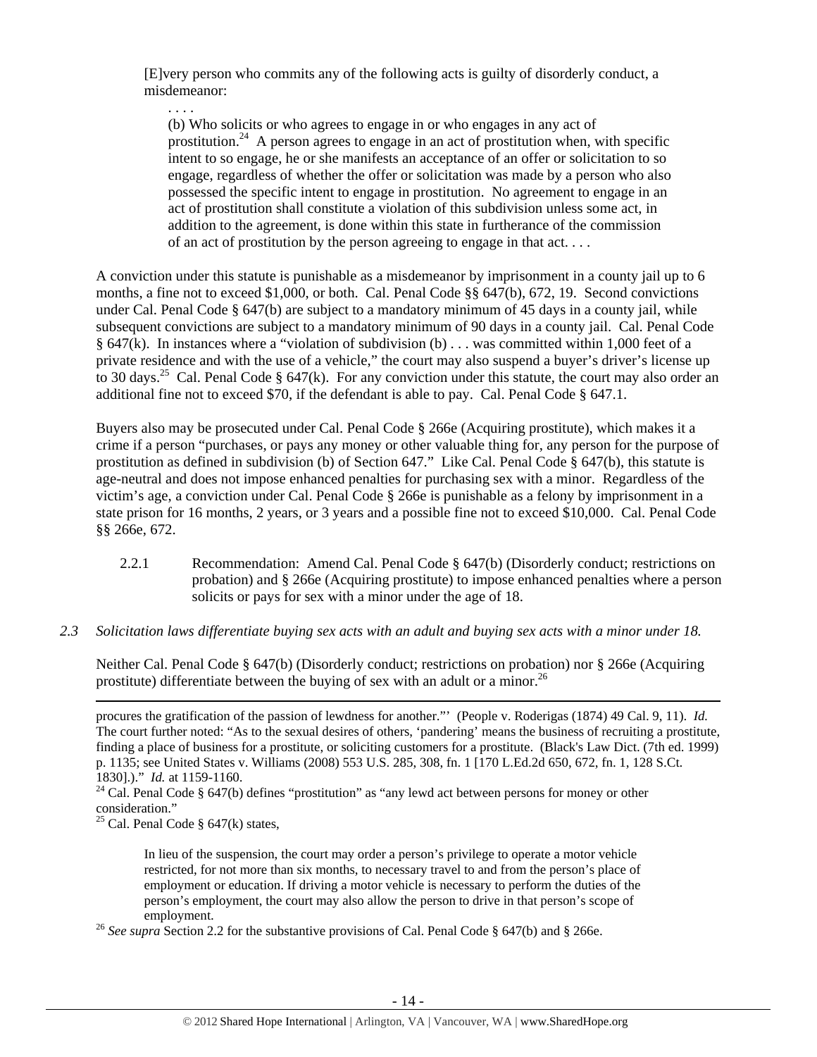> [E]very person who commits any of the following acts is guilty of disorderly conduct, a misdemeanor:
>
> . . . .
>
> (b) Who solicits or who agrees to engage in or who engages in any act of prostitution.[24] A person agrees to engage in an act of prostitution when, with specific intent to so engage, he or she manifests an acceptance of an offer or solicitation to so engage, regardless of whether the offer or solicitation was made by a person who also possessed the specific intent to engage in prostitution. No agreement to engage in an act of prostitution shall constitute a violation of this subdivision unless some act, in addition to the agreement, is done within this state in furtherance of the commission of an act of prostitution by the person agreeing to engage in that act. . . .

A conviction under this statute is punishable as a misdemeanor by imprisonment in a county jail up to 6 months, a fine not to exceed $1,000, or both. Cal. Penal Code §§ 647(b), 672, 19. Second convictions under Cal. Penal Code § 647(b) are subject to a mandatory minimum of 45 days in a county jail, while subsequent convictions are subject to a mandatory minimum of 90 days in a county jail. Cal. Penal Code § 647(k). In instances where a "violation of subdivision (b) . . . was committed within 1,000 feet of a private residence and with the use of a vehicle," the court may also suspend a buyer's driver's license up to 30 days.[25] Cal. Penal Code § 647(k). For any conviction under this statute, the court may also order an additional fine not to exceed $70, if the defendant is able to pay. Cal. Penal Code § 647.1.

Buyers also may be prosecuted under Cal. Penal Code § 266e (Acquiring prostitute), which makes it a crime if a person "purchases, or pays any money or other valuable thing for, any person for the purpose of prostitution as defined in subdivision (b) of Section 647." Like Cal. Penal Code § 647(b), this statute is age-neutral and does not impose enhanced penalties for purchasing sex with a minor. Regardless of the victim's age, a conviction under Cal. Penal Code § 266e is punishable as a felony by imprisonment in a state prison for 16 months, 2 years, or 3 years and a possible fine not to exceed $10,000. Cal. Penal Code §§ 266e, 672.

2.2.1 Recommendation: Amend Cal. Penal Code § 647(b) (Disorderly conduct; restrictions on probation) and § 266e (Acquiring prostitute) to impose enhanced penalties where a person solicits or pays for sex with a minor under the age of 18.

*2.3 Solicitation laws differentiate buying sex acts with an adult and buying sex acts with a minor under 18.*

Neither Cal. Penal Code § 647(b) (Disorderly conduct; restrictions on probation) nor § 266e (Acquiring prostitute) differentiate between the buying of sex with an adult or a minor.[26]

---

procures the gratification of the passion of lewdness for another."' (People v. Roderigas (1874) 49 Cal. 9, 11). *Id.* The court further noted: "As to the sexual desires of others, 'pandering' means the business of recruiting a prostitute, finding a place of business for a prostitute, or soliciting customers for a prostitute. (Black's Law Dict. (7th ed. 1999) p. 1135; see United States v. Williams (2008) 553 U.S. 285, 308, fn. 1 [170 L.Ed.2d 650, 672, fn. 1, 128 S.Ct. 1830].)." *Id.* at 1159-1160.

[24] Cal. Penal Code § 647(b) defines "prostitution" as "any lewd act between persons for money or other consideration."

[25] Cal. Penal Code § 647(k) states,

> In lieu of the suspension, the court may order a person's privilege to operate a motor vehicle restricted, for not more than six months, to necessary travel to and from the person's place of employment or education. If driving a motor vehicle is necessary to perform the duties of the person's employment, the court may also allow the person to drive in that person's scope of employment.

[26] *See supra* Section 2.2 for the substantive provisions of Cal. Penal Code § 647(b) and § 266e.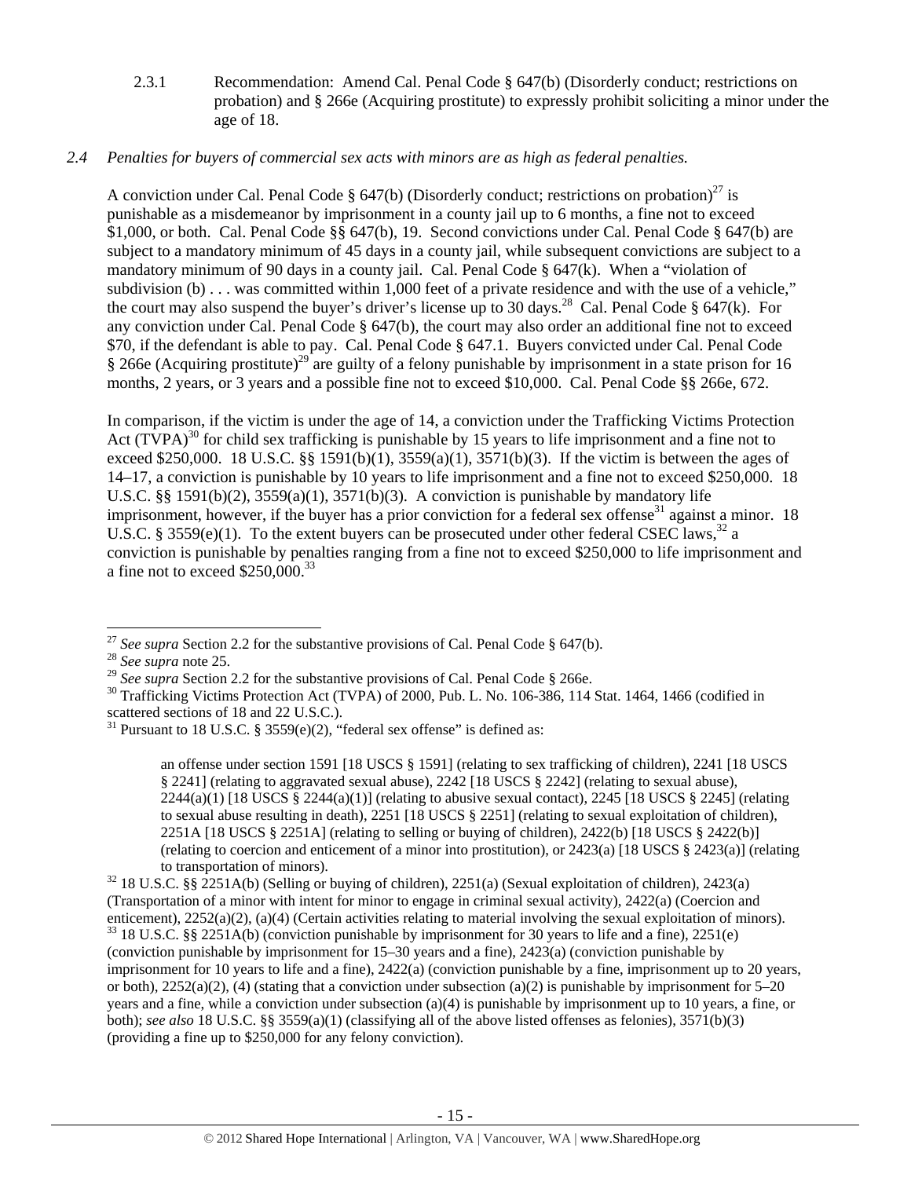2.3.1 Recommendation: Amend Cal. Penal Code § 647(b) (Disorderly conduct; restrictions on probation) and § 266e (Acquiring prostitute) to expressly prohibit soliciting a minor under the age of 18.

*2.4 Penalties for buyers of commercial sex acts with minors are as high as federal penalties.*

A conviction under Cal. Penal Code § 647(b) (Disorderly conduct; restrictions on probation)[27] is punishable as a misdemeanor by imprisonment in a county jail up to 6 months, a fine not to exceed $1,000, or both. Cal. Penal Code §§ 647(b), 19. Second convictions under Cal. Penal Code § 647(b) are subject to a mandatory minimum of 45 days in a county jail, while subsequent convictions are subject to a mandatory minimum of 90 days in a county jail. Cal. Penal Code § 647(k). When a "violation of subdivision (b) . . . was committed within 1,000 feet of a private residence and with the use of a vehicle," the court may also suspend the buyer's driver's license up to 30 days.[28] Cal. Penal Code § 647(k). For any conviction under Cal. Penal Code § 647(b), the court may also order an additional fine not to exceed $70, if the defendant is able to pay. Cal. Penal Code § 647.1. Buyers convicted under Cal. Penal Code § 266e (Acquiring prostitute)[29] are guilty of a felony punishable by imprisonment in a state prison for 16 months, 2 years, or 3 years and a possible fine not to exceed $10,000. Cal. Penal Code §§ 266e, 672.

In comparison, if the victim is under the age of 14, a conviction under the Trafficking Victims Protection Act (TVPA)[30] for child sex trafficking is punishable by 15 years to life imprisonment and a fine not to exceed $250,000. 18 U.S.C. §§ 1591(b)(1), 3559(a)(1), 3571(b)(3). If the victim is between the ages of 14–17, a conviction is punishable by 10 years to life imprisonment and a fine not to exceed $250,000. 18 U.S.C. §§ 1591(b)(2), 3559(a)(1), 3571(b)(3). A conviction is punishable by mandatory life imprisonment, however, if the buyer has a prior conviction for a federal sex offense[31] against a minor. 18 U.S.C. § 3559(e)(1). To the extent buyers can be prosecuted under other federal CSEC laws,[32] a conviction is punishable by penalties ranging from a fine not to exceed $250,000 to life imprisonment and a fine not to exceed $250,000.[33]

---

[27] *See supra* Section 2.2 for the substantive provisions of Cal. Penal Code § 647(b).

[28] *See supra* note 25.

[29] *See supra* Section 2.2 for the substantive provisions of Cal. Penal Code § 266e.

[30] Trafficking Victims Protection Act (TVPA) of 2000, Pub. L. No. 106-386, 114 Stat. 1464, 1466 (codified in scattered sections of 18 and 22 U.S.C.).

[31] Pursuant to 18 U.S.C. § 3559(e)(2), "federal sex offense" is defined as:

> an offense under section 1591 [18 USCS § 1591] (relating to sex trafficking of children), 2241 [18 USCS § 2241] (relating to aggravated sexual abuse), 2242 [18 USCS § 2242] (relating to sexual abuse), 2244(a)(1) [18 USCS § 2244(a)(1)] (relating to abusive sexual contact), 2245 [18 USCS § 2245] (relating to sexual abuse resulting in death), 2251 [18 USCS § 2251] (relating to sexual exploitation of children), 2251A [18 USCS § 2251A] (relating to selling or buying of children), 2422(b) [18 USCS § 2422(b)] (relating to coercion and enticement of a minor into prostitution), or 2423(a) [18 USCS § 2423(a)] (relating to transportation of minors).

[32] 18 U.S.C. §§ 2251A(b) (Selling or buying of children), 2251(a) (Sexual exploitation of children), 2423(a) (Transportation of a minor with intent for minor to engage in criminal sexual activity), 2422(a) (Coercion and enticement), 2252(a)(2), (a)(4) (Certain activities relating to material involving the sexual exploitation of minors).

[33] 18 U.S.C. §§ 2251A(b) (conviction punishable by imprisonment for 30 years to life and a fine), 2251(e) (conviction punishable by imprisonment for 15–30 years and a fine), 2423(a) (conviction punishable by imprisonment for 10 years to life and a fine), 2422(a) (conviction punishable by a fine, imprisonment up to 20 years, or both), 2252(a)(2), (4) (stating that a conviction under subsection (a)(2) is punishable by imprisonment for 5–20 years and a fine, while a conviction under subsection (a)(4) is punishable by imprisonment up to 10 years, a fine, or both); *see also* 18 U.S.C. §§ 3559(a)(1) (classifying all of the above listed offenses as felonies), 3571(b)(3) (providing a fine up to $250,000 for any felony conviction).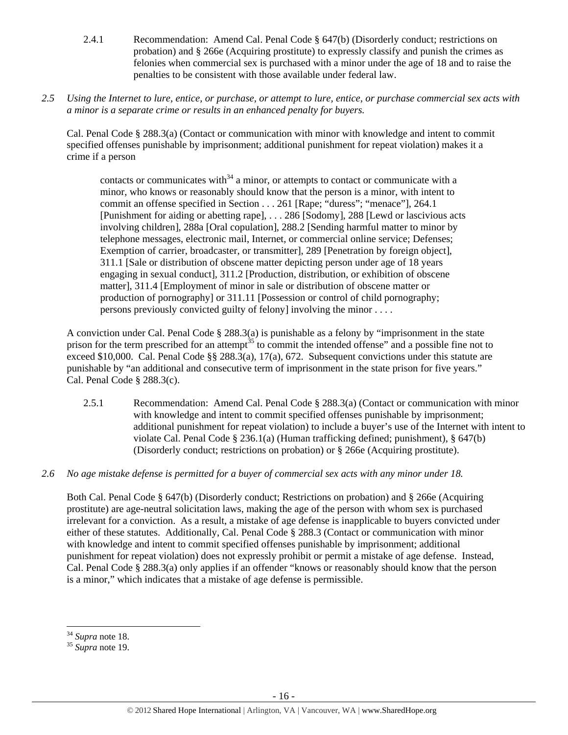2.4.1 Recommendation: Amend Cal. Penal Code § 647(b) (Disorderly conduct; restrictions on probation) and § 266e (Acquiring prostitute) to expressly classify and punish the crimes as felonies when commercial sex is purchased with a minor under the age of 18 and to raise the penalties to be consistent with those available under federal law.

*2.5 Using the Internet to lure, entice, or purchase, or attempt to lure, entice, or purchase commercial sex acts with a minor is a separate crime or results in an enhanced penalty for buyers.*

Cal. Penal Code § 288.3(a) (Contact or communication with minor with knowledge and intent to commit specified offenses punishable by imprisonment; additional punishment for repeat violation) makes it a crime if a person

> contacts or communicates with[34] a minor, or attempts to contact or communicate with a minor, who knows or reasonably should know that the person is a minor, with intent to commit an offense specified in Section . . . 261 [Rape; "duress"; "menace"], 264.1 [Punishment for aiding or abetting rape], . . . 286 [Sodomy], 288 [Lewd or lascivious acts involving children], 288a [Oral copulation], 288.2 [Sending harmful matter to minor by telephone messages, electronic mail, Internet, or commercial online service; Defenses; Exemption of carrier, broadcaster, or transmitter], 289 [Penetration by foreign object], 311.1 [Sale or distribution of obscene matter depicting person under age of 18 years engaging in sexual conduct], 311.2 [Production, distribution, or exhibition of obscene matter], 311.4 [Employment of minor in sale or distribution of obscene matter or production of pornography] or 311.11 [Possession or control of child pornography; persons previously convicted guilty of felony] involving the minor . . . .

A conviction under Cal. Penal Code § 288.3(a) is punishable as a felony by "imprisonment in the state prison for the term prescribed for an attempt[35] to commit the intended offense" and a possible fine not to exceed $10,000. Cal. Penal Code §§ 288.3(a), 17(a), 672. Subsequent convictions under this statute are punishable by "an additional and consecutive term of imprisonment in the state prison for five years." Cal. Penal Code § 288.3(c).

2.5.1 Recommendation: Amend Cal. Penal Code § 288.3(a) (Contact or communication with minor with knowledge and intent to commit specified offenses punishable by imprisonment; additional punishment for repeat violation) to include a buyer's use of the Internet with intent to violate Cal. Penal Code § 236.1(a) (Human trafficking defined; punishment), § 647(b) (Disorderly conduct; restrictions on probation) or § 266e (Acquiring prostitute).

*2.6 No age mistake defense is permitted for a buyer of commercial sex acts with any minor under 18.*

Both Cal. Penal Code § 647(b) (Disorderly conduct; Restrictions on probation) and § 266e (Acquiring prostitute) are age-neutral solicitation laws, making the age of the person with whom sex is purchased irrelevant for a conviction. As a result, a mistake of age defense is inapplicable to buyers convicted under either of these statutes. Additionally, Cal. Penal Code § 288.3 (Contact or communication with minor with knowledge and intent to commit specified offenses punishable by imprisonment; additional punishment for repeat violation) does not expressly prohibit or permit a mistake of age defense. Instead, Cal. Penal Code § 288.3(a) only applies if an offender "knows or reasonably should know that the person is a minor," which indicates that a mistake of age defense is permissible.

---

[34] *Supra* note 18.
[35] *Supra* note 19.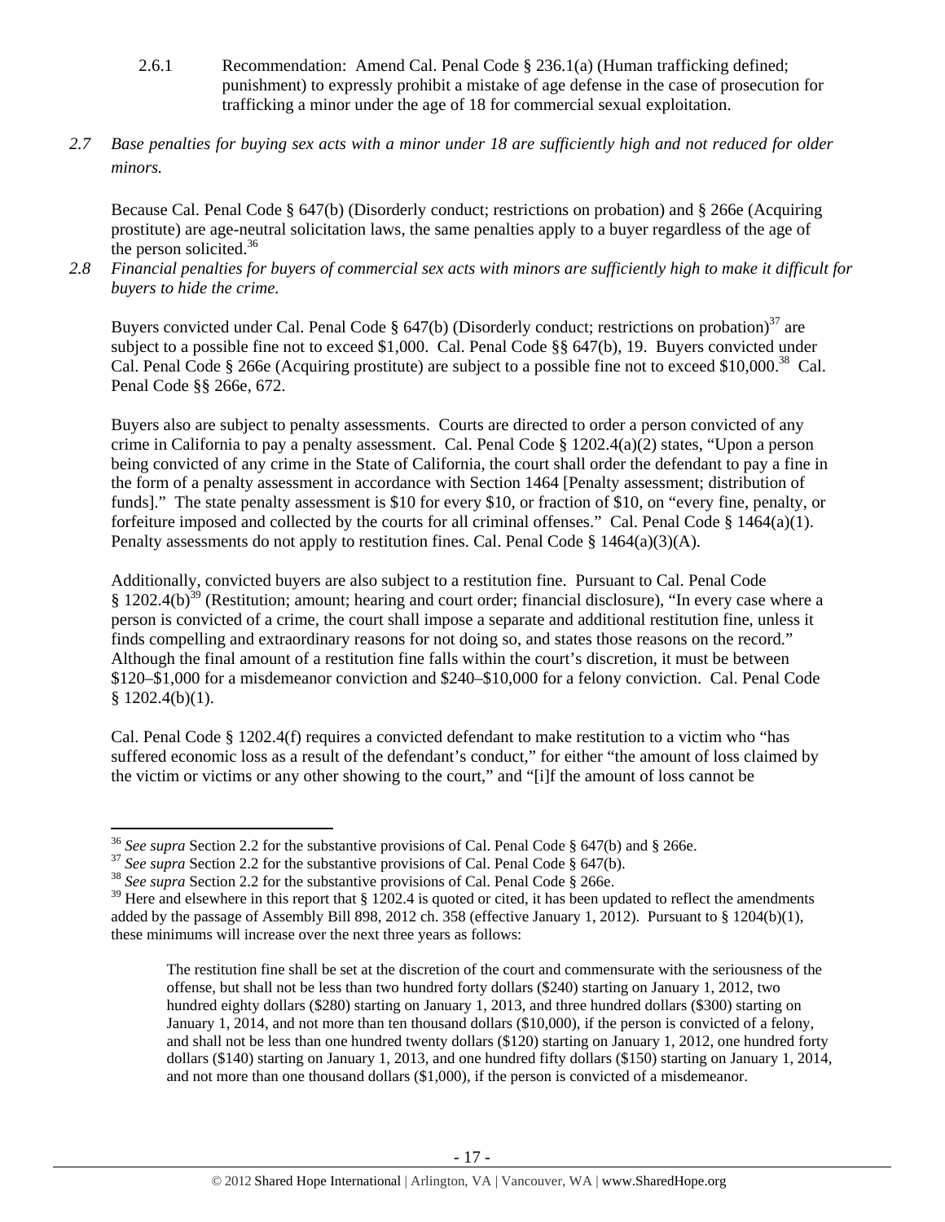2.6.1 Recommendation: Amend Cal. Penal Code § 236.1(a) (Human trafficking defined; punishment) to expressly prohibit a mistake of age defense in the case of prosecution for trafficking a minor under the age of 18 for commercial sexual exploitation.

*2.7 Base penalties for buying sex acts with a minor under 18 are sufficiently high and not reduced for older minors.*

Because Cal. Penal Code § 647(b) (Disorderly conduct; restrictions on probation) and § 266e (Acquiring prostitute) are age-neutral solicitation laws, the same penalties apply to a buyer regardless of the age of the person solicited.[36]

*2.8 Financial penalties for buyers of commercial sex acts with minors are sufficiently high to make it difficult for buyers to hide the crime.*

Buyers convicted under Cal. Penal Code § 647(b) (Disorderly conduct; restrictions on probation)[37] are subject to a possible fine not to exceed $1,000. Cal. Penal Code §§ 647(b), 19. Buyers convicted under Cal. Penal Code § 266e (Acquiring prostitute) are subject to a possible fine not to exceed $10,000.[38] Cal. Penal Code §§ 266e, 672.

Buyers also are subject to penalty assessments. Courts are directed to order a person convicted of any crime in California to pay a penalty assessment. Cal. Penal Code § 1202.4(a)(2) states, "Upon a person being convicted of any crime in the State of California, the court shall order the defendant to pay a fine in the form of a penalty assessment in accordance with Section 1464 [Penalty assessment; distribution of funds]." The state penalty assessment is $10 for every $10, or fraction of $10, on "every fine, penalty, or forfeiture imposed and collected by the courts for all criminal offenses." Cal. Penal Code § 1464(a)(1). Penalty assessments do not apply to restitution fines. Cal. Penal Code § 1464(a)(3)(A).

Additionally, convicted buyers are also subject to a restitution fine. Pursuant to Cal. Penal Code § 1202.4(b)[39] (Restitution; amount; hearing and court order; financial disclosure), "In every case where a person is convicted of a crime, the court shall impose a separate and additional restitution fine, unless it finds compelling and extraordinary reasons for not doing so, and states those reasons on the record." Although the final amount of a restitution fine falls within the court's discretion, it must be between $120–$1,000 for a misdemeanor conviction and $240–$10,000 for a felony conviction. Cal. Penal Code § 1202.4(b)(1).

Cal. Penal Code § 1202.4(f) requires a convicted defendant to make restitution to a victim who "has suffered economic loss as a result of the defendant's conduct," for either "the amount of loss claimed by the victim or victims or any other showing to the court," and "[i]f the amount of loss cannot be

---

[36] *See supra* Section 2.2 for the substantive provisions of Cal. Penal Code § 647(b) and § 266e.

[37] *See supra* Section 2.2 for the substantive provisions of Cal. Penal Code § 647(b).

[38] *See supra* Section 2.2 for the substantive provisions of Cal. Penal Code § 266e.

[39] Here and elsewhere in this report that § 1202.4 is quoted or cited, it has been updated to reflect the amendments added by the passage of Assembly Bill 898, 2012 ch. 358 (effective January 1, 2012). Pursuant to § 1204(b)(1), these minimums will increase over the next three years as follows:

> The restitution fine shall be set at the discretion of the court and commensurate with the seriousness of the offense, but shall not be less than two hundred forty dollars ($240) starting on January 1, 2012, two hundred eighty dollars ($280) starting on January 1, 2013, and three hundred dollars ($300) starting on January 1, 2014, and not more than ten thousand dollars ($10,000), if the person is convicted of a felony, and shall not be less than one hundred twenty dollars ($120) starting on January 1, 2012, one hundred forty dollars ($140) starting on January 1, 2013, and one hundred fifty dollars ($150) starting on January 1, 2014, and not more than one thousand dollars ($1,000), if the person is convicted of a misdemeanor.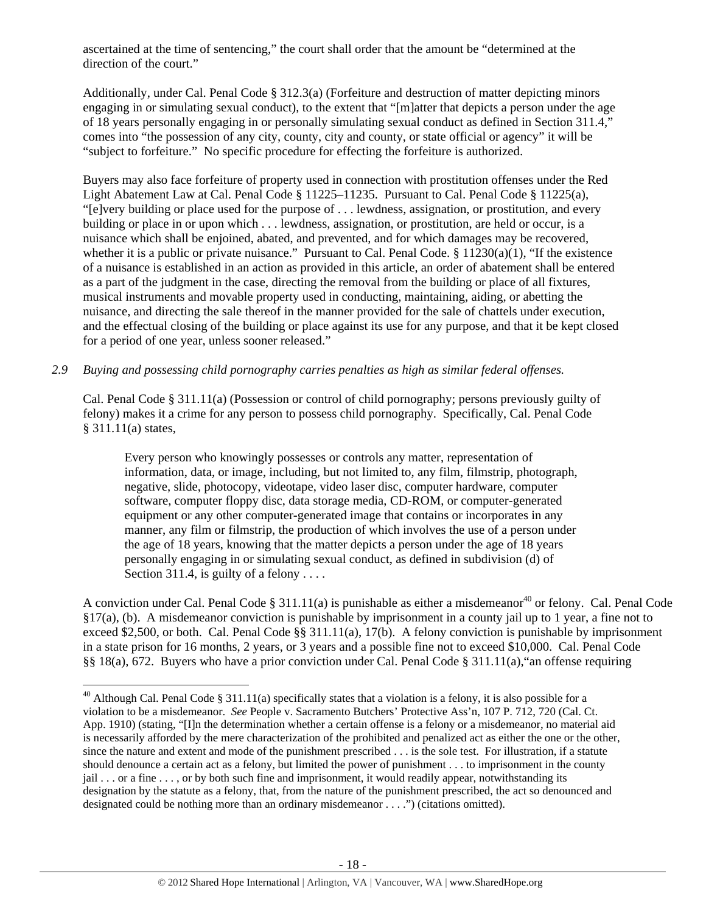ascertained at the time of sentencing," the court shall order that the amount be "determined at the direction of the court."

Additionally, under Cal. Penal Code § 312.3(a) (Forfeiture and destruction of matter depicting minors engaging in or simulating sexual conduct), to the extent that "[m]atter that depicts a person under the age of 18 years personally engaging in or personally simulating sexual conduct as defined in Section 311.4," comes into "the possession of any city, county, city and county, or state official or agency" it will be "subject to forfeiture." No specific procedure for effecting the forfeiture is authorized.

Buyers may also face forfeiture of property used in connection with prostitution offenses under the Red Light Abatement Law at Cal. Penal Code § 11225–11235. Pursuant to Cal. Penal Code § 11225(a), "[e]very building or place used for the purpose of . . . lewdness, assignation, or prostitution, and every building or place in or upon which . . . lewdness, assignation, or prostitution, are held or occur, is a nuisance which shall be enjoined, abated, and prevented, and for which damages may be recovered, whether it is a public or private nuisance." Pursuant to Cal. Penal Code. § 11230(a)(1), "If the existence of a nuisance is established in an action as provided in this article, an order of abatement shall be entered as a part of the judgment in the case, directing the removal from the building or place of all fixtures, musical instruments and movable property used in conducting, maintaining, aiding, or abetting the nuisance, and directing the sale thereof in the manner provided for the sale of chattels under execution, and the effectual closing of the building or place against its use for any purpose, and that it be kept closed for a period of one year, unless sooner released."

*2.9 Buying and possessing child pornography carries penalties as high as similar federal offenses.*

Cal. Penal Code § 311.11(a) (Possession or control of child pornography; persons previously guilty of felony) makes it a crime for any person to possess child pornography. Specifically, Cal. Penal Code § 311.11(a) states,

> Every person who knowingly possesses or controls any matter, representation of information, data, or image, including, but not limited to, any film, filmstrip, photograph, negative, slide, photocopy, videotape, video laser disc, computer hardware, computer software, computer floppy disc, data storage media, CD-ROM, or computer-generated equipment or any other computer-generated image that contains or incorporates in any manner, any film or filmstrip, the production of which involves the use of a person under the age of 18 years, knowing that the matter depicts a person under the age of 18 years personally engaging in or simulating sexual conduct, as defined in subdivision (d) of Section 311.4, is guilty of a felony . . . .

A conviction under Cal. Penal Code § 311.11(a) is punishable as either a misdemeanor[40] or felony. Cal. Penal Code §17(a), (b). A misdemeanor conviction is punishable by imprisonment in a county jail up to 1 year, a fine not to exceed $2,500, or both. Cal. Penal Code §§ 311.11(a), 17(b). A felony conviction is punishable by imprisonment in a state prison for 16 months, 2 years, or 3 years and a possible fine not to exceed $10,000. Cal. Penal Code §§ 18(a), 672. Buyers who have a prior conviction under Cal. Penal Code § 311.11(a),"an offense requiring

[40] Although Cal. Penal Code § 311.11(a) specifically states that a violation is a felony, it is also possible for a violation to be a misdemeanor. *See* People v. Sacramento Butchers' Protective Ass'n, 107 P. 712, 720 (Cal. Ct. App. 1910) (stating, "[I]n the determination whether a certain offense is a felony or a misdemeanor, no material aid is necessarily afforded by the mere characterization of the prohibited and penalized act as either the one or the other, since the nature and extent and mode of the punishment prescribed . . . is the sole test. For illustration, if a statute should denounce a certain act as a felony, but limited the power of punishment . . . to imprisonment in the county jail . . . or a fine . . . , or by both such fine and imprisonment, it would readily appear, notwithstanding its designation by the statute as a felony, that, from the nature of the punishment prescribed, the act so denounced and designated could be nothing more than an ordinary misdemeanor . . . .") (citations omitted).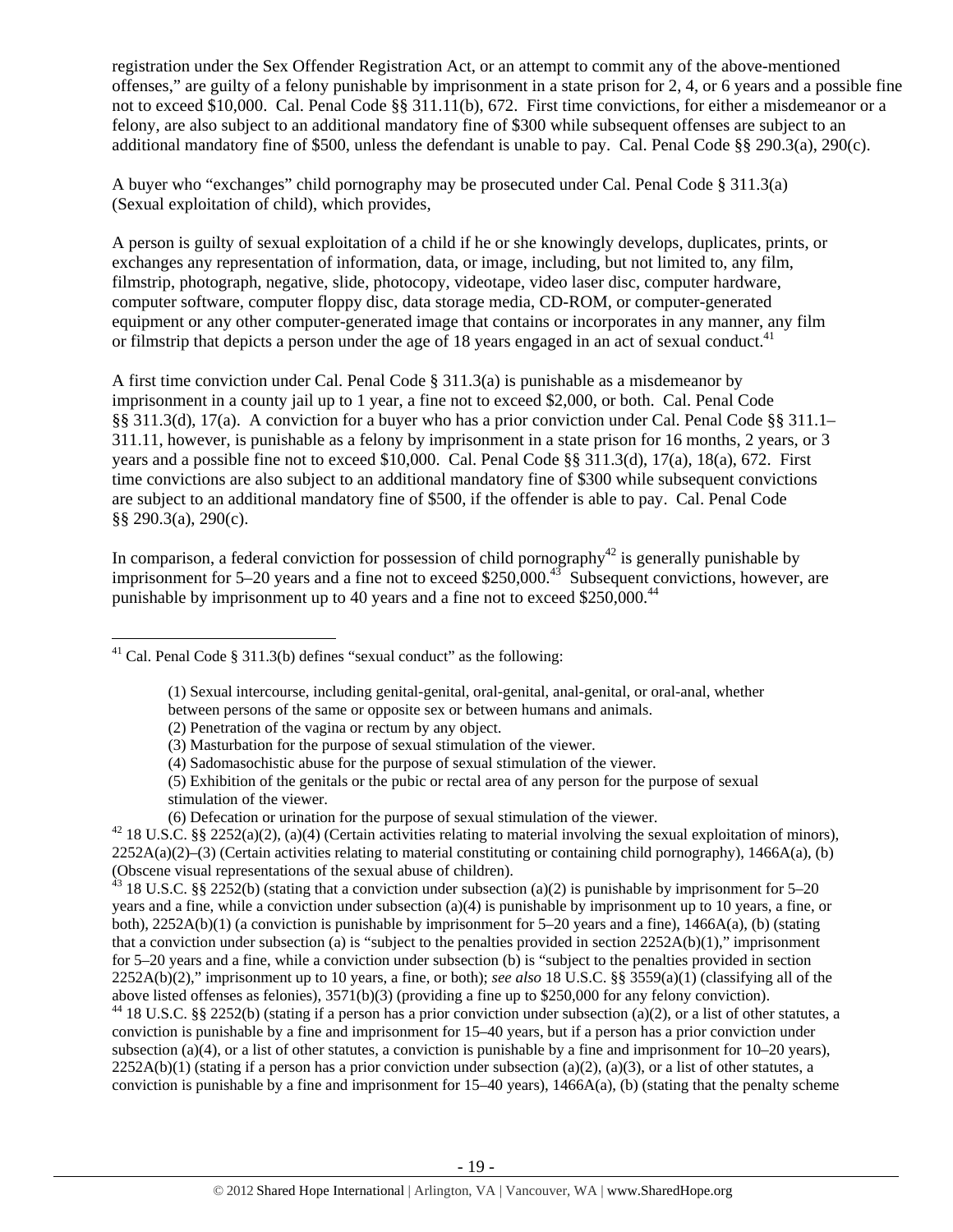registration under the Sex Offender Registration Act, or an attempt to commit any of the above-mentioned offenses," are guilty of a felony punishable by imprisonment in a state prison for 2, 4, or 6 years and a possible fine not to exceed $10,000. Cal. Penal Code §§ 311.11(b), 672. First time convictions, for either a misdemeanor or a felony, are also subject to an additional mandatory fine of $300 while subsequent offenses are subject to an additional mandatory fine of $500, unless the defendant is unable to pay. Cal. Penal Code §§ 290.3(a), 290(c).

A buyer who "exchanges" child pornography may be prosecuted under Cal. Penal Code § 311.3(a) (Sexual exploitation of child), which provides,

A person is guilty of sexual exploitation of a child if he or she knowingly develops, duplicates, prints, or exchanges any representation of information, data, or image, including, but not limited to, any film, filmstrip, photograph, negative, slide, photocopy, videotape, video laser disc, computer hardware, computer software, computer floppy disc, data storage media, CD-ROM, or computer-generated equipment or any other computer-generated image that contains or incorporates in any manner, any film or filmstrip that depicts a person under the age of 18 years engaged in an act of sexual conduct.[41]

A first time conviction under Cal. Penal Code § 311.3(a) is punishable as a misdemeanor by imprisonment in a county jail up to 1 year, a fine not to exceed $2,000, or both. Cal. Penal Code §§ 311.3(d), 17(a). A conviction for a buyer who has a prior conviction under Cal. Penal Code §§ 311.1–311.11, however, is punishable as a felony by imprisonment in a state prison for 16 months, 2 years, or 3 years and a possible fine not to exceed $10,000. Cal. Penal Code §§ 311.3(d), 17(a), 18(a), 672. First time convictions are also subject to an additional mandatory fine of $300 while subsequent convictions are subject to an additional mandatory fine of $500, if the offender is able to pay. Cal. Penal Code §§ 290.3(a), 290(c).

In comparison, a federal conviction for possession of child pornography[42] is generally punishable by imprisonment for 5–20 years and a fine not to exceed $250,000.[43] Subsequent convictions, however, are punishable by imprisonment up to 40 years and a fine not to exceed $250,000.[44]

---

[41] Cal. Penal Code § 311.3(b) defines "sexual conduct" as the following:

> (1) Sexual intercourse, including genital-genital, oral-genital, anal-genital, or oral-anal, whether between persons of the same or opposite sex or between humans and animals.
> (2) Penetration of the vagina or rectum by any object.
> (3) Masturbation for the purpose of sexual stimulation of the viewer.
> (4) Sadomasochistic abuse for the purpose of sexual stimulation of the viewer.
> (5) Exhibition of the genitals or the pubic or rectal area of any person for the purpose of sexual stimulation of the viewer.
> (6) Defecation or urination for the purpose of sexual stimulation of the viewer.

[42] 18 U.S.C. §§ 2252(a)(2), (a)(4) (Certain activities relating to material involving the sexual exploitation of minors), 2252A(a)(2)–(3) (Certain activities relating to material constituting or containing child pornography), 1466A(a), (b) (Obscene visual representations of the sexual abuse of children).

[43] 18 U.S.C. §§ 2252(b) (stating that a conviction under subsection (a)(2) is punishable by imprisonment for 5–20 years and a fine, while a conviction under subsection (a)(4) is punishable by imprisonment up to 10 years, a fine, or both), 2252A(b)(1) (a conviction is punishable by imprisonment for 5–20 years and a fine), 1466A(a), (b) (stating that a conviction under subsection (a) is "subject to the penalties provided in section 2252A(b)(1)," imprisonment for 5–20 years and a fine, while a conviction under subsection (b) is "subject to the penalties provided in section 2252A(b)(2)," imprisonment up to 10 years, a fine, or both); *see also* 18 U.S.C. §§ 3559(a)(1) (classifying all of the above listed offenses as felonies), 3571(b)(3) (providing a fine up to $250,000 for any felony conviction).

[44] 18 U.S.C. §§ 2252(b) (stating if a person has a prior conviction under subsection (a)(2), or a list of other statutes, a conviction is punishable by a fine and imprisonment for 15–40 years, but if a person has a prior conviction under subsection (a)(4), or a list of other statutes, a conviction is punishable by a fine and imprisonment for 10–20 years), 2252A(b)(1) (stating if a person has a prior conviction under subsection (a)(2), (a)(3), or a list of other statutes, a conviction is punishable by a fine and imprisonment for 15–40 years), 1466A(a), (b) (stating that the penalty scheme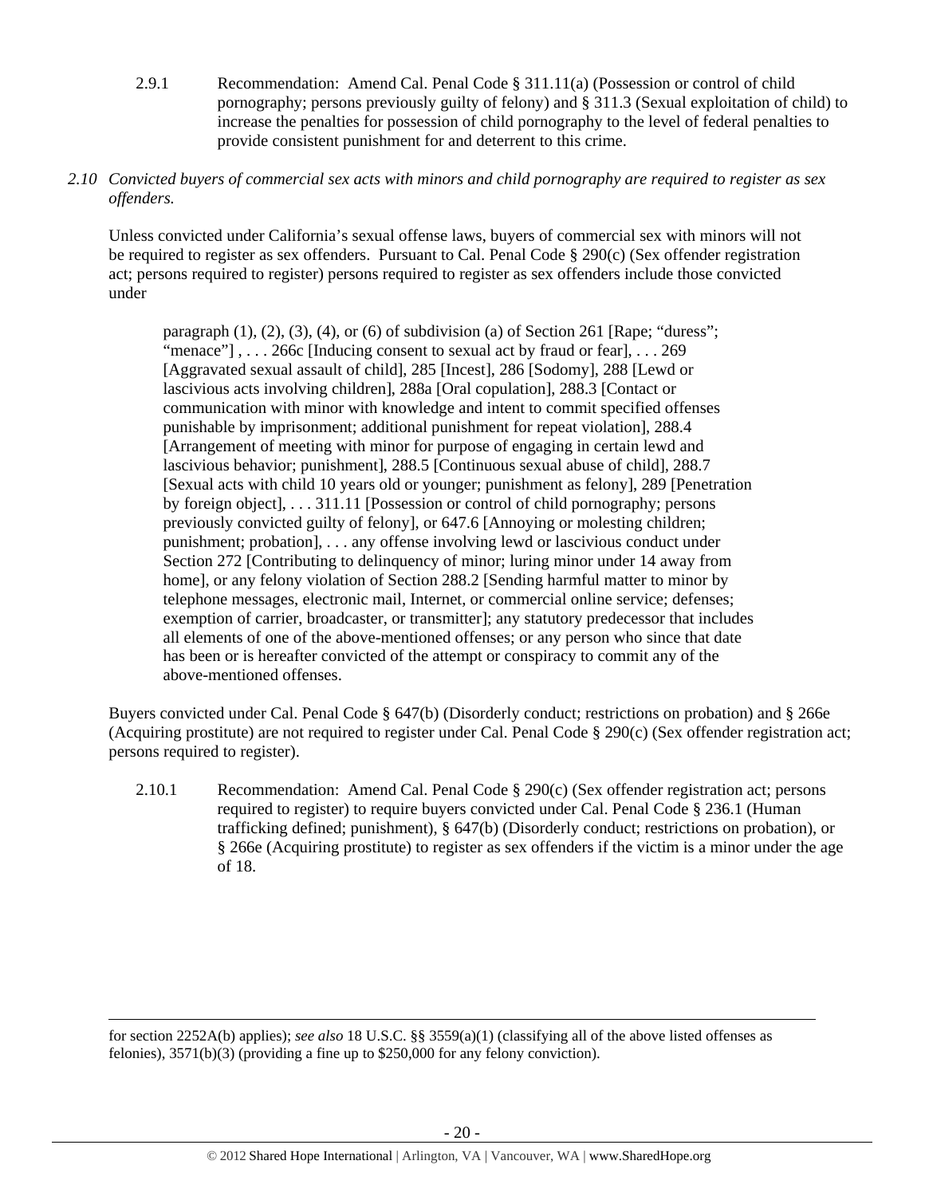2.9.1 Recommendation: Amend Cal. Penal Code § 311.11(a) (Possession or control of child pornography; persons previously guilty of felony) and § 311.3 (Sexual exploitation of child) to increase the penalties for possession of child pornography to the level of federal penalties to provide consistent punishment for and deterrent to this crime.

*2.10 Convicted buyers of commercial sex acts with minors and child pornography are required to register as sex offenders.*

Unless convicted under California's sexual offense laws, buyers of commercial sex with minors will not be required to register as sex offenders. Pursuant to Cal. Penal Code § 290(c) (Sex offender registration act; persons required to register) persons required to register as sex offenders include those convicted under

> paragraph (1), (2), (3), (4), or (6) of subdivision (a) of Section 261 [Rape; "duress"; "menace"] , . . . 266c [Inducing consent to sexual act by fraud or fear], . . . 269 [Aggravated sexual assault of child], 285 [Incest], 286 [Sodomy], 288 [Lewd or lascivious acts involving children], 288a [Oral copulation], 288.3 [Contact or communication with minor with knowledge and intent to commit specified offenses punishable by imprisonment; additional punishment for repeat violation], 288.4 [Arrangement of meeting with minor for purpose of engaging in certain lewd and lascivious behavior; punishment], 288.5 [Continuous sexual abuse of child], 288.7 [Sexual acts with child 10 years old or younger; punishment as felony], 289 [Penetration by foreign object], . . . 311.11 [Possession or control of child pornography; persons previously convicted guilty of felony], or 647.6 [Annoying or molesting children; punishment; probation], . . . any offense involving lewd or lascivious conduct under Section 272 [Contributing to delinquency of minor; luring minor under 14 away from home], or any felony violation of Section 288.2 [Sending harmful matter to minor by telephone messages, electronic mail, Internet, or commercial online service; defenses; exemption of carrier, broadcaster, or transmitter]; any statutory predecessor that includes all elements of one of the above-mentioned offenses; or any person who since that date has been or is hereafter convicted of the attempt or conspiracy to commit any of the above-mentioned offenses.

Buyers convicted under Cal. Penal Code § 647(b) (Disorderly conduct; restrictions on probation) and § 266e (Acquiring prostitute) are not required to register under Cal. Penal Code § 290(c) (Sex offender registration act; persons required to register).

2.10.1 Recommendation: Amend Cal. Penal Code § 290(c) (Sex offender registration act; persons required to register) to require buyers convicted under Cal. Penal Code § 236.1 (Human trafficking defined; punishment), § 647(b) (Disorderly conduct; restrictions on probation), or § 266e (Acquiring prostitute) to register as sex offenders if the victim is a minor under the age of 18.

---

for section 2252A(b) applies); *see also* 18 U.S.C. §§ 3559(a)(1) (classifying all of the above listed offenses as felonies), 3571(b)(3) (providing a fine up to $250,000 for any felony conviction).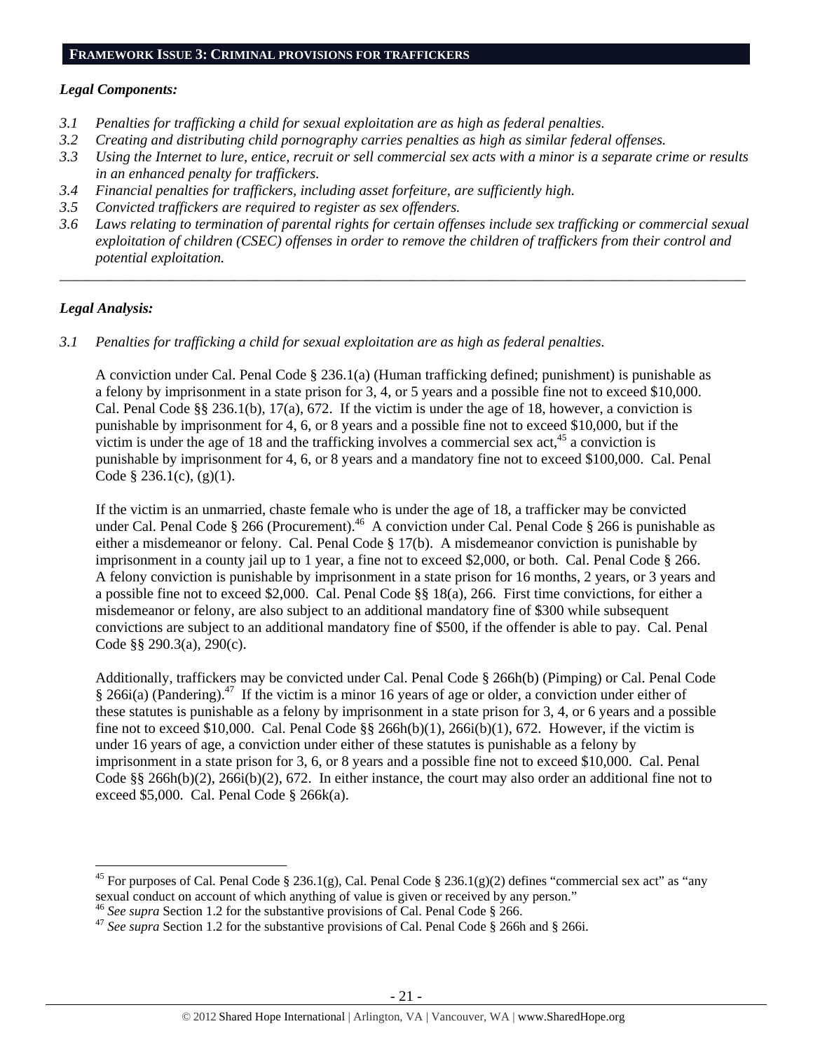## FRAMEWORK ISSUE 3: CRIMINAL PROVISIONS FOR TRAFFICKERS

### *Legal Components:*

*3.1 Penalties for trafficking a child for sexual exploitation are as high as federal penalties.*
*3.2 Creating and distributing child pornography carries penalties as high as similar federal offenses.*
*3.3 Using the Internet to lure, entice, recruit or sell commercial sex acts with a minor is a separate crime or results in an enhanced penalty for traffickers.*
*3.4 Financial penalties for traffickers, including asset forfeiture, are sufficiently high.*
*3.5 Convicted traffickers are required to register as sex offenders.*
*3.6 Laws relating to termination of parental rights for certain offenses include sex trafficking or commercial sexual exploitation of children (CSEC) offenses in order to remove the children of traffickers from their control and potential exploitation.*

---

### *Legal Analysis:*

*3.1 Penalties for trafficking a child for sexual exploitation are as high as federal penalties.*

A conviction under Cal. Penal Code § 236.1(a) (Human trafficking defined; punishment) is punishable as a felony by imprisonment in a state prison for 3, 4, or 5 years and a possible fine not to exceed $10,000. Cal. Penal Code §§ 236.1(b), 17(a), 672. If the victim is under the age of 18, however, a conviction is punishable by imprisonment for 4, 6, or 8 years and a possible fine not to exceed $10,000, but if the victim is under the age of 18 and the trafficking involves a commercial sex act,[45] a conviction is punishable by imprisonment for 4, 6, or 8 years and a mandatory fine not to exceed $100,000. Cal. Penal Code § 236.1(c), (g)(1).

If the victim is an unmarried, chaste female who is under the age of 18, a trafficker may be convicted under Cal. Penal Code § 266 (Procurement).[46] A conviction under Cal. Penal Code § 266 is punishable as either a misdemeanor or felony. Cal. Penal Code § 17(b). A misdemeanor conviction is punishable by imprisonment in a county jail up to 1 year, a fine not to exceed $2,000, or both. Cal. Penal Code § 266. A felony conviction is punishable by imprisonment in a state prison for 16 months, 2 years, or 3 years and a possible fine not to exceed $2,000. Cal. Penal Code §§ 18(a), 266. First time convictions, for either a misdemeanor or felony, are also subject to an additional mandatory fine of $300 while subsequent convictions are subject to an additional mandatory fine of $500, if the offender is able to pay. Cal. Penal Code §§ 290.3(a), 290(c).

Additionally, traffickers may be convicted under Cal. Penal Code § 266h(b) (Pimping) or Cal. Penal Code § 266i(a) (Pandering).[47] If the victim is a minor 16 years of age or older, a conviction under either of these statutes is punishable as a felony by imprisonment in a state prison for 3, 4, or 6 years and a possible fine not to exceed $10,000. Cal. Penal Code §§ 266h(b)(1), 266i(b)(1), 672. However, if the victim is under 16 years of age, a conviction under either of these statutes is punishable as a felony by imprisonment in a state prison for 3, 6, or 8 years and a possible fine not to exceed $10,000. Cal. Penal Code §§ 266h(b)(2), 266i(b)(2), 672. In either instance, the court may also order an additional fine not to exceed $5,000. Cal. Penal Code § 266k(a).

---

[45] For purposes of Cal. Penal Code § 236.1(g), Cal. Penal Code § 236.1(g)(2) defines "commercial sex act" as "any sexual conduct on account of which anything of value is given or received by any person."
[46] *See supra* Section 1.2 for the substantive provisions of Cal. Penal Code § 266.
[47] *See supra* Section 1.2 for the substantive provisions of Cal. Penal Code § 266h and § 266i.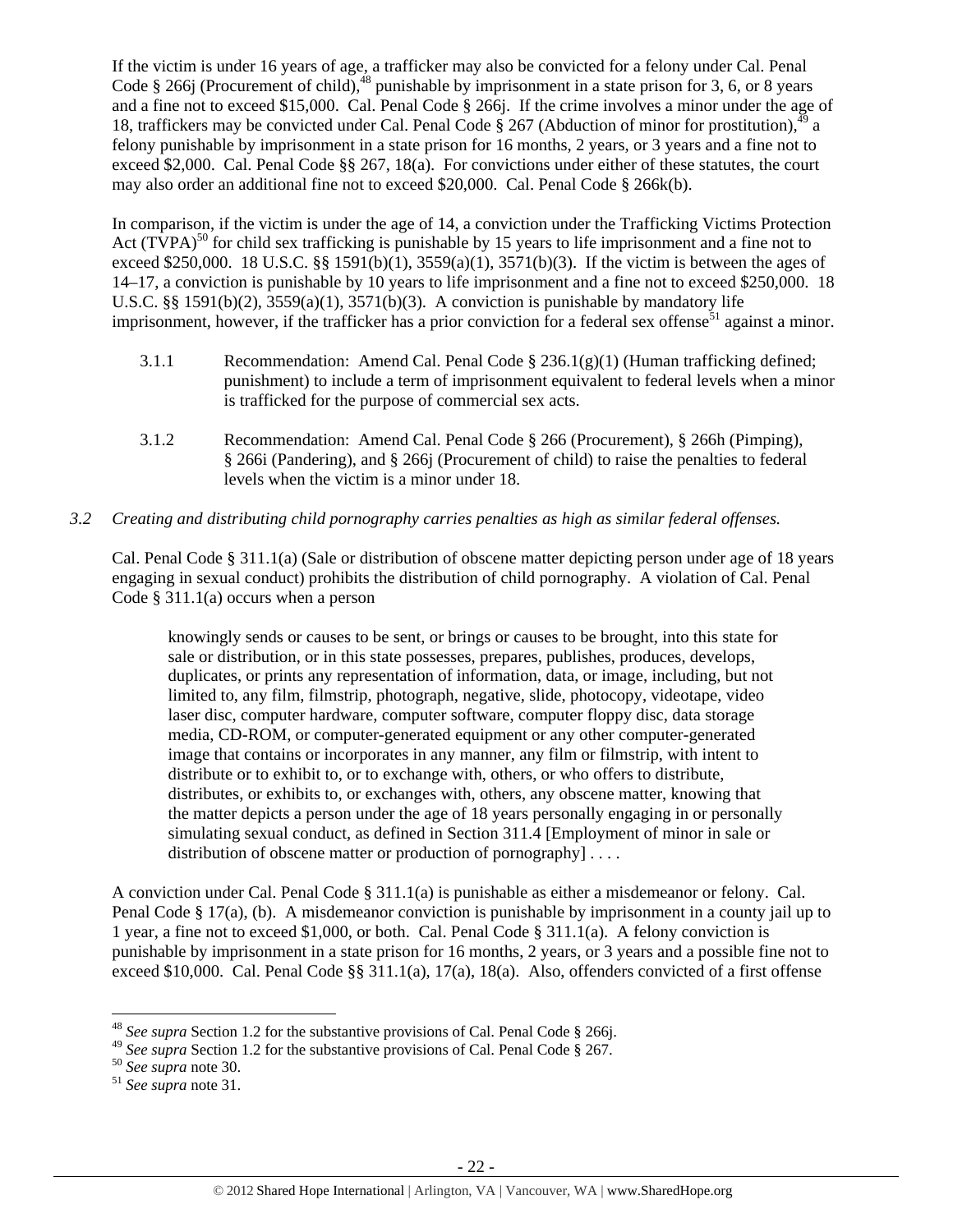If the victim is under 16 years of age, a trafficker may also be convicted for a felony under Cal. Penal Code § 266j (Procurement of child),[48] punishable by imprisonment in a state prison for 3, 6, or 8 years and a fine not to exceed $15,000. Cal. Penal Code § 266j. If the crime involves a minor under the age of 18, traffickers may be convicted under Cal. Penal Code § 267 (Abduction of minor for prostitution),[49] a felony punishable by imprisonment in a state prison for 16 months, 2 years, or 3 years and a fine not to exceed $2,000. Cal. Penal Code §§ 267, 18(a). For convictions under either of these statutes, the court may also order an additional fine not to exceed $20,000. Cal. Penal Code § 266k(b).

In comparison, if the victim is under the age of 14, a conviction under the Trafficking Victims Protection Act (TVPA)[50] for child sex trafficking is punishable by 15 years to life imprisonment and a fine not to exceed $250,000. 18 U.S.C. §§ 1591(b)(1), 3559(a)(1), 3571(b)(3). If the victim is between the ages of 14–17, a conviction is punishable by 10 years to life imprisonment and a fine not to exceed $250,000. 18 U.S.C. §§ 1591(b)(2), 3559(a)(1), 3571(b)(3). A conviction is punishable by mandatory life imprisonment, however, if the trafficker has a prior conviction for a federal sex offense[51] against a minor.

3.1.1 Recommendation: Amend Cal. Penal Code § 236.1(g)(1) (Human trafficking defined; punishment) to include a term of imprisonment equivalent to federal levels when a minor is trafficked for the purpose of commercial sex acts.

3.1.2 Recommendation: Amend Cal. Penal Code § 266 (Procurement), § 266h (Pimping), § 266i (Pandering), and § 266j (Procurement of child) to raise the penalties to federal levels when the victim is a minor under 18.

*3.2 Creating and distributing child pornography carries penalties as high as similar federal offenses.*

Cal. Penal Code § 311.1(a) (Sale or distribution of obscene matter depicting person under age of 18 years engaging in sexual conduct) prohibits the distribution of child pornography. A violation of Cal. Penal Code § 311.1(a) occurs when a person

> knowingly sends or causes to be sent, or brings or causes to be brought, into this state for sale or distribution, or in this state possesses, prepares, publishes, produces, develops, duplicates, or prints any representation of information, data, or image, including, but not limited to, any film, filmstrip, photograph, negative, slide, photocopy, videotape, video laser disc, computer hardware, computer software, computer floppy disc, data storage media, CD-ROM, or computer-generated equipment or any other computer-generated image that contains or incorporates in any manner, any film or filmstrip, with intent to distribute or to exhibit to, or to exchange with, others, or who offers to distribute, distributes, or exhibits to, or exchanges with, others, any obscene matter, knowing that the matter depicts a person under the age of 18 years personally engaging in or personally simulating sexual conduct, as defined in Section 311.4 [Employment of minor in sale or distribution of obscene matter or production of pornography] . . . .

A conviction under Cal. Penal Code § 311.1(a) is punishable as either a misdemeanor or felony. Cal. Penal Code § 17(a), (b). A misdemeanor conviction is punishable by imprisonment in a county jail up to 1 year, a fine not to exceed $1,000, or both. Cal. Penal Code § 311.1(a). A felony conviction is punishable by imprisonment in a state prison for 16 months, 2 years, or 3 years and a possible fine not to exceed $10,000. Cal. Penal Code §§ 311.1(a), 17(a), 18(a). Also, offenders convicted of a first offense

---

[48] *See supra* Section 1.2 for the substantive provisions of Cal. Penal Code § 266j.
[49] *See supra* Section 1.2 for the substantive provisions of Cal. Penal Code § 267.
[50] *See supra* note 30.
[51] *See supra* note 31.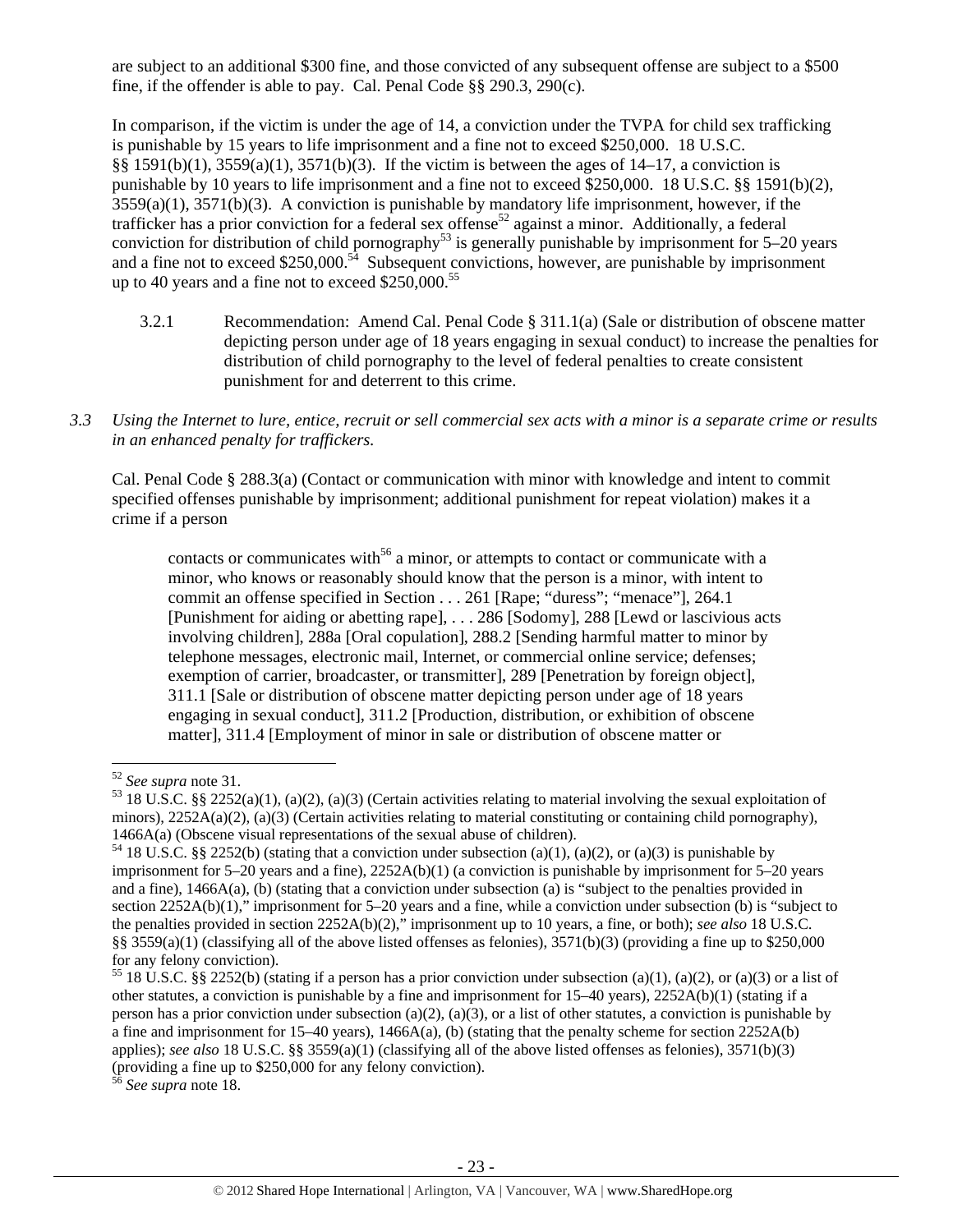are subject to an additional $300 fine, and those convicted of any subsequent offense are subject to a $500 fine, if the offender is able to pay. Cal. Penal Code §§ 290.3, 290(c).

In comparison, if the victim is under the age of 14, a conviction under the TVPA for child sex trafficking is punishable by 15 years to life imprisonment and a fine not to exceed $250,000. 18 U.S.C. §§ 1591(b)(1), 3559(a)(1), 3571(b)(3). If the victim is between the ages of 14–17, a conviction is punishable by 10 years to life imprisonment and a fine not to exceed $250,000. 18 U.S.C. §§ 1591(b)(2), 3559(a)(1), 3571(b)(3). A conviction is punishable by mandatory life imprisonment, however, if the trafficker has a prior conviction for a federal sex offense[52] against a minor. Additionally, a federal conviction for distribution of child pornography[53] is generally punishable by imprisonment for 5–20 years and a fine not to exceed $250,000.[54] Subsequent convictions, however, are punishable by imprisonment up to 40 years and a fine not to exceed $250,000.[55]

3.2.1 Recommendation: Amend Cal. Penal Code § 311.1(a) (Sale or distribution of obscene matter depicting person under age of 18 years engaging in sexual conduct) to increase the penalties for distribution of child pornography to the level of federal penalties to create consistent punishment for and deterrent to this crime.

*3.3 Using the Internet to lure, entice, recruit or sell commercial sex acts with a minor is a separate crime or results in an enhanced penalty for traffickers.*

Cal. Penal Code § 288.3(a) (Contact or communication with minor with knowledge and intent to commit specified offenses punishable by imprisonment; additional punishment for repeat violation) makes it a crime if a person

> contacts or communicates with[56] a minor, or attempts to contact or communicate with a minor, who knows or reasonably should know that the person is a minor, with intent to commit an offense specified in Section . . . 261 [Rape; "duress"; "menace"], 264.1 [Punishment for aiding or abetting rape], . . . 286 [Sodomy], 288 [Lewd or lascivious acts involving children], 288a [Oral copulation], 288.2 [Sending harmful matter to minor by telephone messages, electronic mail, Internet, or commercial online service; defenses; exemption of carrier, broadcaster, or transmitter], 289 [Penetration by foreign object], 311.1 [Sale or distribution of obscene matter depicting person under age of 18 years engaging in sexual conduct], 311.2 [Production, distribution, or exhibition of obscene matter], 311.4 [Employment of minor in sale or distribution of obscene matter or

---

[52] *See supra* note 31.

[53] 18 U.S.C. §§ 2252(a)(1), (a)(2), (a)(3) (Certain activities relating to material involving the sexual exploitation of minors), 2252A(a)(2), (a)(3) (Certain activities relating to material constituting or containing child pornography), 1466A(a) (Obscene visual representations of the sexual abuse of children).

[54] 18 U.S.C. §§ 2252(b) (stating that a conviction under subsection (a)(1), (a)(2), or (a)(3) is punishable by imprisonment for 5–20 years and a fine), 2252A(b)(1) (a conviction is punishable by imprisonment for 5–20 years and a fine), 1466A(a), (b) (stating that a conviction under subsection (a) is "subject to the penalties provided in section 2252A(b)(1)," imprisonment for 5–20 years and a fine, while a conviction under subsection (b) is "subject to the penalties provided in section 2252A(b)(2)," imprisonment up to 10 years, a fine, or both); *see also* 18 U.S.C. §§ 3559(a)(1) (classifying all of the above listed offenses as felonies), 3571(b)(3) (providing a fine up to $250,000 for any felony conviction).

[55] 18 U.S.C. §§ 2252(b) (stating if a person has a prior conviction under subsection (a)(1), (a)(2), or (a)(3) or a list of other statutes, a conviction is punishable by a fine and imprisonment for 15–40 years), 2252A(b)(1) (stating if a person has a prior conviction under subsection (a)(2), (a)(3), or a list of other statutes, a conviction is punishable by a fine and imprisonment for 15–40 years), 1466A(a), (b) (stating that the penalty scheme for section 2252A(b) applies); *see also* 18 U.S.C. §§ 3559(a)(1) (classifying all of the above listed offenses as felonies), 3571(b)(3) (providing a fine up to $250,000 for any felony conviction).

[56] *See supra* note 18.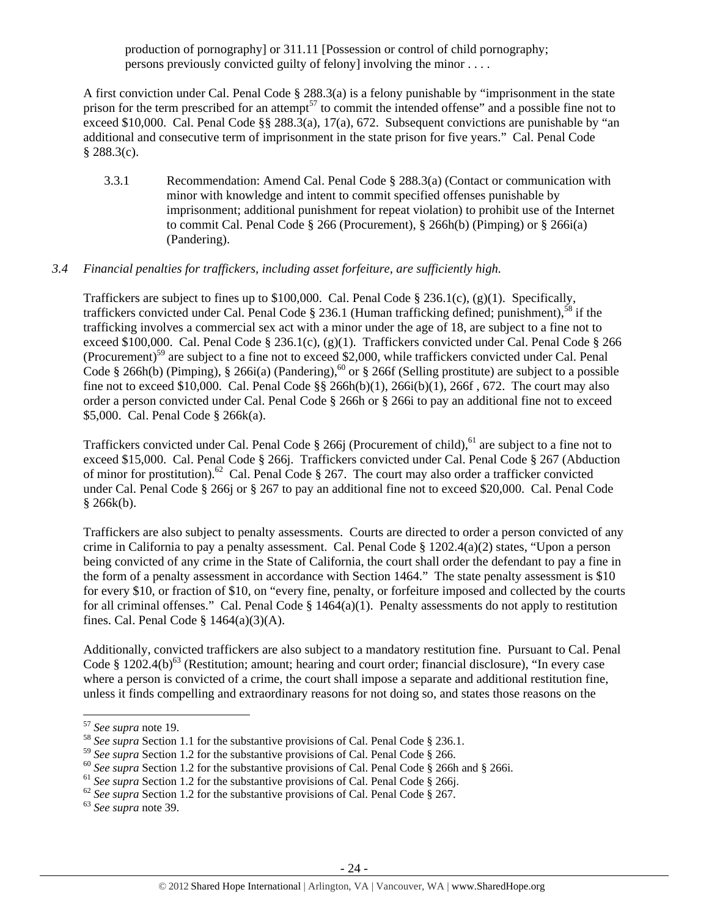production of pornography] or 311.11 [Possession or control of child pornography; persons previously convicted guilty of felony] involving the minor . . . .

A first conviction under Cal. Penal Code § 288.3(a) is a felony punishable by "imprisonment in the state prison for the term prescribed for an attempt[57] to commit the intended offense" and a possible fine not to exceed $10,000. Cal. Penal Code §§ 288.3(a), 17(a), 672. Subsequent convictions are punishable by "an additional and consecutive term of imprisonment in the state prison for five years." Cal. Penal Code § 288.3(c).

3.3.1 Recommendation: Amend Cal. Penal Code § 288.3(a) (Contact or communication with minor with knowledge and intent to commit specified offenses punishable by imprisonment; additional punishment for repeat violation) to prohibit use of the Internet to commit Cal. Penal Code § 266 (Procurement), § 266h(b) (Pimping) or § 266i(a) (Pandering).

*3.4 Financial penalties for traffickers, including asset forfeiture, are sufficiently high.*

Traffickers are subject to fines up to $100,000. Cal. Penal Code § 236.1(c), (g)(1). Specifically, traffickers convicted under Cal. Penal Code § 236.1 (Human trafficking defined; punishment),[58] if the trafficking involves a commercial sex act with a minor under the age of 18, are subject to a fine not to exceed $100,000. Cal. Penal Code § 236.1(c), (g)(1). Traffickers convicted under Cal. Penal Code § 266 (Procurement)[59] are subject to a fine not to exceed $2,000, while traffickers convicted under Cal. Penal Code § 266h(b) (Pimping), § 266i(a) (Pandering),[60] or § 266f (Selling prostitute) are subject to a possible fine not to exceed $10,000. Cal. Penal Code §§ 266h(b)(1), 266i(b)(1), 266f , 672. The court may also order a person convicted under Cal. Penal Code § 266h or § 266i to pay an additional fine not to exceed $5,000. Cal. Penal Code § 266k(a).

Traffickers convicted under Cal. Penal Code § 266j (Procurement of child),[61] are subject to a fine not to exceed $15,000. Cal. Penal Code § 266j. Traffickers convicted under Cal. Penal Code § 267 (Abduction of minor for prostitution).[62] Cal. Penal Code § 267. The court may also order a trafficker convicted under Cal. Penal Code § 266j or § 267 to pay an additional fine not to exceed $20,000. Cal. Penal Code § 266k(b).

Traffickers are also subject to penalty assessments. Courts are directed to order a person convicted of any crime in California to pay a penalty assessment. Cal. Penal Code § 1202.4(a)(2) states, "Upon a person being convicted of any crime in the State of California, the court shall order the defendant to pay a fine in the form of a penalty assessment in accordance with Section 1464." The state penalty assessment is $10 for every $10, or fraction of $10, on "every fine, penalty, or forfeiture imposed and collected by the courts for all criminal offenses." Cal. Penal Code § 1464(a)(1). Penalty assessments do not apply to restitution fines. Cal. Penal Code § 1464(a)(3)(A).

Additionally, convicted traffickers are also subject to a mandatory restitution fine. Pursuant to Cal. Penal Code § 1202.4(b)[63] (Restitution; amount; hearing and court order; financial disclosure), "In every case where a person is convicted of a crime, the court shall impose a separate and additional restitution fine, unless it finds compelling and extraordinary reasons for not doing so, and states those reasons on the

---

[57] *See supra* note 19.
[58] *See supra* Section 1.1 for the substantive provisions of Cal. Penal Code § 236.1.
[59] *See supra* Section 1.2 for the substantive provisions of Cal. Penal Code § 266.
[60] *See supra* Section 1.2 for the substantive provisions of Cal. Penal Code § 266h and § 266i.
[61] *See supra* Section 1.2 for the substantive provisions of Cal. Penal Code § 266j.
[62] *See supra* Section 1.2 for the substantive provisions of Cal. Penal Code § 267.
[63] *See supra* note 39.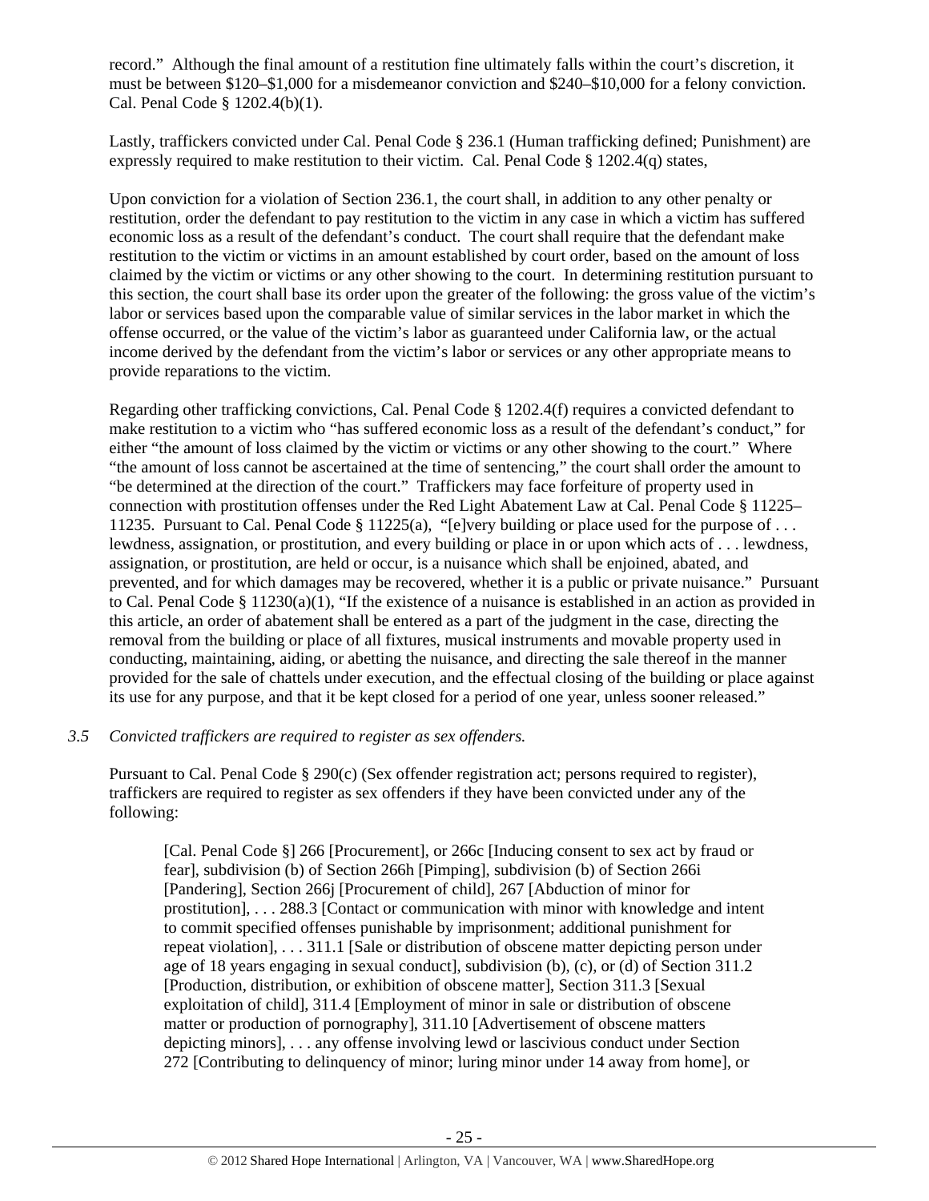record." Although the final amount of a restitution fine ultimately falls within the court's discretion, it must be between $120–$1,000 for a misdemeanor conviction and $240–$10,000 for a felony conviction. Cal. Penal Code § 1202.4(b)(1).

Lastly, traffickers convicted under Cal. Penal Code § 236.1 (Human trafficking defined; Punishment) are expressly required to make restitution to their victim. Cal. Penal Code § 1202.4(q) states,

Upon conviction for a violation of Section 236.1, the court shall, in addition to any other penalty or restitution, order the defendant to pay restitution to the victim in any case in which a victim has suffered economic loss as a result of the defendant's conduct. The court shall require that the defendant make restitution to the victim or victims in an amount established by court order, based on the amount of loss claimed by the victim or victims or any other showing to the court. In determining restitution pursuant to this section, the court shall base its order upon the greater of the following: the gross value of the victim's labor or services based upon the comparable value of similar services in the labor market in which the offense occurred, or the value of the victim's labor as guaranteed under California law, or the actual income derived by the defendant from the victim's labor or services or any other appropriate means to provide reparations to the victim.

Regarding other trafficking convictions, Cal. Penal Code § 1202.4(f) requires a convicted defendant to make restitution to a victim who "has suffered economic loss as a result of the defendant's conduct," for either "the amount of loss claimed by the victim or victims or any other showing to the court." Where "the amount of loss cannot be ascertained at the time of sentencing," the court shall order the amount to "be determined at the direction of the court." Traffickers may face forfeiture of property used in connection with prostitution offenses under the Red Light Abatement Law at Cal. Penal Code § 11225–11235. Pursuant to Cal. Penal Code § 11225(a), "[e]very building or place used for the purpose of . . . lewdness, assignation, or prostitution, and every building or place in or upon which acts of . . . lewdness, assignation, or prostitution, are held or occur, is a nuisance which shall be enjoined, abated, and prevented, and for which damages may be recovered, whether it is a public or private nuisance." Pursuant to Cal. Penal Code § 11230(a)(1), "If the existence of a nuisance is established in an action as provided in this article, an order of abatement shall be entered as a part of the judgment in the case, directing the removal from the building or place of all fixtures, musical instruments and movable property used in conducting, maintaining, aiding, or abetting the nuisance, and directing the sale thereof in the manner provided for the sale of chattels under execution, and the effectual closing of the building or place against its use for any purpose, and that it be kept closed for a period of one year, unless sooner released."

*3.5 Convicted traffickers are required to register as sex offenders.*

Pursuant to Cal. Penal Code § 290(c) (Sex offender registration act; persons required to register), traffickers are required to register as sex offenders if they have been convicted under any of the following:

> [Cal. Penal Code §] 266 [Procurement], or 266c [Inducing consent to sex act by fraud or fear], subdivision (b) of Section 266h [Pimping], subdivision (b) of Section 266i [Pandering], Section 266j [Procurement of child], 267 [Abduction of minor for prostitution], . . . 288.3 [Contact or communication with minor with knowledge and intent to commit specified offenses punishable by imprisonment; additional punishment for repeat violation], . . . 311.1 [Sale or distribution of obscene matter depicting person under age of 18 years engaging in sexual conduct], subdivision (b), (c), or (d) of Section 311.2 [Production, distribution, or exhibition of obscene matter], Section 311.3 [Sexual exploitation of child], 311.4 [Employment of minor in sale or distribution of obscene matter or production of pornography], 311.10 [Advertisement of obscene matters depicting minors], . . . any offense involving lewd or lascivious conduct under Section 272 [Contributing to delinquency of minor; luring minor under 14 away from home], or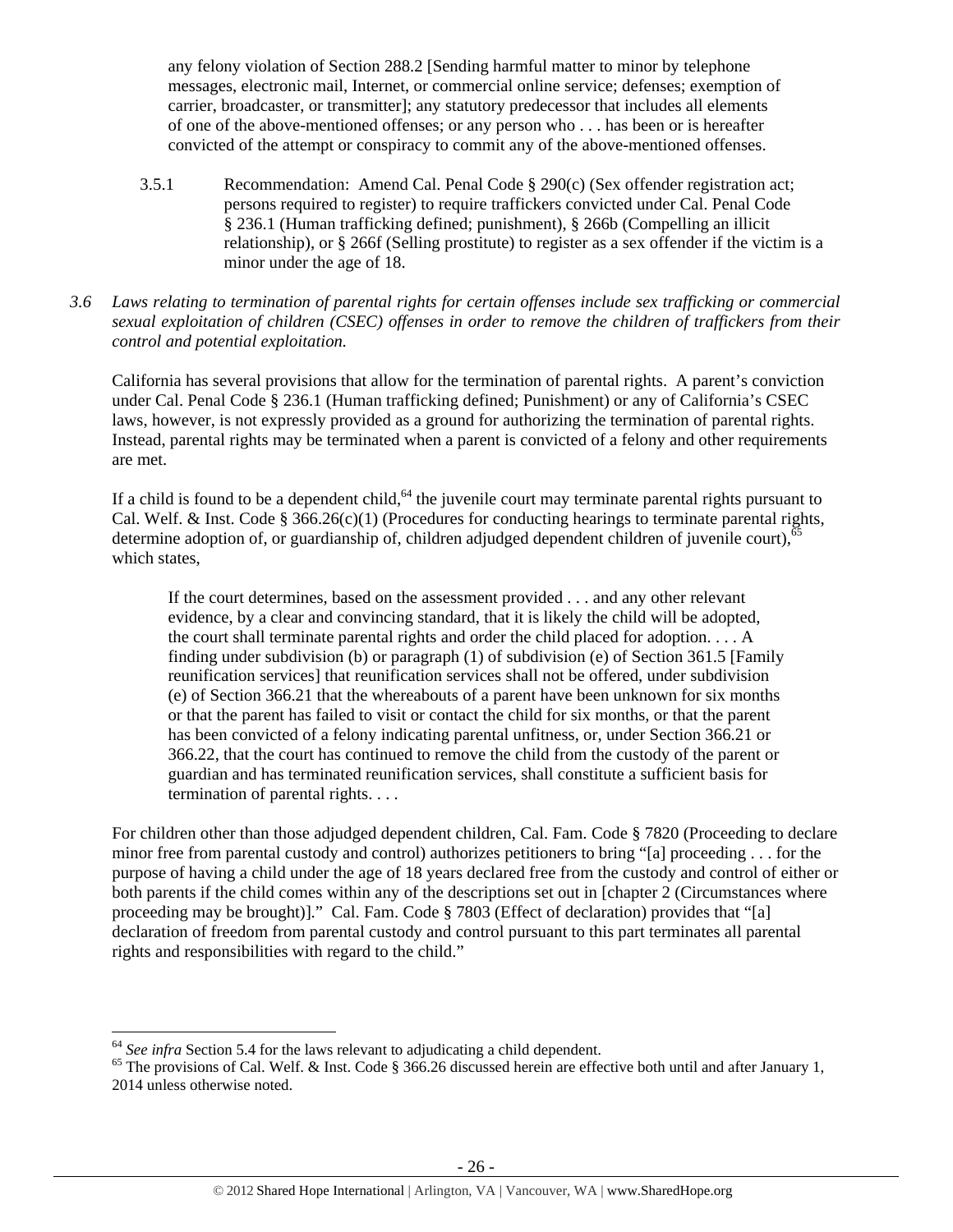> any felony violation of Section 288.2 [Sending harmful matter to minor by telephone messages, electronic mail, Internet, or commercial online service; defenses; exemption of carrier, broadcaster, or transmitter]; any statutory predecessor that includes all elements of one of the above-mentioned offenses; or any person who . . . has been or is hereafter convicted of the attempt or conspiracy to commit any of the above-mentioned offenses.

3.5.1 Recommendation: Amend Cal. Penal Code § 290(c) (Sex offender registration act; persons required to register) to require traffickers convicted under Cal. Penal Code § 236.1 (Human trafficking defined; punishment), § 266b (Compelling an illicit relationship), or § 266f (Selling prostitute) to register as a sex offender if the victim is a minor under the age of 18.

*3.6 Laws relating to termination of parental rights for certain offenses include sex trafficking or commercial sexual exploitation of children (CSEC) offenses in order to remove the children of traffickers from their control and potential exploitation.*

California has several provisions that allow for the termination of parental rights. A parent's conviction under Cal. Penal Code § 236.1 (Human trafficking defined; Punishment) or any of California's CSEC laws, however, is not expressly provided as a ground for authorizing the termination of parental rights. Instead, parental rights may be terminated when a parent is convicted of a felony and other requirements are met.

If a child is found to be a dependent child,[64] the juvenile court may terminate parental rights pursuant to Cal. Welf. & Inst. Code § 366.26(c)(1) (Procedures for conducting hearings to terminate parental rights, determine adoption of, or guardianship of, children adjudged dependent children of juvenile court),[65] which states,

> If the court determines, based on the assessment provided . . . and any other relevant evidence, by a clear and convincing standard, that it is likely the child will be adopted, the court shall terminate parental rights and order the child placed for adoption. . . . A finding under subdivision (b) or paragraph (1) of subdivision (e) of Section 361.5 [Family reunification services] that reunification services shall not be offered, under subdivision (e) of Section 366.21 that the whereabouts of a parent have been unknown for six months or that the parent has failed to visit or contact the child for six months, or that the parent has been convicted of a felony indicating parental unfitness, or, under Section 366.21 or 366.22, that the court has continued to remove the child from the custody of the parent or guardian and has terminated reunification services, shall constitute a sufficient basis for termination of parental rights. . . .

For children other than those adjudged dependent children, Cal. Fam. Code § 7820 (Proceeding to declare minor free from parental custody and control) authorizes petitioners to bring "[a] proceeding . . . for the purpose of having a child under the age of 18 years declared free from the custody and control of either or both parents if the child comes within any of the descriptions set out in [chapter 2 (Circumstances where proceeding may be brought)]." Cal. Fam. Code § 7803 (Effect of declaration) provides that "[a] declaration of freedom from parental custody and control pursuant to this part terminates all parental rights and responsibilities with regard to the child."

---

[64] *See infra* Section 5.4 for the laws relevant to adjudicating a child dependent.

[65] The provisions of Cal. Welf. & Inst. Code § 366.26 discussed herein are effective both until and after January 1, 2014 unless otherwise noted.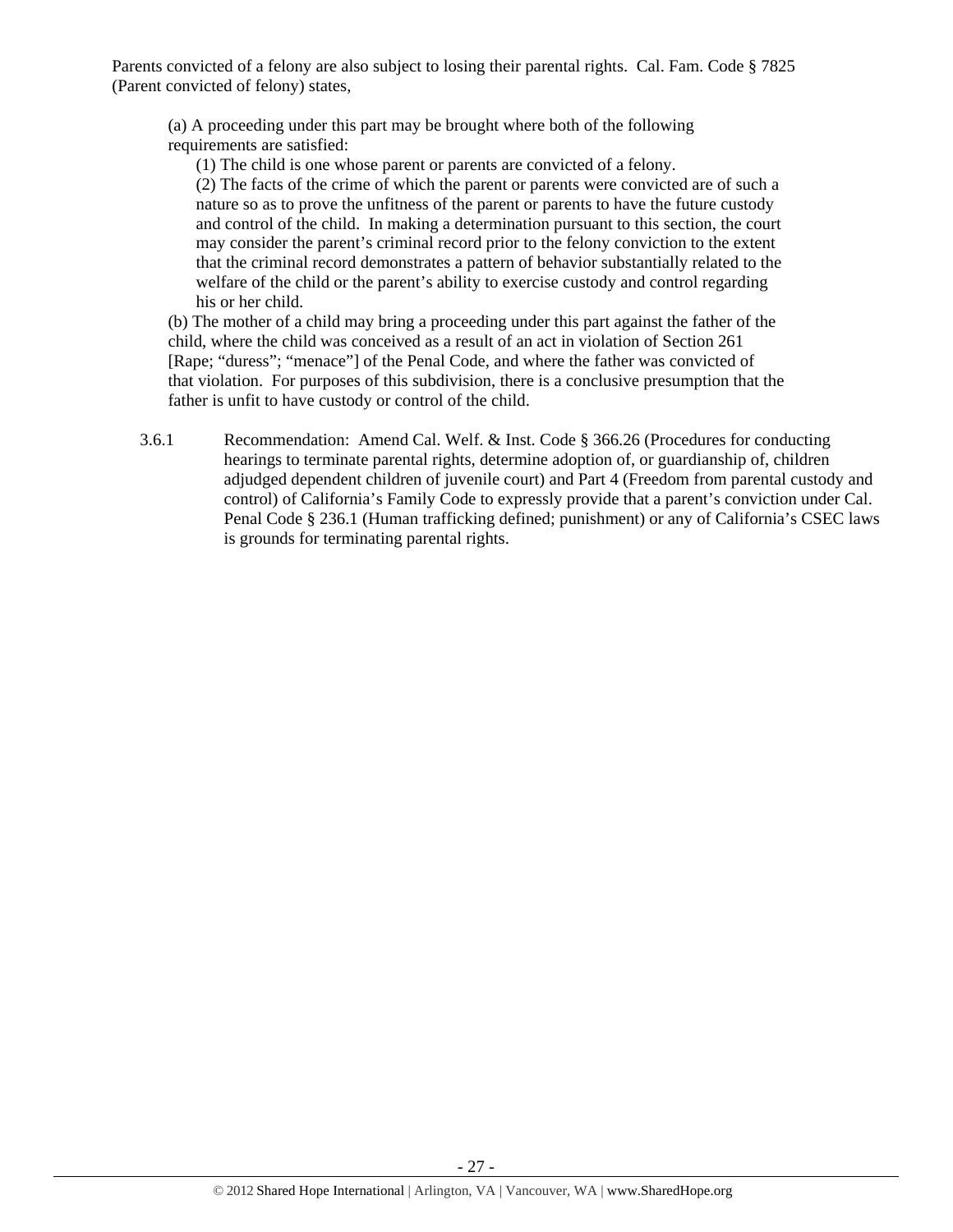Parents convicted of a felony are also subject to losing their parental rights. Cal. Fam. Code § 7825 (Parent convicted of felony) states,

> (a) A proceeding under this part may be brought where both of the following requirements are satisfied:
>
> > (1) The child is one whose parent or parents are convicted of a felony.
> >
> > (2) The facts of the crime of which the parent or parents were convicted are of such a nature so as to prove the unfitness of the parent or parents to have the future custody and control of the child. In making a determination pursuant to this section, the court may consider the parent's criminal record prior to the felony conviction to the extent that the criminal record demonstrates a pattern of behavior substantially related to the welfare of the child or the parent's ability to exercise custody and control regarding his or her child.
>
> (b) The mother of a child may bring a proceeding under this part against the father of the child, where the child was conceived as a result of an act in violation of Section 261 [Rape; "duress"; "menace"] of the Penal Code, and where the father was convicted of that violation. For purposes of this subdivision, there is a conclusive presumption that the father is unfit to have custody or control of the child.

3.6.1 Recommendation: Amend Cal. Welf. & Inst. Code § 366.26 (Procedures for conducting hearings to terminate parental rights, determine adoption of, or guardianship of, children adjudged dependent children of juvenile court) and Part 4 (Freedom from parental custody and control) of California's Family Code to expressly provide that a parent's conviction under Cal. Penal Code § 236.1 (Human trafficking defined; punishment) or any of California's CSEC laws is grounds for terminating parental rights.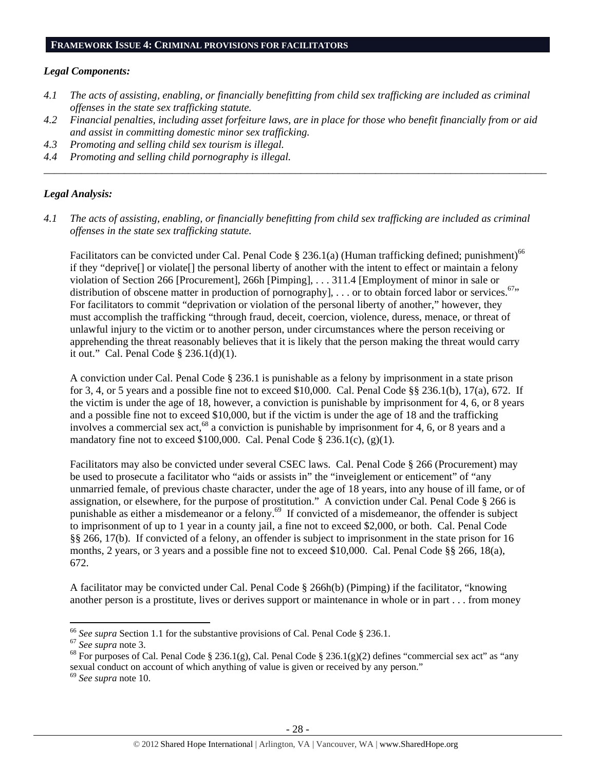## FRAMEWORK ISSUE 4: CRIMINAL PROVISIONS FOR FACILITATORS

### *Legal Components:*

*4.1 The acts of assisting, enabling, or financially benefitting from child sex trafficking are included as criminal offenses in the state sex trafficking statute.*

*4.2 Financial penalties, including asset forfeiture laws, are in place for those who benefit financially from or aid and assist in committing domestic minor sex trafficking.*

*4.3 Promoting and selling child sex tourism is illegal.*

*4.4 Promoting and selling child pornography is illegal.*

---

### *Legal Analysis:*

*4.1 The acts of assisting, enabling, or financially benefitting from child sex trafficking are included as criminal offenses in the state sex trafficking statute.*

Facilitators can be convicted under Cal. Penal Code § 236.1(a) (Human trafficking defined; punishment)[66] if they "deprive[] or violate[] the personal liberty of another with the intent to effect or maintain a felony violation of Section 266 [Procurement], 266h [Pimping], . . . 311.4 [Employment of minor in sale or distribution of obscene matter in production of pornography], . . . or to obtain forced labor or services.[67]" For facilitators to commit "deprivation or violation of the personal liberty of another," however, they must accomplish the trafficking "through fraud, deceit, coercion, violence, duress, menace, or threat of unlawful injury to the victim or to another person, under circumstances where the person receiving or apprehending the threat reasonably believes that it is likely that the person making the threat would carry it out." Cal. Penal Code § 236.1(d)(1).

A conviction under Cal. Penal Code § 236.1 is punishable as a felony by imprisonment in a state prison for 3, 4, or 5 years and a possible fine not to exceed $10,000. Cal. Penal Code §§ 236.1(b), 17(a), 672. If the victim is under the age of 18, however, a conviction is punishable by imprisonment for 4, 6, or 8 years and a possible fine not to exceed $10,000, but if the victim is under the age of 18 and the trafficking involves a commercial sex act,[68] a conviction is punishable by imprisonment for 4, 6, or 8 years and a mandatory fine not to exceed $100,000. Cal. Penal Code § 236.1(c), (g)(1).

Facilitators may also be convicted under several CSEC laws. Cal. Penal Code § 266 (Procurement) may be used to prosecute a facilitator who "aids or assists in" the "inveiglement or enticement" of "any unmarried female, of previous chaste character, under the age of 18 years, into any house of ill fame, or of assignation, or elsewhere, for the purpose of prostitution." A conviction under Cal. Penal Code § 266 is punishable as either a misdemeanor or a felony.[69] If convicted of a misdemeanor, the offender is subject to imprisonment of up to 1 year in a county jail, a fine not to exceed $2,000, or both. Cal. Penal Code §§ 266, 17(b). If convicted of a felony, an offender is subject to imprisonment in the state prison for 16 months, 2 years, or 3 years and a possible fine not to exceed $10,000. Cal. Penal Code §§ 266, 18(a), 672.

A facilitator may be convicted under Cal. Penal Code § 266h(b) (Pimping) if the facilitator, "knowing another person is a prostitute, lives or derives support or maintenance in whole or in part . . . from money

---

[66] *See supra* Section 1.1 for the substantive provisions of Cal. Penal Code § 236.1.

[67] *See supra* note 3.

[68] For purposes of Cal. Penal Code § 236.1(g), Cal. Penal Code § 236.1(g)(2) defines "commercial sex act" as "any sexual conduct on account of which anything of value is given or received by any person."

[69] *See supra* note 10.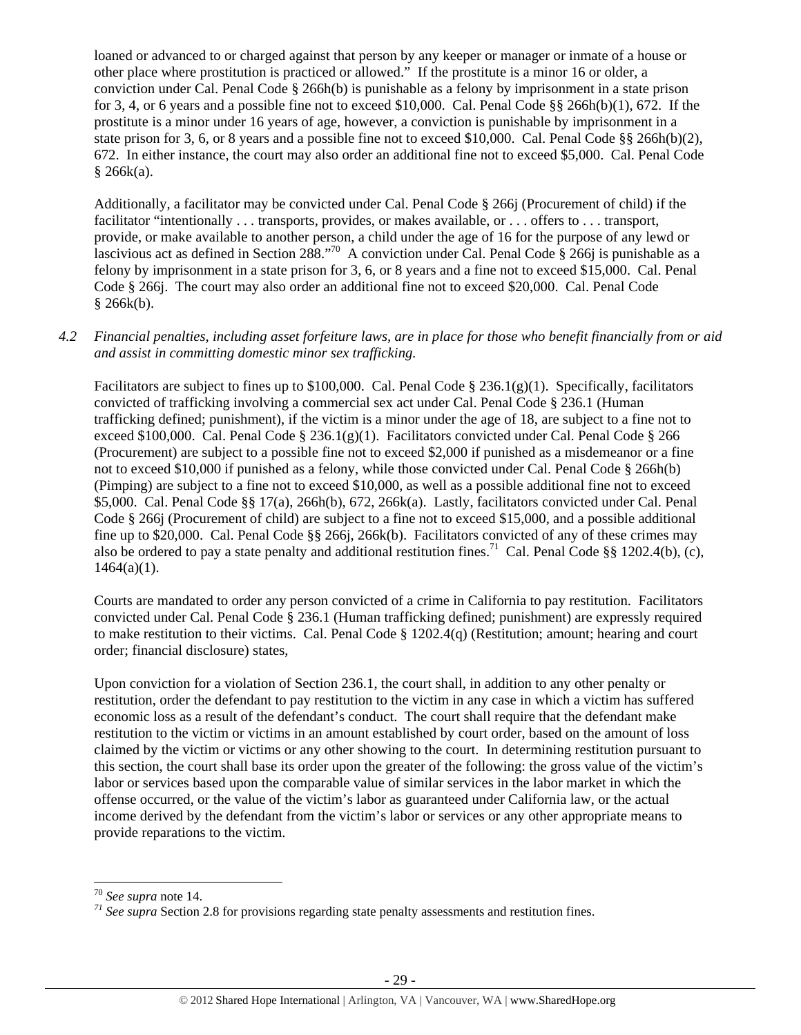loaned or advanced to or charged against that person by any keeper or manager or inmate of a house or other place where prostitution is practiced or allowed." If the prostitute is a minor 16 or older, a conviction under Cal. Penal Code § 266h(b) is punishable as a felony by imprisonment in a state prison for 3, 4, or 6 years and a possible fine not to exceed $10,000. Cal. Penal Code §§ 266h(b)(1), 672. If the prostitute is a minor under 16 years of age, however, a conviction is punishable by imprisonment in a state prison for 3, 6, or 8 years and a possible fine not to exceed $10,000. Cal. Penal Code §§ 266h(b)(2), 672. In either instance, the court may also order an additional fine not to exceed $5,000. Cal. Penal Code § 266k(a).

Additionally, a facilitator may be convicted under Cal. Penal Code § 266j (Procurement of child) if the facilitator "intentionally . . . transports, provides, or makes available, or . . . offers to . . . transport, provide, or make available to another person, a child under the age of 16 for the purpose of any lewd or lascivious act as defined in Section 288."[70] A conviction under Cal. Penal Code § 266j is punishable as a felony by imprisonment in a state prison for 3, 6, or 8 years and a fine not to exceed $15,000. Cal. Penal Code § 266j. The court may also order an additional fine not to exceed $20,000. Cal. Penal Code § 266k(b).

*4.2 Financial penalties, including asset forfeiture laws, are in place for those who benefit financially from or aid and assist in committing domestic minor sex trafficking.*

Facilitators are subject to fines up to $100,000. Cal. Penal Code § 236.1(g)(1). Specifically, facilitators convicted of trafficking involving a commercial sex act under Cal. Penal Code § 236.1 (Human trafficking defined; punishment), if the victim is a minor under the age of 18, are subject to a fine not to exceed $100,000. Cal. Penal Code § 236.1(g)(1). Facilitators convicted under Cal. Penal Code § 266 (Procurement) are subject to a possible fine not to exceed $2,000 if punished as a misdemeanor or a fine not to exceed $10,000 if punished as a felony, while those convicted under Cal. Penal Code § 266h(b) (Pimping) are subject to a fine not to exceed $10,000, as well as a possible additional fine not to exceed $5,000. Cal. Penal Code §§ 17(a), 266h(b), 672, 266k(a). Lastly, facilitators convicted under Cal. Penal Code § 266j (Procurement of child) are subject to a fine not to exceed $15,000, and a possible additional fine up to $20,000. Cal. Penal Code §§ 266j, 266k(b). Facilitators convicted of any of these crimes may also be ordered to pay a state penalty and additional restitution fines.[71] Cal. Penal Code §§ 1202.4(b), (c), 1464(a)(1).

Courts are mandated to order any person convicted of a crime in California to pay restitution. Facilitators convicted under Cal. Penal Code § 236.1 (Human trafficking defined; punishment) are expressly required to make restitution to their victims. Cal. Penal Code § 1202.4(q) (Restitution; amount; hearing and court order; financial disclosure) states,

Upon conviction for a violation of Section 236.1, the court shall, in addition to any other penalty or restitution, order the defendant to pay restitution to the victim in any case in which a victim has suffered economic loss as a result of the defendant's conduct. The court shall require that the defendant make restitution to the victim or victims in an amount established by court order, based on the amount of loss claimed by the victim or victims or any other showing to the court. In determining restitution pursuant to this section, the court shall base its order upon the greater of the following: the gross value of the victim's labor or services based upon the comparable value of similar services in the labor market in which the offense occurred, or the value of the victim's labor as guaranteed under California law, or the actual income derived by the defendant from the victim's labor or services or any other appropriate means to provide reparations to the victim.

---

[70] *See supra* note 14.

[71] *See supra* Section 2.8 for provisions regarding state penalty assessments and restitution fines.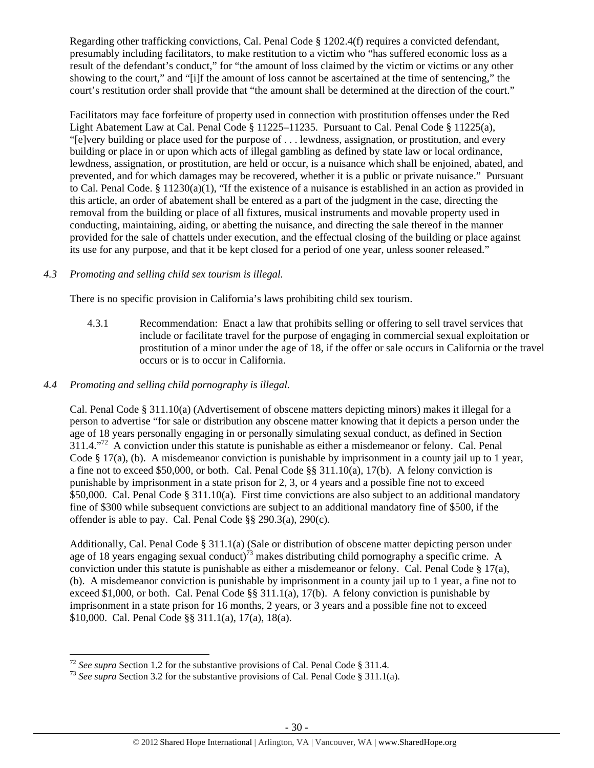Regarding other trafficking convictions, Cal. Penal Code § 1202.4(f) requires a convicted defendant, presumably including facilitators, to make restitution to a victim who "has suffered economic loss as a result of the defendant's conduct," for "the amount of loss claimed by the victim or victims or any other showing to the court," and "[i]f the amount of loss cannot be ascertained at the time of sentencing," the court's restitution order shall provide that "the amount shall be determined at the direction of the court."

Facilitators may face forfeiture of property used in connection with prostitution offenses under the Red Light Abatement Law at Cal. Penal Code § 11225–11235. Pursuant to Cal. Penal Code § 11225(a), "[e]very building or place used for the purpose of . . . lewdness, assignation, or prostitution, and every building or place in or upon which acts of illegal gambling as defined by state law or local ordinance, lewdness, assignation, or prostitution, are held or occur, is a nuisance which shall be enjoined, abated, and prevented, and for which damages may be recovered, whether it is a public or private nuisance." Pursuant to Cal. Penal Code. § 11230(a)(1), "If the existence of a nuisance is established in an action as provided in this article, an order of abatement shall be entered as a part of the judgment in the case, directing the removal from the building or place of all fixtures, musical instruments and movable property used in conducting, maintaining, aiding, or abetting the nuisance, and directing the sale thereof in the manner provided for the sale of chattels under execution, and the effectual closing of the building or place against its use for any purpose, and that it be kept closed for a period of one year, unless sooner released."

*4.3 Promoting and selling child sex tourism is illegal.*

There is no specific provision in California's laws prohibiting child sex tourism.

4.3.1 Recommendation: Enact a law that prohibits selling or offering to sell travel services that include or facilitate travel for the purpose of engaging in commercial sexual exploitation or prostitution of a minor under the age of 18, if the offer or sale occurs in California or the travel occurs or is to occur in California.

*4.4 Promoting and selling child pornography is illegal.*

Cal. Penal Code § 311.10(a) (Advertisement of obscene matters depicting minors) makes it illegal for a person to advertise "for sale or distribution any obscene matter knowing that it depicts a person under the age of 18 years personally engaging in or personally simulating sexual conduct, as defined in Section 311.4."[72] A conviction under this statute is punishable as either a misdemeanor or felony. Cal. Penal Code § 17(a), (b). A misdemeanor conviction is punishable by imprisonment in a county jail up to 1 year, a fine not to exceed $50,000, or both. Cal. Penal Code §§ 311.10(a), 17(b). A felony conviction is punishable by imprisonment in a state prison for 2, 3, or 4 years and a possible fine not to exceed $50,000. Cal. Penal Code § 311.10(a). First time convictions are also subject to an additional mandatory fine of $300 while subsequent convictions are subject to an additional mandatory fine of $500, if the offender is able to pay. Cal. Penal Code §§ 290.3(a), 290(c).

Additionally, Cal. Penal Code § 311.1(a) (Sale or distribution of obscene matter depicting person under age of 18 years engaging sexual conduct)[73] makes distributing child pornography a specific crime. A conviction under this statute is punishable as either a misdemeanor or felony. Cal. Penal Code § 17(a), (b). A misdemeanor conviction is punishable by imprisonment in a county jail up to 1 year, a fine not to exceed $1,000, or both. Cal. Penal Code §§ 311.1(a), 17(b). A felony conviction is punishable by imprisonment in a state prison for 16 months, 2 years, or 3 years and a possible fine not to exceed $10,000. Cal. Penal Code §§ 311.1(a), 17(a), 18(a).

---

[72] *See supra* Section 1.2 for the substantive provisions of Cal. Penal Code § 311.4.

[73] *See supra* Section 3.2 for the substantive provisions of Cal. Penal Code § 311.1(a).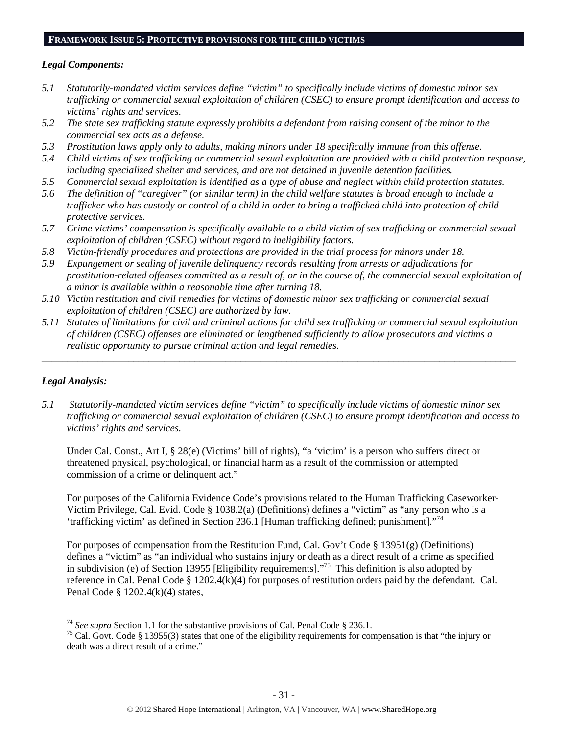## FRAMEWORK ISSUE 5: PROTECTIVE PROVISIONS FOR THE CHILD VICTIMS

### *Legal Components:*

*5.1 Statutorily-mandated victim services define "victim" to specifically include victims of domestic minor sex trafficking or commercial sexual exploitation of children (CSEC) to ensure prompt identification and access to victims' rights and services.*

*5.2 The state sex trafficking statute expressly prohibits a defendant from raising consent of the minor to the commercial sex acts as a defense.*

*5.3 Prostitution laws apply only to adults, making minors under 18 specifically immune from this offense.*

*5.4 Child victims of sex trafficking or commercial sexual exploitation are provided with a child protection response, including specialized shelter and services, and are not detained in juvenile detention facilities.*

*5.5 Commercial sexual exploitation is identified as a type of abuse and neglect within child protection statutes.*

*5.6 The definition of "caregiver" (or similar term) in the child welfare statutes is broad enough to include a trafficker who has custody or control of a child in order to bring a trafficked child into protection of child protective services.*

*5.7 Crime victims' compensation is specifically available to a child victim of sex trafficking or commercial sexual exploitation of children (CSEC) without regard to ineligibility factors.*

*5.8 Victim-friendly procedures and protections are provided in the trial process for minors under 18.*

*5.9 Expungement or sealing of juvenile delinquency records resulting from arrests or adjudications for prostitution-related offenses committed as a result of, or in the course of, the commercial sexual exploitation of a minor is available within a reasonable time after turning 18.*

*5.10 Victim restitution and civil remedies for victims of domestic minor sex trafficking or commercial sexual exploitation of children (CSEC) are authorized by law.*

*5.11 Statutes of limitations for civil and criminal actions for child sex trafficking or commercial sexual exploitation of children (CSEC) offenses are eliminated or lengthened sufficiently to allow prosecutors and victims a realistic opportunity to pursue criminal action and legal remedies.*

---

### *Legal Analysis:*

*5.1 Statutorily-mandated victim services define "victim" to specifically include victims of domestic minor sex trafficking or commercial sexual exploitation of children (CSEC) to ensure prompt identification and access to victims' rights and services.*

Under Cal. Const., Art I, § 28(e) (Victims' bill of rights), "a 'victim' is a person who suffers direct or threatened physical, psychological, or financial harm as a result of the commission or attempted commission of a crime or delinquent act."

For purposes of the California Evidence Code's provisions related to the Human Trafficking Caseworker-Victim Privilege, Cal. Evid. Code § 1038.2(a) (Definitions) defines a "victim" as "any person who is a 'trafficking victim' as defined in Section 236.1 [Human trafficking defined; punishment]."[74]

For purposes of compensation from the Restitution Fund, Cal. Gov't Code § 13951(g) (Definitions) defines a "victim" as "an individual who sustains injury or death as a direct result of a crime as specified in subdivision (e) of Section 13955 [Eligibility requirements]."[75] This definition is also adopted by reference in Cal. Penal Code § 1202.4(k)(4) for purposes of restitution orders paid by the defendant. Cal. Penal Code § 1202.4(k)(4) states,

---

[74] *See supra* Section 1.1 for the substantive provisions of Cal. Penal Code § 236.1.

[75] Cal. Govt. Code § 13955(3) states that one of the eligibility requirements for compensation is that "the injury or death was a direct result of a crime."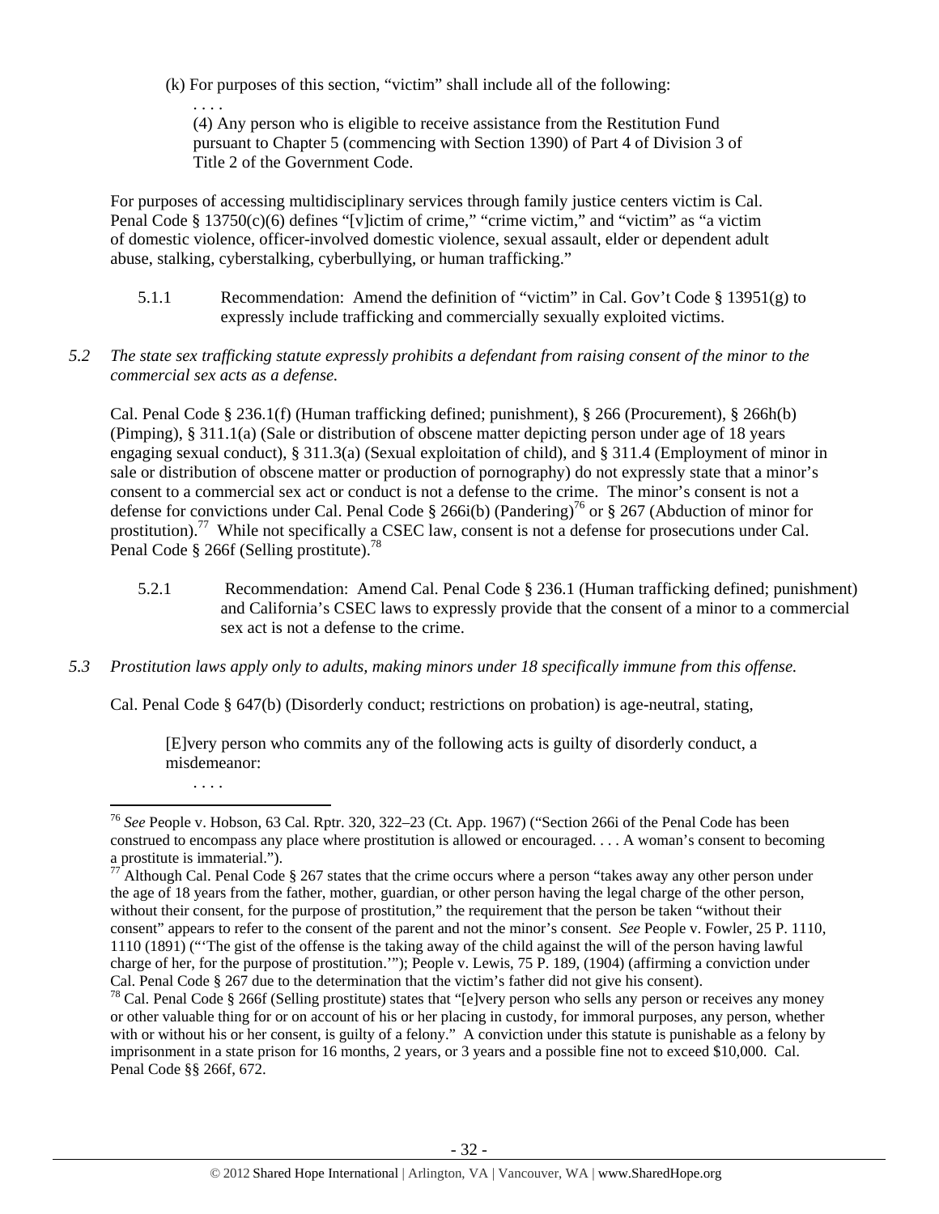(k) For purposes of this section, "victim" shall include all of the following:

. . . .

(4) Any person who is eligible to receive assistance from the Restitution Fund pursuant to Chapter 5 (commencing with Section 1390) of Part 4 of Division 3 of Title 2 of the Government Code.

For purposes of accessing multidisciplinary services through family justice centers victim is Cal. Penal Code § 13750(c)(6) defines "[v]ictim of crime," "crime victim," and "victim" as "a victim of domestic violence, officer-involved domestic violence, sexual assault, elder or dependent adult abuse, stalking, cyberstalking, cyberbullying, or human trafficking."

5.1.1 Recommendation: Amend the definition of "victim" in Cal. Gov't Code § 13951(g) to expressly include trafficking and commercially sexually exploited victims.

*5.2 The state sex trafficking statute expressly prohibits a defendant from raising consent of the minor to the commercial sex acts as a defense.*

Cal. Penal Code § 236.1(f) (Human trafficking defined; punishment), § 266 (Procurement), § 266h(b) (Pimping), § 311.1(a) (Sale or distribution of obscene matter depicting person under age of 18 years engaging sexual conduct), § 311.3(a) (Sexual exploitation of child), and § 311.4 (Employment of minor in sale or distribution of obscene matter or production of pornography) do not expressly state that a minor's consent to a commercial sex act or conduct is not a defense to the crime. The minor's consent is not a defense for convictions under Cal. Penal Code § 266i(b) (Pandering)[76] or § 267 (Abduction of minor for prostitution).[77] While not specifically a CSEC law, consent is not a defense for prosecutions under Cal. Penal Code § 266f (Selling prostitute).[78]

5.2.1 Recommendation: Amend Cal. Penal Code § 236.1 (Human trafficking defined; punishment) and California's CSEC laws to expressly provide that the consent of a minor to a commercial sex act is not a defense to the crime.

*5.3 Prostitution laws apply only to adults, making minors under 18 specifically immune from this offense.*

Cal. Penal Code § 647(b) (Disorderly conduct; restrictions on probation) is age-neutral, stating,

> [E]very person who commits any of the following acts is guilty of disorderly conduct, a misdemeanor:
>
> . . . .

---

[76] *See* People v. Hobson, 63 Cal. Rptr. 320, 322–23 (Ct. App. 1967) ("Section 266i of the Penal Code has been construed to encompass any place where prostitution is allowed or encouraged. . . . A woman's consent to becoming a prostitute is immaterial.").

[77] Although Cal. Penal Code § 267 states that the crime occurs where a person "takes away any other person under the age of 18 years from the father, mother, guardian, or other person having the legal charge of the other person, without their consent, for the purpose of prostitution," the requirement that the person be taken "without their consent" appears to refer to the consent of the parent and not the minor's consent. *See* People v. Fowler, 25 P. 1110, 1110 (1891) ("'The gist of the offense is the taking away of the child against the will of the person having lawful charge of her, for the purpose of prostitution.'"); People v. Lewis, 75 P. 189, (1904) (affirming a conviction under Cal. Penal Code § 267 due to the determination that the victim's father did not give his consent).

[78] Cal. Penal Code § 266f (Selling prostitute) states that "[e]very person who sells any person or receives any money or other valuable thing for or on account of his or her placing in custody, for immoral purposes, any person, whether with or without his or her consent, is guilty of a felony." A conviction under this statute is punishable as a felony by imprisonment in a state prison for 16 months, 2 years, or 3 years and a possible fine not to exceed $10,000. Cal. Penal Code §§ 266f, 672.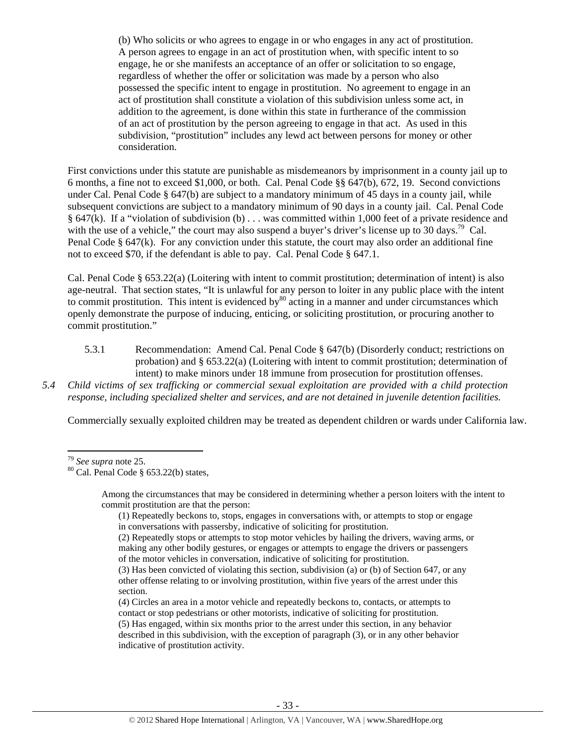> (b) Who solicits or who agrees to engage in or who engages in any act of prostitution. A person agrees to engage in an act of prostitution when, with specific intent to so engage, he or she manifests an acceptance of an offer or solicitation to so engage, regardless of whether the offer or solicitation was made by a person who also possessed the specific intent to engage in prostitution. No agreement to engage in an act of prostitution shall constitute a violation of this subdivision unless some act, in addition to the agreement, is done within this state in furtherance of the commission of an act of prostitution by the person agreeing to engage in that act. As used in this subdivision, "prostitution" includes any lewd act between persons for money or other consideration.

First convictions under this statute are punishable as misdemeanors by imprisonment in a county jail up to 6 months, a fine not to exceed $1,000, or both. Cal. Penal Code §§ 647(b), 672, 19. Second convictions under Cal. Penal Code § 647(b) are subject to a mandatory minimum of 45 days in a county jail, while subsequent convictions are subject to a mandatory minimum of 90 days in a county jail. Cal. Penal Code § 647(k). If a "violation of subdivision (b) . . . was committed within 1,000 feet of a private residence and with the use of a vehicle," the court may also suspend a buyer's driver's license up to 30 days.[79] Cal. Penal Code § 647(k). For any conviction under this statute, the court may also order an additional fine not to exceed $70, if the defendant is able to pay. Cal. Penal Code § 647.1.

Cal. Penal Code § 653.22(a) (Loitering with intent to commit prostitution; determination of intent) is also age-neutral. That section states, "It is unlawful for any person to loiter in any public place with the intent to commit prostitution. This intent is evidenced by[80] acting in a manner and under circumstances which openly demonstrate the purpose of inducing, enticing, or soliciting prostitution, or procuring another to commit prostitution."

5.3.1 Recommendation: Amend Cal. Penal Code § 647(b) (Disorderly conduct; restrictions on probation) and § 653.22(a) (Loitering with intent to commit prostitution; determination of intent) to make minors under 18 immune from prosecution for prostitution offenses.

*5.4 Child victims of sex trafficking or commercial sexual exploitation are provided with a child protection response, including specialized shelter and services, and are not detained in juvenile detention facilities.*

Commercially sexually exploited children may be treated as dependent children or wards under California law.

---

[79] *See supra* note 25.

[80] Cal. Penal Code § 653.22(b) states,

> Among the circumstances that may be considered in determining whether a person loiters with the intent to commit prostitution are that the person:
>
> (1) Repeatedly beckons to, stops, engages in conversations with, or attempts to stop or engage in conversations with passersby, indicative of soliciting for prostitution.
>
> (2) Repeatedly stops or attempts to stop motor vehicles by hailing the drivers, waving arms, or making any other bodily gestures, or engages or attempts to engage the drivers or passengers of the motor vehicles in conversation, indicative of soliciting for prostitution.
>
> (3) Has been convicted of violating this section, subdivision (a) or (b) of Section 647, or any other offense relating to or involving prostitution, within five years of the arrest under this section.
>
> (4) Circles an area in a motor vehicle and repeatedly beckons to, contacts, or attempts to contact or stop pedestrians or other motorists, indicative of soliciting for prostitution.
>
> (5) Has engaged, within six months prior to the arrest under this section, in any behavior described in this subdivision, with the exception of paragraph (3), or in any other behavior indicative of prostitution activity.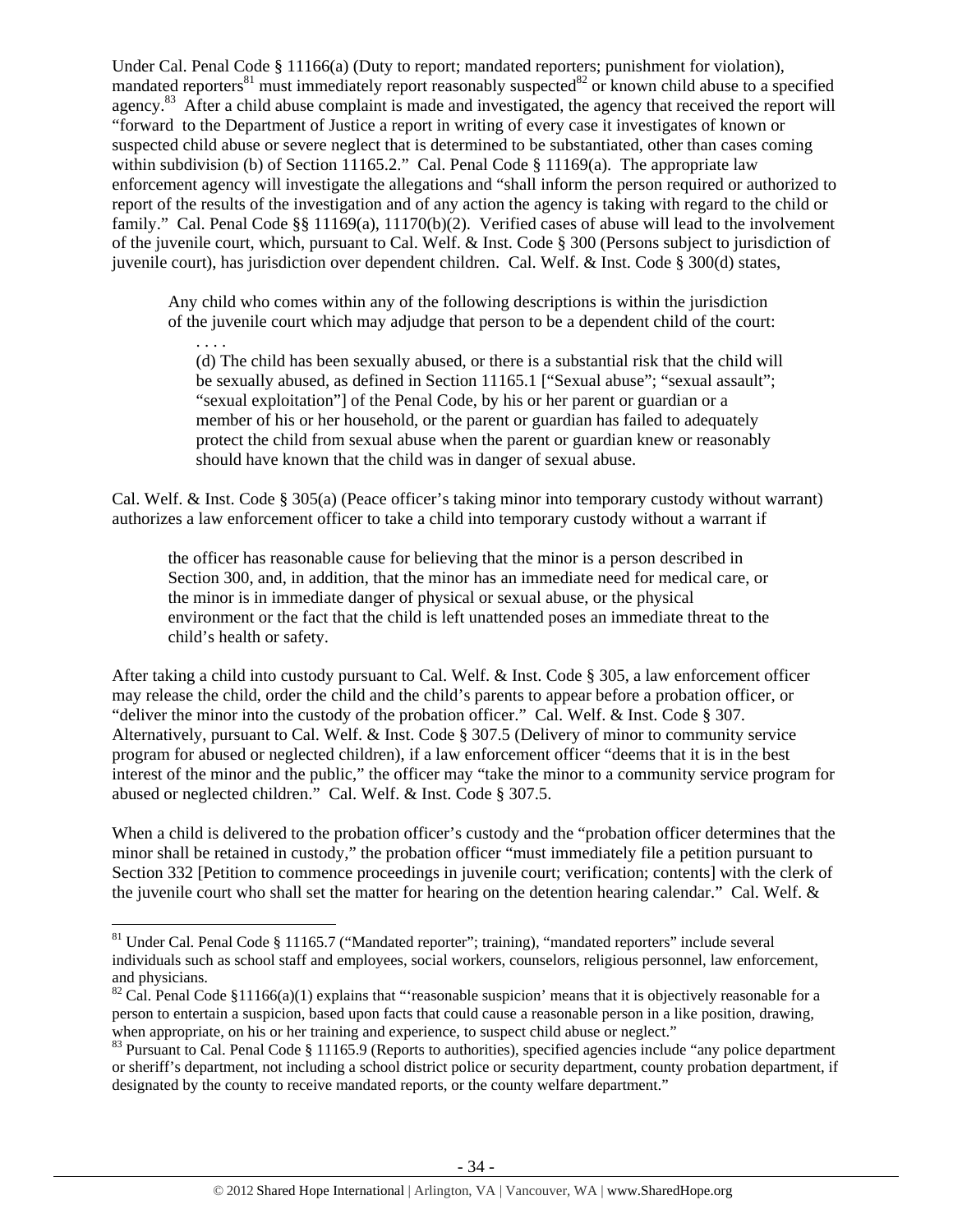Under Cal. Penal Code § 11166(a) (Duty to report; mandated reporters; punishment for violation), mandated reporters[81] must immediately report reasonably suspected[82] or known child abuse to a specified agency.[83] After a child abuse complaint is made and investigated, the agency that received the report will "forward to the Department of Justice a report in writing of every case it investigates of known or suspected child abuse or severe neglect that is determined to be substantiated, other than cases coming within subdivision (b) of Section 11165.2." Cal. Penal Code § 11169(a). The appropriate law enforcement agency will investigate the allegations and "shall inform the person required or authorized to report of the results of the investigation and of any action the agency is taking with regard to the child or family." Cal. Penal Code §§ 11169(a), 11170(b)(2). Verified cases of abuse will lead to the involvement of the juvenile court, which, pursuant to Cal. Welf. & Inst. Code § 300 (Persons subject to jurisdiction of juvenile court), has jurisdiction over dependent children. Cal. Welf. & Inst. Code § 300(d) states,

> Any child who comes within any of the following descriptions is within the jurisdiction of the juvenile court which may adjudge that person to be a dependent child of the court:
>
> . . . .
>
> (d) The child has been sexually abused, or there is a substantial risk that the child will be sexually abused, as defined in Section 11165.1 ["Sexual abuse"; "sexual assault"; "sexual exploitation"] of the Penal Code, by his or her parent or guardian or a member of his or her household, or the parent or guardian has failed to adequately protect the child from sexual abuse when the parent or guardian knew or reasonably should have known that the child was in danger of sexual abuse.

Cal. Welf. & Inst. Code § 305(a) (Peace officer's taking minor into temporary custody without warrant) authorizes a law enforcement officer to take a child into temporary custody without a warrant if

> the officer has reasonable cause for believing that the minor is a person described in Section 300, and, in addition, that the minor has an immediate need for medical care, or the minor is in immediate danger of physical or sexual abuse, or the physical environment or the fact that the child is left unattended poses an immediate threat to the child's health or safety.

After taking a child into custody pursuant to Cal. Welf. & Inst. Code § 305, a law enforcement officer may release the child, order the child and the child's parents to appear before a probation officer, or "deliver the minor into the custody of the probation officer." Cal. Welf. & Inst. Code § 307. Alternatively, pursuant to Cal. Welf. & Inst. Code § 307.5 (Delivery of minor to community service program for abused or neglected children), if a law enforcement officer "deems that it is in the best interest of the minor and the public," the officer may "take the minor to a community service program for abused or neglected children." Cal. Welf. & Inst. Code § 307.5.

When a child is delivered to the probation officer's custody and the "probation officer determines that the minor shall be retained in custody," the probation officer "must immediately file a petition pursuant to Section 332 [Petition to commence proceedings in juvenile court; verification; contents] with the clerk of the juvenile court who shall set the matter for hearing on the detention hearing calendar." Cal. Welf. &

---

[81] Under Cal. Penal Code § 11165.7 ("Mandated reporter"; training), "mandated reporters" include several individuals such as school staff and employees, social workers, counselors, religious personnel, law enforcement, and physicians.

[82] Cal. Penal Code §11166(a)(1) explains that "'reasonable suspicion' means that it is objectively reasonable for a person to entertain a suspicion, based upon facts that could cause a reasonable person in a like position, drawing, when appropriate, on his or her training and experience, to suspect child abuse or neglect."

[83] Pursuant to Cal. Penal Code § 11165.9 (Reports to authorities), specified agencies include "any police department or sheriff's department, not including a school district police or security department, county probation department, if designated by the county to receive mandated reports, or the county welfare department."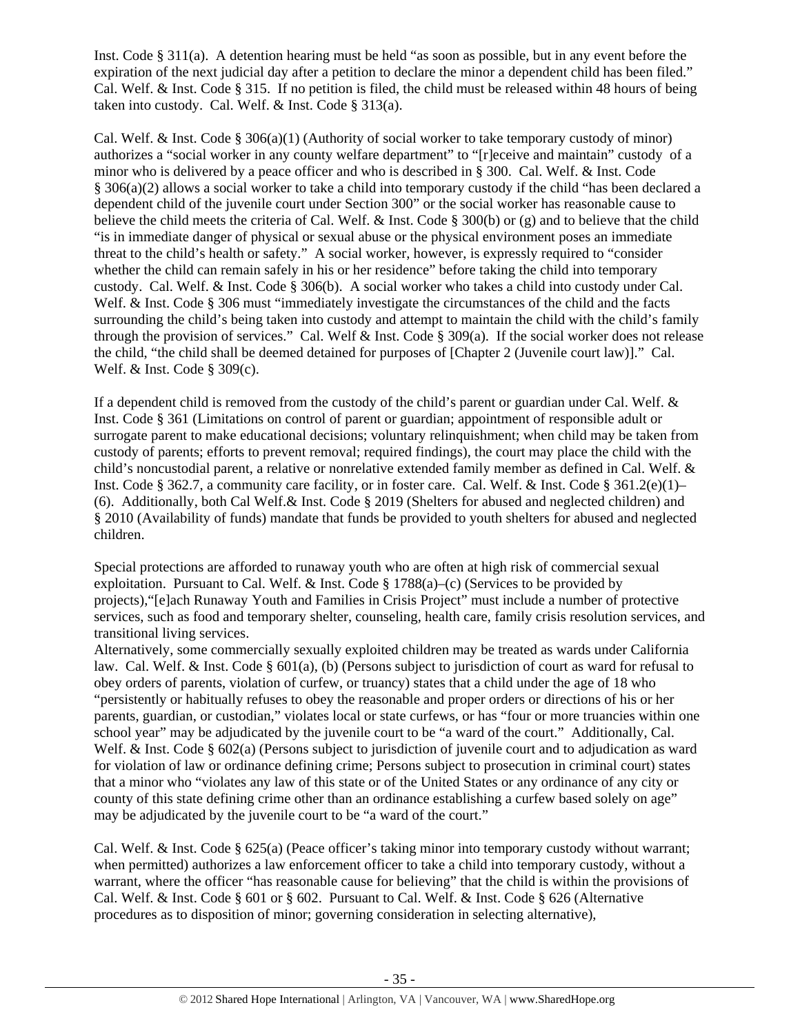Inst. Code § 311(a). A detention hearing must be held "as soon as possible, but in any event before the expiration of the next judicial day after a petition to declare the minor a dependent child has been filed." Cal. Welf. & Inst. Code § 315. If no petition is filed, the child must be released within 48 hours of being taken into custody. Cal. Welf. & Inst. Code § 313(a).

Cal. Welf. & Inst. Code § 306(a)(1) (Authority of social worker to take temporary custody of minor) authorizes a "social worker in any county welfare department" to "[r]eceive and maintain" custody of a minor who is delivered by a peace officer and who is described in § 300. Cal. Welf. & Inst. Code § 306(a)(2) allows a social worker to take a child into temporary custody if the child "has been declared a dependent child of the juvenile court under Section 300" or the social worker has reasonable cause to believe the child meets the criteria of Cal. Welf. & Inst. Code § 300(b) or (g) and to believe that the child "is in immediate danger of physical or sexual abuse or the physical environment poses an immediate threat to the child's health or safety." A social worker, however, is expressly required to "consider whether the child can remain safely in his or her residence" before taking the child into temporary custody. Cal. Welf. & Inst. Code § 306(b). A social worker who takes a child into custody under Cal. Welf. & Inst. Code § 306 must "immediately investigate the circumstances of the child and the facts surrounding the child's being taken into custody and attempt to maintain the child with the child's family through the provision of services." Cal. Welf & Inst. Code § 309(a). If the social worker does not release the child, "the child shall be deemed detained for purposes of [Chapter 2 (Juvenile court law)]." Cal. Welf. & Inst. Code § 309(c).

If a dependent child is removed from the custody of the child's parent or guardian under Cal. Welf. & Inst. Code § 361 (Limitations on control of parent or guardian; appointment of responsible adult or surrogate parent to make educational decisions; voluntary relinquishment; when child may be taken from custody of parents; efforts to prevent removal; required findings), the court may place the child with the child's noncustodial parent, a relative or nonrelative extended family member as defined in Cal. Welf. & Inst. Code § 362.7, a community care facility, or in foster care. Cal. Welf. & Inst. Code § 361.2(e)(1)–(6). Additionally, both Cal Welf.& Inst. Code § 2019 (Shelters for abused and neglected children) and § 2010 (Availability of funds) mandate that funds be provided to youth shelters for abused and neglected children.

Special protections are afforded to runaway youth who are often at high risk of commercial sexual exploitation. Pursuant to Cal. Welf. & Inst. Code § 1788(a)–(c) (Services to be provided by projects),"[e]ach Runaway Youth and Families in Crisis Project" must include a number of protective services, such as food and temporary shelter, counseling, health care, family crisis resolution services, and transitional living services.

Alternatively, some commercially sexually exploited children may be treated as wards under California law. Cal. Welf. & Inst. Code § 601(a), (b) (Persons subject to jurisdiction of court as ward for refusal to obey orders of parents, violation of curfew, or truancy) states that a child under the age of 18 who "persistently or habitually refuses to obey the reasonable and proper orders or directions of his or her parents, guardian, or custodian," violates local or state curfews, or has "four or more truancies within one school year" may be adjudicated by the juvenile court to be "a ward of the court." Additionally, Cal. Welf. & Inst. Code § 602(a) (Persons subject to jurisdiction of juvenile court and to adjudication as ward for violation of law or ordinance defining crime; Persons subject to prosecution in criminal court) states that a minor who "violates any law of this state or of the United States or any ordinance of any city or county of this state defining crime other than an ordinance establishing a curfew based solely on age" may be adjudicated by the juvenile court to be "a ward of the court."

Cal. Welf. & Inst. Code § 625(a) (Peace officer's taking minor into temporary custody without warrant; when permitted) authorizes a law enforcement officer to take a child into temporary custody, without a warrant, where the officer "has reasonable cause for believing" that the child is within the provisions of Cal. Welf. & Inst. Code § 601 or § 602. Pursuant to Cal. Welf. & Inst. Code § 626 (Alternative procedures as to disposition of minor; governing consideration in selecting alternative),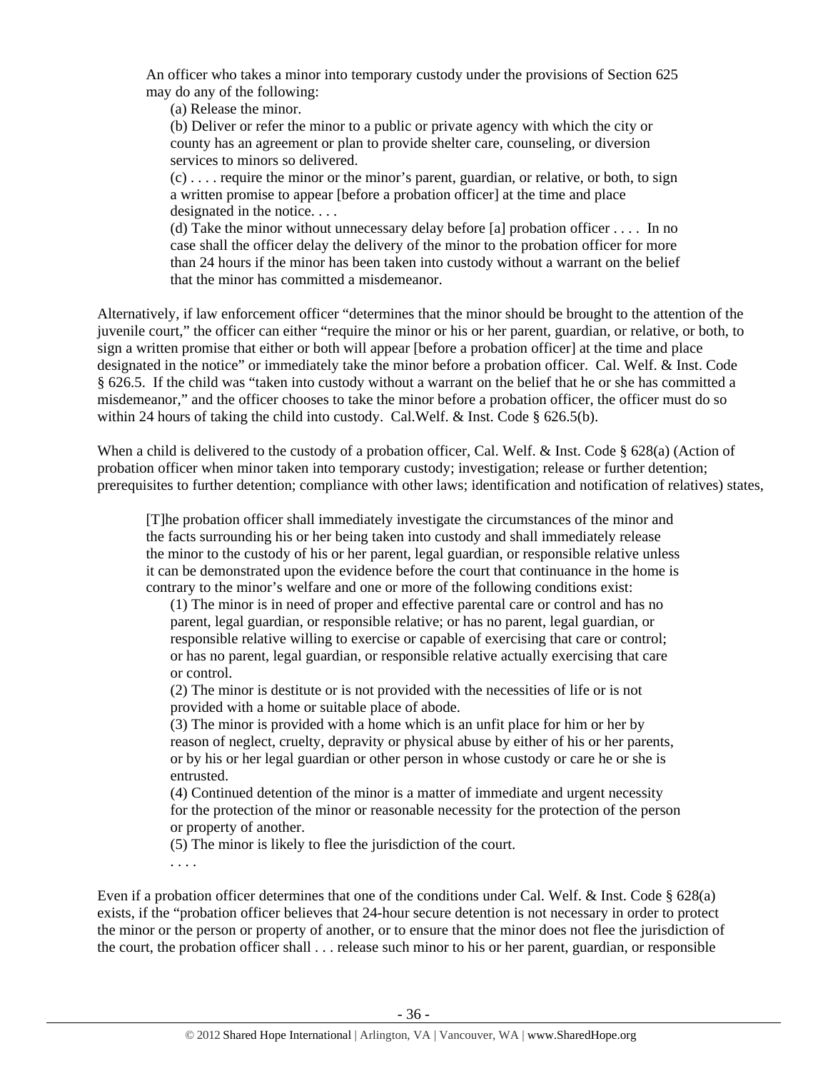> An officer who takes a minor into temporary custody under the provisions of Section 625 may do any of the following:
>
> (a) Release the minor.
>
> (b) Deliver or refer the minor to a public or private agency with which the city or county has an agreement or plan to provide shelter care, counseling, or diversion services to minors so delivered.
>
> (c) . . . . require the minor or the minor's parent, guardian, or relative, or both, to sign a written promise to appear [before a probation officer] at the time and place designated in the notice. . . .
>
> (d) Take the minor without unnecessary delay before [a] probation officer . . . . In no case shall the officer delay the delivery of the minor to the probation officer for more than 24 hours if the minor has been taken into custody without a warrant on the belief that the minor has committed a misdemeanor.

Alternatively, if law enforcement officer "determines that the minor should be brought to the attention of the juvenile court," the officer can either "require the minor or his or her parent, guardian, or relative, or both, to sign a written promise that either or both will appear [before a probation officer] at the time and place designated in the notice" or immediately take the minor before a probation officer. Cal. Welf. & Inst. Code § 626.5. If the child was "taken into custody without a warrant on the belief that he or she has committed a misdemeanor," and the officer chooses to take the minor before a probation officer, the officer must do so within 24 hours of taking the child into custody. Cal.Welf. & Inst. Code § 626.5(b).

When a child is delivered to the custody of a probation officer, Cal. Welf. & Inst. Code § 628(a) (Action of probation officer when minor taken into temporary custody; investigation; release or further detention; prerequisites to further detention; compliance with other laws; identification and notification of relatives) states,

> [T]he probation officer shall immediately investigate the circumstances of the minor and the facts surrounding his or her being taken into custody and shall immediately release the minor to the custody of his or her parent, legal guardian, or responsible relative unless it can be demonstrated upon the evidence before the court that continuance in the home is contrary to the minor's welfare and one or more of the following conditions exist:
>
> (1) The minor is in need of proper and effective parental care or control and has no parent, legal guardian, or responsible relative; or has no parent, legal guardian, or responsible relative willing to exercise or capable of exercising that care or control; or has no parent, legal guardian, or responsible relative actually exercising that care or control.
>
> (2) The minor is destitute or is not provided with the necessities of life or is not provided with a home or suitable place of abode.
>
> (3) The minor is provided with a home which is an unfit place for him or her by reason of neglect, cruelty, depravity or physical abuse by either of his or her parents, or by his or her legal guardian or other person in whose custody or care he or she is entrusted.
>
> (4) Continued detention of the minor is a matter of immediate and urgent necessity for the protection of the minor or reasonable necessity for the protection of the person or property of another.
>
> (5) The minor is likely to flee the jurisdiction of the court.
>
> . . . .

Even if a probation officer determines that one of the conditions under Cal. Welf. & Inst. Code § 628(a) exists, if the "probation officer believes that 24-hour secure detention is not necessary in order to protect the minor or the person or property of another, or to ensure that the minor does not flee the jurisdiction of the court, the probation officer shall . . . release such minor to his or her parent, guardian, or responsible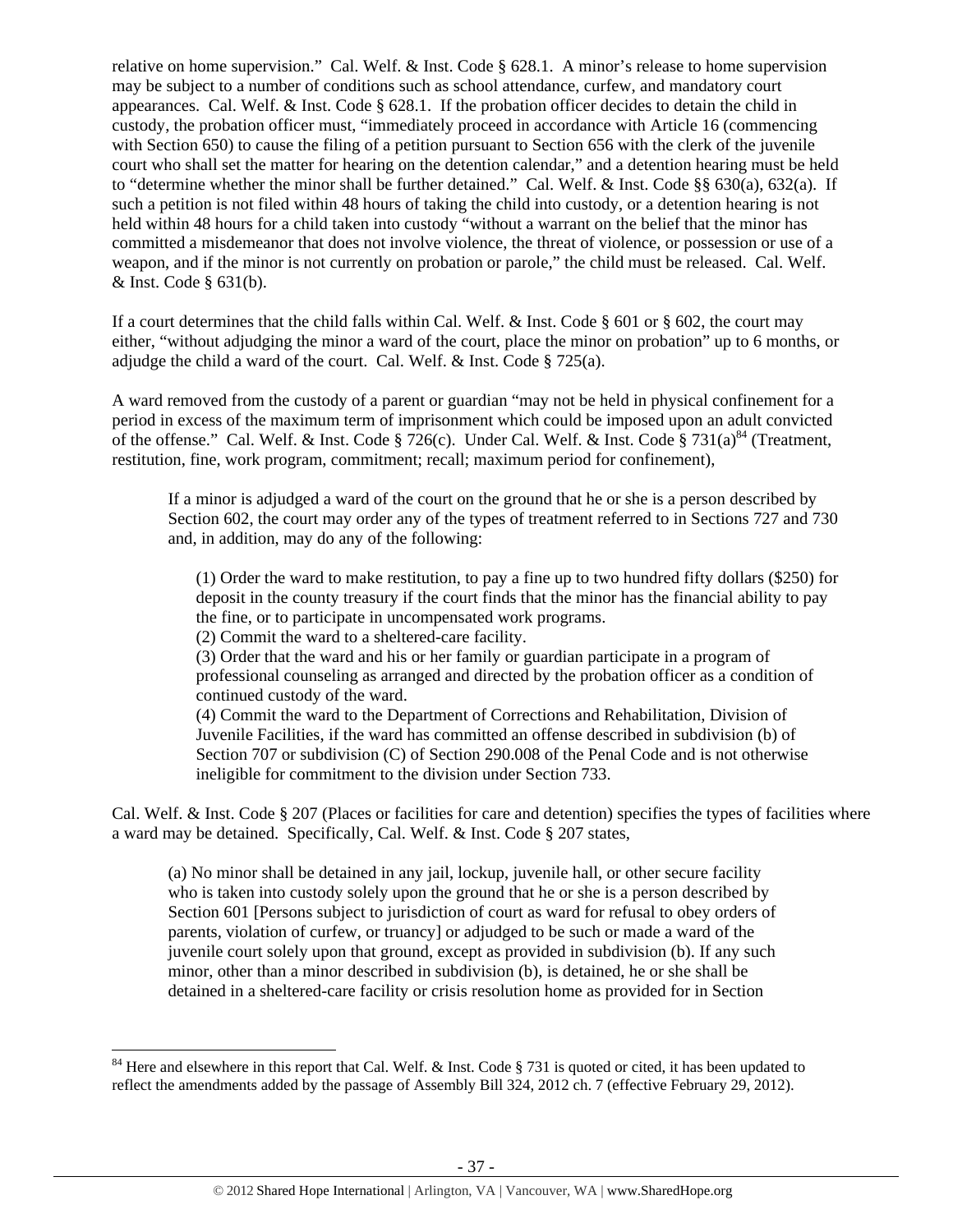relative on home supervision." Cal. Welf. & Inst. Code § 628.1. A minor's release to home supervision may be subject to a number of conditions such as school attendance, curfew, and mandatory court appearances. Cal. Welf. & Inst. Code § 628.1. If the probation officer decides to detain the child in custody, the probation officer must, "immediately proceed in accordance with Article 16 (commencing with Section 650) to cause the filing of a petition pursuant to Section 656 with the clerk of the juvenile court who shall set the matter for hearing on the detention calendar," and a detention hearing must be held to "determine whether the minor shall be further detained." Cal. Welf. & Inst. Code §§ 630(a), 632(a). If such a petition is not filed within 48 hours of taking the child into custody, or a detention hearing is not held within 48 hours for a child taken into custody "without a warrant on the belief that the minor has committed a misdemeanor that does not involve violence, the threat of violence, or possession or use of a weapon, and if the minor is not currently on probation or parole," the child must be released. Cal. Welf. & Inst. Code § 631(b).

If a court determines that the child falls within Cal. Welf. & Inst. Code § 601 or § 602, the court may either, "without adjudging the minor a ward of the court, place the minor on probation" up to 6 months, or adjudge the child a ward of the court. Cal. Welf. & Inst. Code § 725(a).

A ward removed from the custody of a parent or guardian "may not be held in physical confinement for a period in excess of the maximum term of imprisonment which could be imposed upon an adult convicted of the offense." Cal. Welf. & Inst. Code § 726(c). Under Cal. Welf. & Inst. Code § 731(a)[84] (Treatment, restitution, fine, work program, commitment; recall; maximum period for confinement),

> If a minor is adjudged a ward of the court on the ground that he or she is a person described by Section 602, the court may order any of the types of treatment referred to in Sections 727 and 730 and, in addition, may do any of the following:
>
> (1) Order the ward to make restitution, to pay a fine up to two hundred fifty dollars ($250) for deposit in the county treasury if the court finds that the minor has the financial ability to pay the fine, or to participate in uncompensated work programs.
> (2) Commit the ward to a sheltered-care facility.
> (3) Order that the ward and his or her family or guardian participate in a program of professional counseling as arranged and directed by the probation officer as a condition of continued custody of the ward.
> (4) Commit the ward to the Department of Corrections and Rehabilitation, Division of Juvenile Facilities, if the ward has committed an offense described in subdivision (b) of Section 707 or subdivision (C) of Section 290.008 of the Penal Code and is not otherwise ineligible for commitment to the division under Section 733.

Cal. Welf. & Inst. Code § 207 (Places or facilities for care and detention) specifies the types of facilities where a ward may be detained. Specifically, Cal. Welf. & Inst. Code § 207 states,

> (a) No minor shall be detained in any jail, lockup, juvenile hall, or other secure facility who is taken into custody solely upon the ground that he or she is a person described by Section 601 [Persons subject to jurisdiction of court as ward for refusal to obey orders of parents, violation of curfew, or truancy] or adjudged to be such or made a ward of the juvenile court solely upon that ground, except as provided in subdivision (b). If any such minor, other than a minor described in subdivision (b), is detained, he or she shall be detained in a sheltered-care facility or crisis resolution home as provided for in Section

---

[84] Here and elsewhere in this report that Cal. Welf. & Inst. Code § 731 is quoted or cited, it has been updated to reflect the amendments added by the passage of Assembly Bill 324, 2012 ch. 7 (effective February 29, 2012).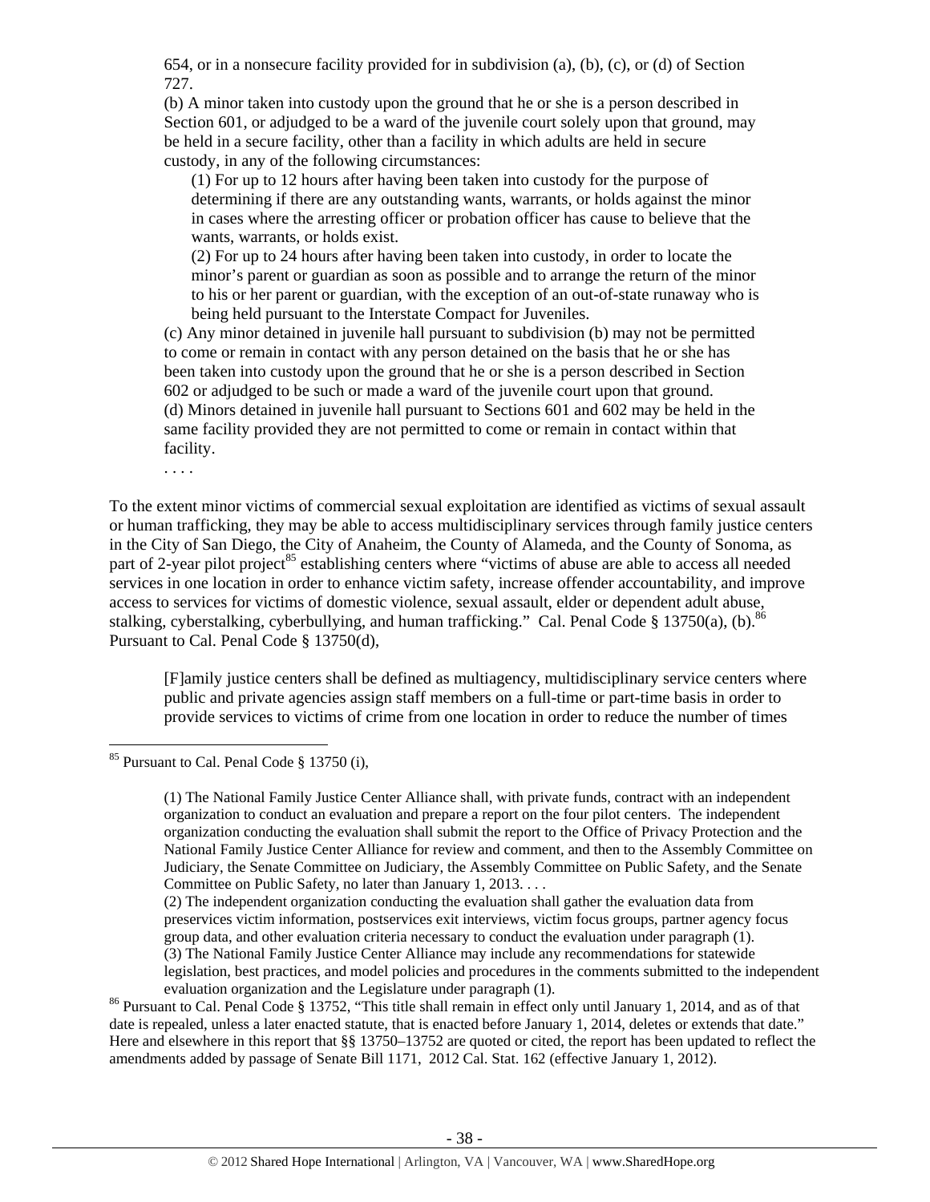654, or in a nonsecure facility provided for in subdivision (a), (b), (c), or (d) of Section 727.

(b) A minor taken into custody upon the ground that he or she is a person described in Section 601, or adjudged to be a ward of the juvenile court solely upon that ground, may be held in a secure facility, other than a facility in which adults are held in secure custody, in any of the following circumstances:

> (1) For up to 12 hours after having been taken into custody for the purpose of determining if there are any outstanding wants, warrants, or holds against the minor in cases where the arresting officer or probation officer has cause to believe that the wants, warrants, or holds exist.
>
> (2) For up to 24 hours after having been taken into custody, in order to locate the minor's parent or guardian as soon as possible and to arrange the return of the minor to his or her parent or guardian, with the exception of an out-of-state runaway who is being held pursuant to the Interstate Compact for Juveniles.

(c) Any minor detained in juvenile hall pursuant to subdivision (b) may not be permitted to come or remain in contact with any person detained on the basis that he or she has been taken into custody upon the ground that he or she is a person described in Section 602 or adjudged to be such or made a ward of the juvenile court upon that ground.

(d) Minors detained in juvenile hall pursuant to Sections 601 and 602 may be held in the same facility provided they are not permitted to come or remain in contact within that facility.

. . . .

To the extent minor victims of commercial sexual exploitation are identified as victims of sexual assault or human trafficking, they may be able to access multidisciplinary services through family justice centers in the City of San Diego, the City of Anaheim, the County of Alameda, and the County of Sonoma, as part of 2-year pilot project[85] establishing centers where "victims of abuse are able to access all needed services in one location in order to enhance victim safety, increase offender accountability, and improve access to services for victims of domestic violence, sexual assault, elder or dependent adult abuse, stalking, cyberstalking, cyberbullying, and human trafficking." Cal. Penal Code § 13750(a), (b).[86] Pursuant to Cal. Penal Code § 13750(d),

> [F]amily justice centers shall be defined as multiagency, multidisciplinary service centers where public and private agencies assign staff members on a full-time or part-time basis in order to provide services to victims of crime from one location in order to reduce the number of times

---

[85] Pursuant to Cal. Penal Code § 13750 (i),

> (1) The National Family Justice Center Alliance shall, with private funds, contract with an independent organization to conduct an evaluation and prepare a report on the four pilot centers. The independent organization conducting the evaluation shall submit the report to the Office of Privacy Protection and the National Family Justice Center Alliance for review and comment, and then to the Assembly Committee on Judiciary, the Senate Committee on Judiciary, the Assembly Committee on Public Safety, and the Senate Committee on Public Safety, no later than January 1, 2013. . . .
>
> (2) The independent organization conducting the evaluation shall gather the evaluation data from preservices victim information, postservices exit interviews, victim focus groups, partner agency focus group data, and other evaluation criteria necessary to conduct the evaluation under paragraph (1).
>
> (3) The National Family Justice Center Alliance may include any recommendations for statewide legislation, best practices, and model policies and procedures in the comments submitted to the independent evaluation organization and the Legislature under paragraph (1).

[86] Pursuant to Cal. Penal Code § 13752, "This title shall remain in effect only until January 1, 2014, and as of that date is repealed, unless a later enacted statute, that is enacted before January 1, 2014, deletes or extends that date." Here and elsewhere in this report that §§ 13750–13752 are quoted or cited, the report has been updated to reflect the amendments added by passage of Senate Bill 1171, 2012 Cal. Stat. 162 (effective January 1, 2012).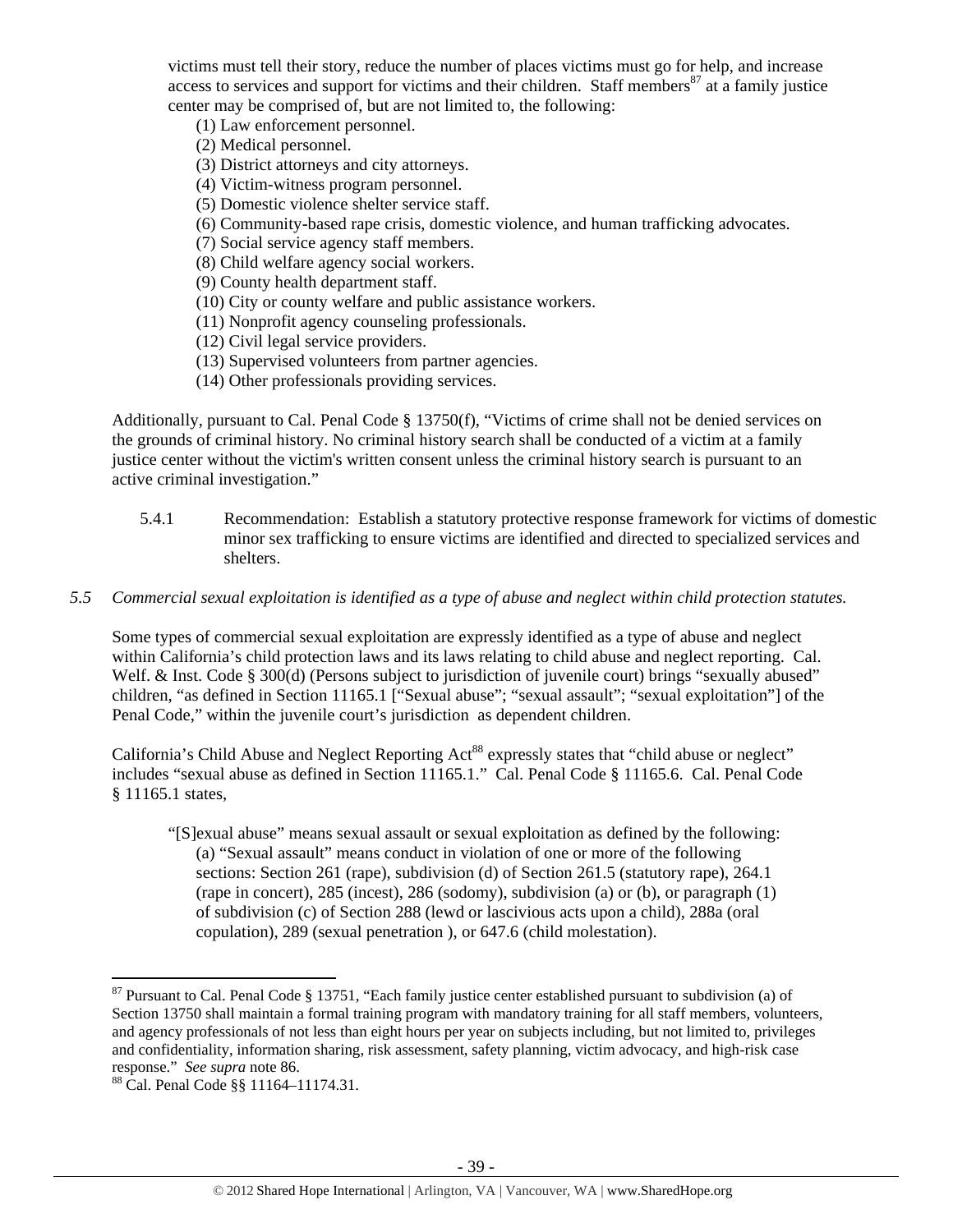victims must tell their story, reduce the number of places victims must go for help, and increase access to services and support for victims and their children. Staff members[87] at a family justice center may be comprised of, but are not limited to, the following:

(1) Law enforcement personnel.
(2) Medical personnel.
(3) District attorneys and city attorneys.
(4) Victim-witness program personnel.
(5) Domestic violence shelter service staff.
(6) Community-based rape crisis, domestic violence, and human trafficking advocates.
(7) Social service agency staff members.
(8) Child welfare agency social workers.
(9) County health department staff.
(10) City or county welfare and public assistance workers.
(11) Nonprofit agency counseling professionals.
(12) Civil legal service providers.
(13) Supervised volunteers from partner agencies.
(14) Other professionals providing services.

Additionally, pursuant to Cal. Penal Code § 13750(f), "Victims of crime shall not be denied services on the grounds of criminal history. No criminal history search shall be conducted of a victim at a family justice center without the victim's written consent unless the criminal history search is pursuant to an active criminal investigation."

5.4.1 Recommendation: Establish a statutory protective response framework for victims of domestic minor sex trafficking to ensure victims are identified and directed to specialized services and shelters.

*5.5 Commercial sexual exploitation is identified as a type of abuse and neglect within child protection statutes.*

Some types of commercial sexual exploitation are expressly identified as a type of abuse and neglect within California's child protection laws and its laws relating to child abuse and neglect reporting. Cal. Welf. & Inst. Code § 300(d) (Persons subject to jurisdiction of juvenile court) brings "sexually abused" children, "as defined in Section 11165.1 ["Sexual abuse"; "sexual assault"; "sexual exploitation"] of the Penal Code," within the juvenile court's jurisdiction as dependent children.

California's Child Abuse and Neglect Reporting Act[88] expressly states that "child abuse or neglect" includes "sexual abuse as defined in Section 11165.1." Cal. Penal Code § 11165.6. Cal. Penal Code § 11165.1 states,

> "[S]exual abuse" means sexual assault or sexual exploitation as defined by the following:
> (a) "Sexual assault" means conduct in violation of one or more of the following sections: Section 261 (rape), subdivision (d) of Section 261.5 (statutory rape), 264.1 (rape in concert), 285 (incest), 286 (sodomy), subdivision (a) or (b), or paragraph (1) of subdivision (c) of Section 288 (lewd or lascivious acts upon a child), 288a (oral copulation), 289 (sexual penetration ), or 647.6 (child molestation).

---

[87] Pursuant to Cal. Penal Code § 13751, "Each family justice center established pursuant to subdivision (a) of Section 13750 shall maintain a formal training program with mandatory training for all staff members, volunteers, and agency professionals of not less than eight hours per year on subjects including, but not limited to, privileges and confidentiality, information sharing, risk assessment, safety planning, victim advocacy, and high-risk case response." *See supra* note 86.

[88] Cal. Penal Code §§ 11164–11174.31.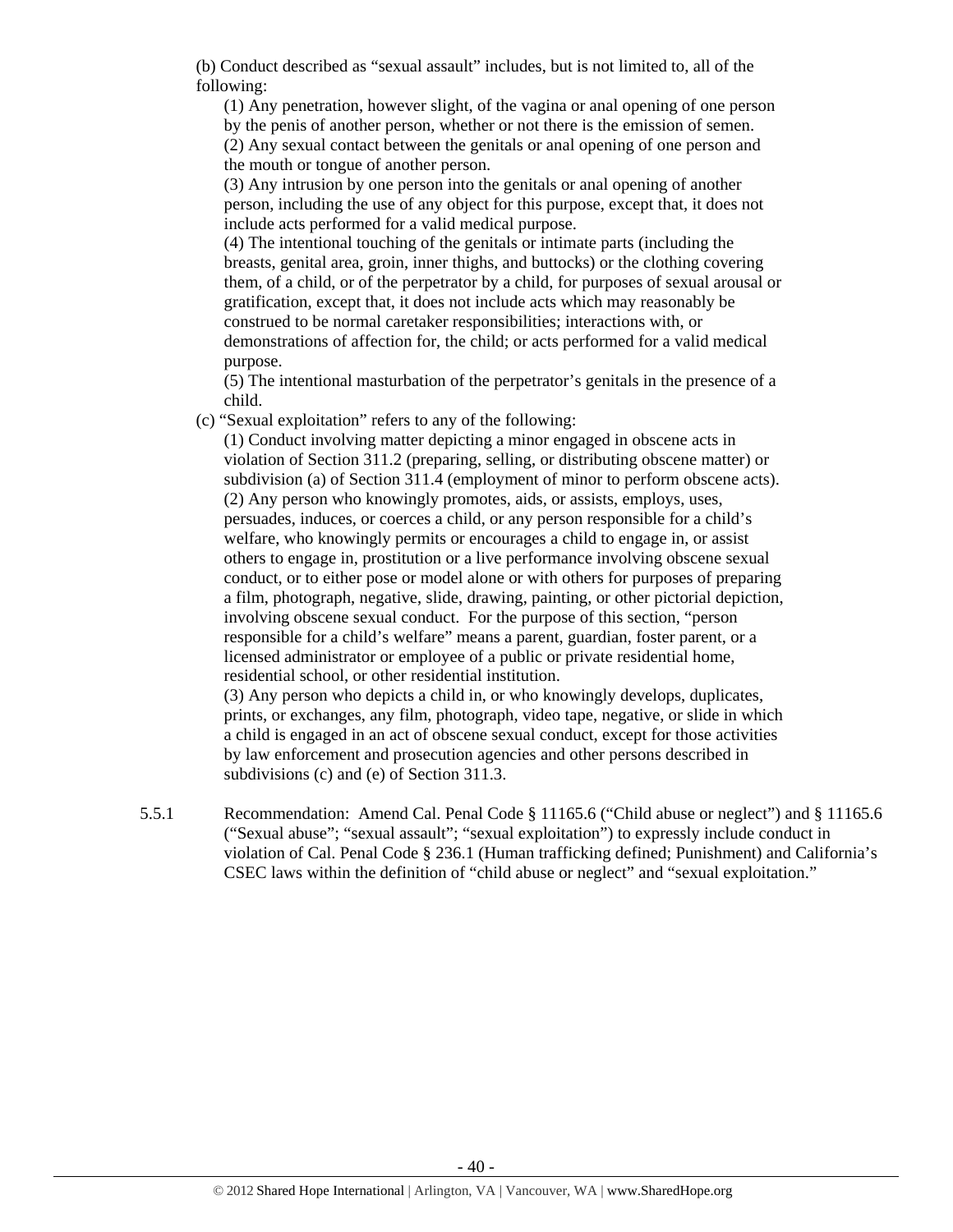(b) Conduct described as "sexual assault" includes, but is not limited to, all of the following:

(1) Any penetration, however slight, of the vagina or anal opening of one person by the penis of another person, whether or not there is the emission of semen.
(2) Any sexual contact between the genitals or anal opening of one person and the mouth or tongue of another person.
(3) Any intrusion by one person into the genitals or anal opening of another person, including the use of any object for this purpose, except that, it does not include acts performed for a valid medical purpose.
(4) The intentional touching of the genitals or intimate parts (including the breasts, genital area, groin, inner thighs, and buttocks) or the clothing covering them, of a child, or of the perpetrator by a child, for purposes of sexual arousal or gratification, except that, it does not include acts which may reasonably be construed to be normal caretaker responsibilities; interactions with, or demonstrations of affection for, the child; or acts performed for a valid medical purpose.
(5) The intentional masturbation of the perpetrator's genitals in the presence of a child.

(c) "Sexual exploitation" refers to any of the following:

(1) Conduct involving matter depicting a minor engaged in obscene acts in violation of Section 311.2 (preparing, selling, or distributing obscene matter) or subdivision (a) of Section 311.4 (employment of minor to perform obscene acts).
(2) Any person who knowingly promotes, aids, or assists, employs, uses, persuades, induces, or coerces a child, or any person responsible for a child's welfare, who knowingly permits or encourages a child to engage in, or assist others to engage in, prostitution or a live performance involving obscene sexual conduct, or to either pose or model alone or with others for purposes of preparing a film, photograph, negative, slide, drawing, painting, or other pictorial depiction, involving obscene sexual conduct. For the purpose of this section, "person responsible for a child's welfare" means a parent, guardian, foster parent, or a licensed administrator or employee of a public or private residential home, residential school, or other residential institution.
(3) Any person who depicts a child in, or who knowingly develops, duplicates, prints, or exchanges, any film, photograph, video tape, negative, or slide in which a child is engaged in an act of obscene sexual conduct, except for those activities by law enforcement and prosecution agencies and other persons described in subdivisions (c) and (e) of Section 311.3.

5.5.1 Recommendation: Amend Cal. Penal Code § 11165.6 ("Child abuse or neglect") and § 11165.6 ("Sexual abuse"; "sexual assault"; "sexual exploitation") to expressly include conduct in violation of Cal. Penal Code § 236.1 (Human trafficking defined; Punishment) and California's CSEC laws within the definition of "child abuse or neglect" and "sexual exploitation."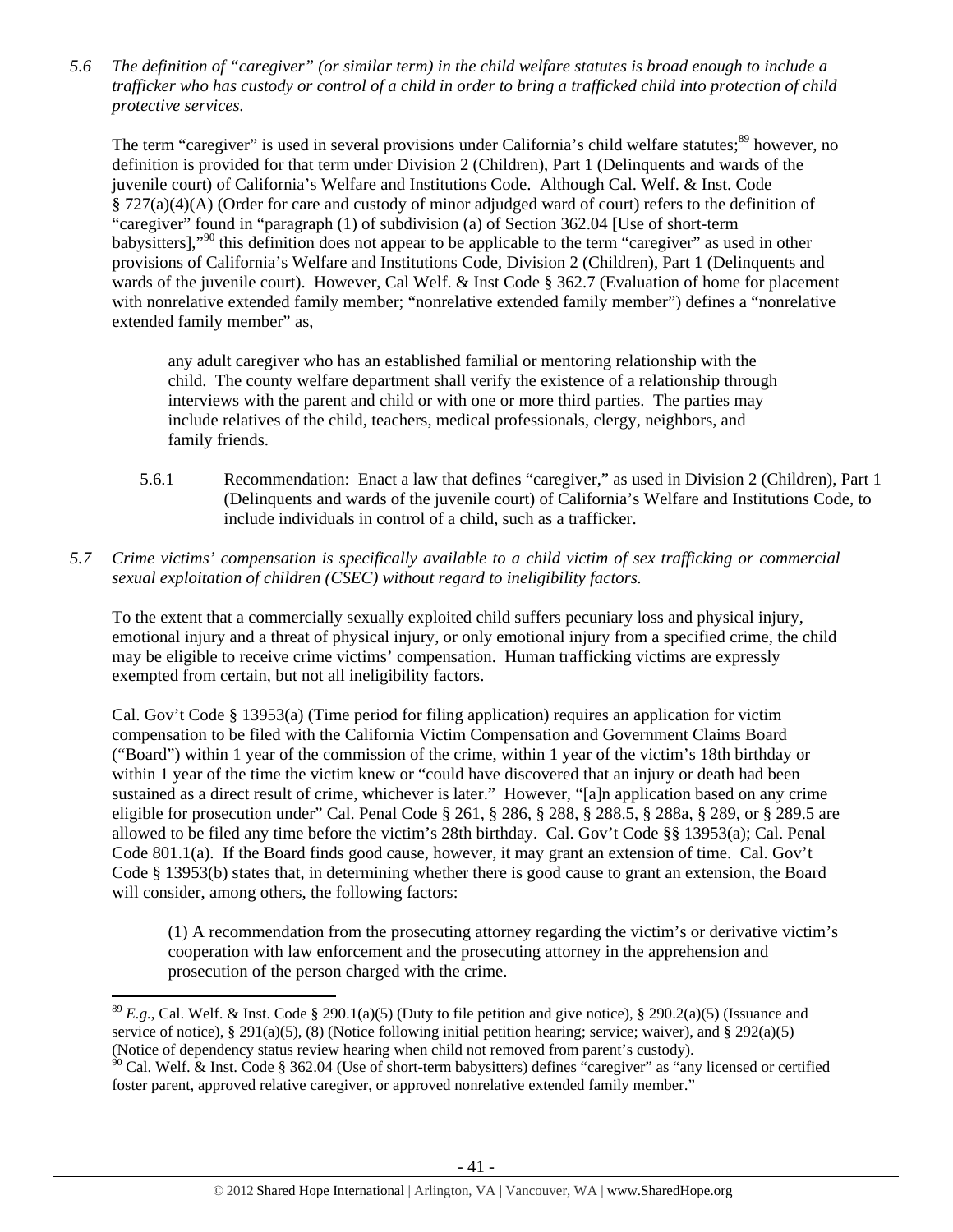*5.6 The definition of "caregiver" (or similar term) in the child welfare statutes is broad enough to include a trafficker who has custody or control of a child in order to bring a trafficked child into protection of child protective services.*

The term "caregiver" is used in several provisions under California's child welfare statutes;[89] however, no definition is provided for that term under Division 2 (Children), Part 1 (Delinquents and wards of the juvenile court) of California's Welfare and Institutions Code. Although Cal. Welf. & Inst. Code § 727(a)(4)(A) (Order for care and custody of minor adjudged ward of court) refers to the definition of "caregiver" found in "paragraph (1) of subdivision (a) of Section 362.04 [Use of short-term babysitters],"[90] this definition does not appear to be applicable to the term "caregiver" as used in other provisions of California's Welfare and Institutions Code, Division 2 (Children), Part 1 (Delinquents and wards of the juvenile court). However, Cal Welf. & Inst Code § 362.7 (Evaluation of home for placement with nonrelative extended family member; "nonrelative extended family member") defines a "nonrelative extended family member" as,

> any adult caregiver who has an established familial or mentoring relationship with the child. The county welfare department shall verify the existence of a relationship through interviews with the parent and child or with one or more third parties. The parties may include relatives of the child, teachers, medical professionals, clergy, neighbors, and family friends.

5.6.1 Recommendation: Enact a law that defines "caregiver," as used in Division 2 (Children), Part 1 (Delinquents and wards of the juvenile court) of California's Welfare and Institutions Code, to include individuals in control of a child, such as a trafficker.

*5.7 Crime victims' compensation is specifically available to a child victim of sex trafficking or commercial sexual exploitation of children (CSEC) without regard to ineligibility factors.*

To the extent that a commercially sexually exploited child suffers pecuniary loss and physical injury, emotional injury and a threat of physical injury, or only emotional injury from a specified crime, the child may be eligible to receive crime victims' compensation. Human trafficking victims are expressly exempted from certain, but not all ineligibility factors.

Cal. Gov't Code § 13953(a) (Time period for filing application) requires an application for victim compensation to be filed with the California Victim Compensation and Government Claims Board ("Board") within 1 year of the commission of the crime, within 1 year of the victim's 18th birthday or within 1 year of the time the victim knew or "could have discovered that an injury or death had been sustained as a direct result of crime, whichever is later." However, "[a]n application based on any crime eligible for prosecution under" Cal. Penal Code § 261, § 286, § 288, § 288.5, § 288a, § 289, or § 289.5 are allowed to be filed any time before the victim's 28th birthday. Cal. Gov't Code §§ 13953(a); Cal. Penal Code 801.1(a). If the Board finds good cause, however, it may grant an extension of time. Cal. Gov't Code § 13953(b) states that, in determining whether there is good cause to grant an extension, the Board will consider, among others, the following factors:

> (1) A recommendation from the prosecuting attorney regarding the victim's or derivative victim's cooperation with law enforcement and the prosecuting attorney in the apprehension and prosecution of the person charged with the crime.

---

[89] *E.g.*, Cal. Welf. & Inst. Code § 290.1(a)(5) (Duty to file petition and give notice), § 290.2(a)(5) (Issuance and service of notice), § 291(a)(5), (8) (Notice following initial petition hearing; service; waiver), and § 292(a)(5) (Notice of dependency status review hearing when child not removed from parent's custody).

[90] Cal. Welf. & Inst. Code § 362.04 (Use of short-term babysitters) defines "caregiver" as "any licensed or certified foster parent, approved relative caregiver, or approved nonrelative extended family member."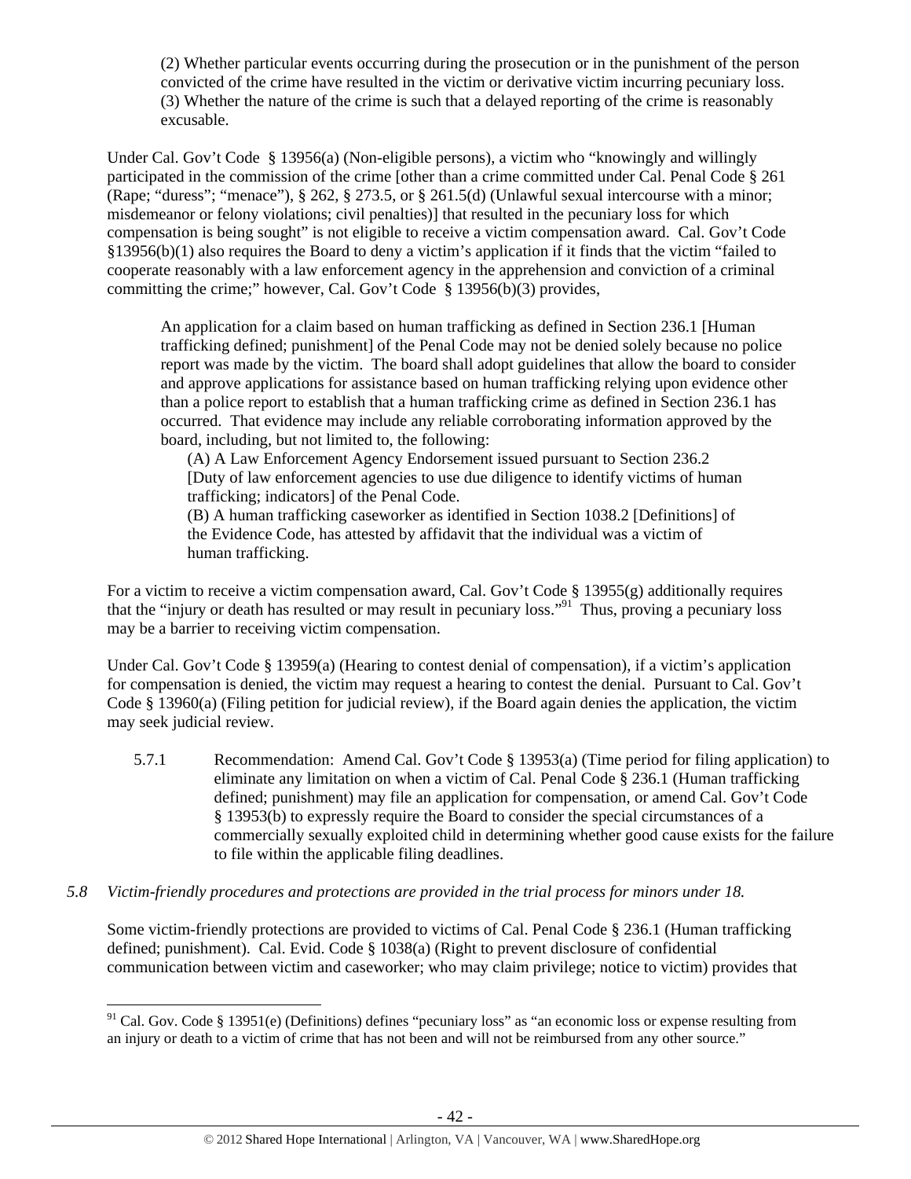(2) Whether particular events occurring during the prosecution or in the punishment of the person convicted of the crime have resulted in the victim or derivative victim incurring pecuniary loss.
(3) Whether the nature of the crime is such that a delayed reporting of the crime is reasonably excusable.

Under Cal. Gov't Code § 13956(a) (Non-eligible persons), a victim who "knowingly and willingly participated in the commission of the crime [other than a crime committed under Cal. Penal Code § 261 (Rape; "duress"; "menace"), § 262, § 273.5, or § 261.5(d) (Unlawful sexual intercourse with a minor; misdemeanor or felony violations; civil penalties)] that resulted in the pecuniary loss for which compensation is being sought" is not eligible to receive a victim compensation award. Cal. Gov't Code §13956(b)(1) also requires the Board to deny a victim's application if it finds that the victim "failed to cooperate reasonably with a law enforcement agency in the apprehension and conviction of a criminal committing the crime;" however, Cal. Gov't Code § 13956(b)(3) provides,

> An application for a claim based on human trafficking as defined in Section 236.1 [Human trafficking defined; punishment] of the Penal Code may not be denied solely because no police report was made by the victim. The board shall adopt guidelines that allow the board to consider and approve applications for assistance based on human trafficking relying upon evidence other than a police report to establish that a human trafficking crime as defined in Section 236.1 has occurred. That evidence may include any reliable corroborating information approved by the board, including, but not limited to, the following:
>
> (A) A Law Enforcement Agency Endorsement issued pursuant to Section 236.2 [Duty of law enforcement agencies to use due diligence to identify victims of human trafficking; indicators] of the Penal Code.
> (B) A human trafficking caseworker as identified in Section 1038.2 [Definitions] of the Evidence Code, has attested by affidavit that the individual was a victim of human trafficking.

For a victim to receive a victim compensation award, Cal. Gov't Code § 13955(g) additionally requires that the "injury or death has resulted or may result in pecuniary loss."[91] Thus, proving a pecuniary loss may be a barrier to receiving victim compensation.

Under Cal. Gov't Code § 13959(a) (Hearing to contest denial of compensation), if a victim's application for compensation is denied, the victim may request a hearing to contest the denial. Pursuant to Cal. Gov't Code § 13960(a) (Filing petition for judicial review), if the Board again denies the application, the victim may seek judicial review.

5.7.1 Recommendation: Amend Cal. Gov't Code § 13953(a) (Time period for filing application) to eliminate any limitation on when a victim of Cal. Penal Code § 236.1 (Human trafficking defined; punishment) may file an application for compensation, or amend Cal. Gov't Code § 13953(b) to expressly require the Board to consider the special circumstances of a commercially sexually exploited child in determining whether good cause exists for the failure to file within the applicable filing deadlines.

*5.8 Victim-friendly procedures and protections are provided in the trial process for minors under 18.*

Some victim-friendly protections are provided to victims of Cal. Penal Code § 236.1 (Human trafficking defined; punishment). Cal. Evid. Code § 1038(a) (Right to prevent disclosure of confidential communication between victim and caseworker; who may claim privilege; notice to victim) provides that

[91] Cal. Gov. Code § 13951(e) (Definitions) defines "pecuniary loss" as "an economic loss or expense resulting from an injury or death to a victim of crime that has not been and will not be reimbursed from any other source."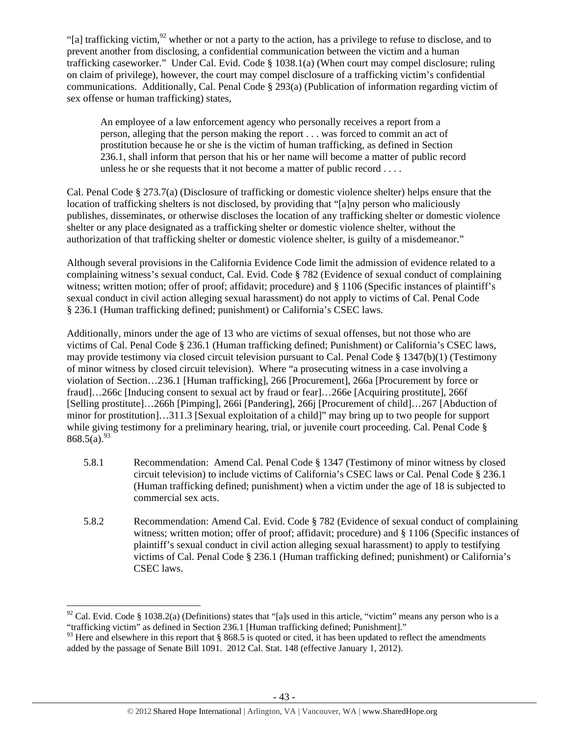"[a] trafficking victim,[92] whether or not a party to the action, has a privilege to refuse to disclose, and to prevent another from disclosing, a confidential communication between the victim and a human trafficking caseworker." Under Cal. Evid. Code § 1038.1(a) (When court may compel disclosure; ruling on claim of privilege), however, the court may compel disclosure of a trafficking victim's confidential communications. Additionally, Cal. Penal Code § 293(a) (Publication of information regarding victim of sex offense or human trafficking) states,

> An employee of a law enforcement agency who personally receives a report from a person, alleging that the person making the report . . . was forced to commit an act of prostitution because he or she is the victim of human trafficking, as defined in Section 236.1, shall inform that person that his or her name will become a matter of public record unless he or she requests that it not become a matter of public record . . . .

Cal. Penal Code § 273.7(a) (Disclosure of trafficking or domestic violence shelter) helps ensure that the location of trafficking shelters is not disclosed, by providing that "[a]ny person who maliciously publishes, disseminates, or otherwise discloses the location of any trafficking shelter or domestic violence shelter or any place designated as a trafficking shelter or domestic violence shelter, without the authorization of that trafficking shelter or domestic violence shelter, is guilty of a misdemeanor."

Although several provisions in the California Evidence Code limit the admission of evidence related to a complaining witness's sexual conduct, Cal. Evid. Code § 782 (Evidence of sexual conduct of complaining witness; written motion; offer of proof; affidavit; procedure) and § 1106 (Specific instances of plaintiff's sexual conduct in civil action alleging sexual harassment) do not apply to victims of Cal. Penal Code § 236.1 (Human trafficking defined; punishment) or California's CSEC laws.

Additionally, minors under the age of 13 who are victims of sexual offenses, but not those who are victims of Cal. Penal Code § 236.1 (Human trafficking defined; Punishment) or California's CSEC laws, may provide testimony via closed circuit television pursuant to Cal. Penal Code § 1347(b)(1) (Testimony of minor witness by closed circuit television). Where "a prosecuting witness in a case involving a violation of Section…236.1 [Human trafficking], 266 [Procurement], 266a [Procurement by force or fraud]…266c [Inducing consent to sexual act by fraud or fear]…266e [Acquiring prostitute], 266f [Selling prostitute]…266h [Pimping], 266i [Pandering], 266j [Procurement of child]…267 [Abduction of minor for prostitution]…311.3 [Sexual exploitation of a child]" may bring up to two people for support while giving testimony for a preliminary hearing, trial, or juvenile court proceeding. Cal. Penal Code § 868.5(a).[93]

5.8.1 Recommendation: Amend Cal. Penal Code § 1347 (Testimony of minor witness by closed circuit television) to include victims of California's CSEC laws or Cal. Penal Code § 236.1 (Human trafficking defined; punishment) when a victim under the age of 18 is subjected to commercial sex acts.

5.8.2 Recommendation: Amend Cal. Evid. Code § 782 (Evidence of sexual conduct of complaining witness; written motion; offer of proof; affidavit; procedure) and § 1106 (Specific instances of plaintiff's sexual conduct in civil action alleging sexual harassment) to apply to testifying victims of Cal. Penal Code § 236.1 (Human trafficking defined; punishment) or California's CSEC laws.

---

[92] Cal. Evid. Code § 1038.2(a) (Definitions) states that "[a]s used in this article, "victim" means any person who is a "trafficking victim" as defined in Section 236.1 [Human trafficking defined; Punishment]."

[93] Here and elsewhere in this report that § 868.5 is quoted or cited, it has been updated to reflect the amendments added by the passage of Senate Bill 1091. 2012 Cal. Stat. 148 (effective January 1, 2012).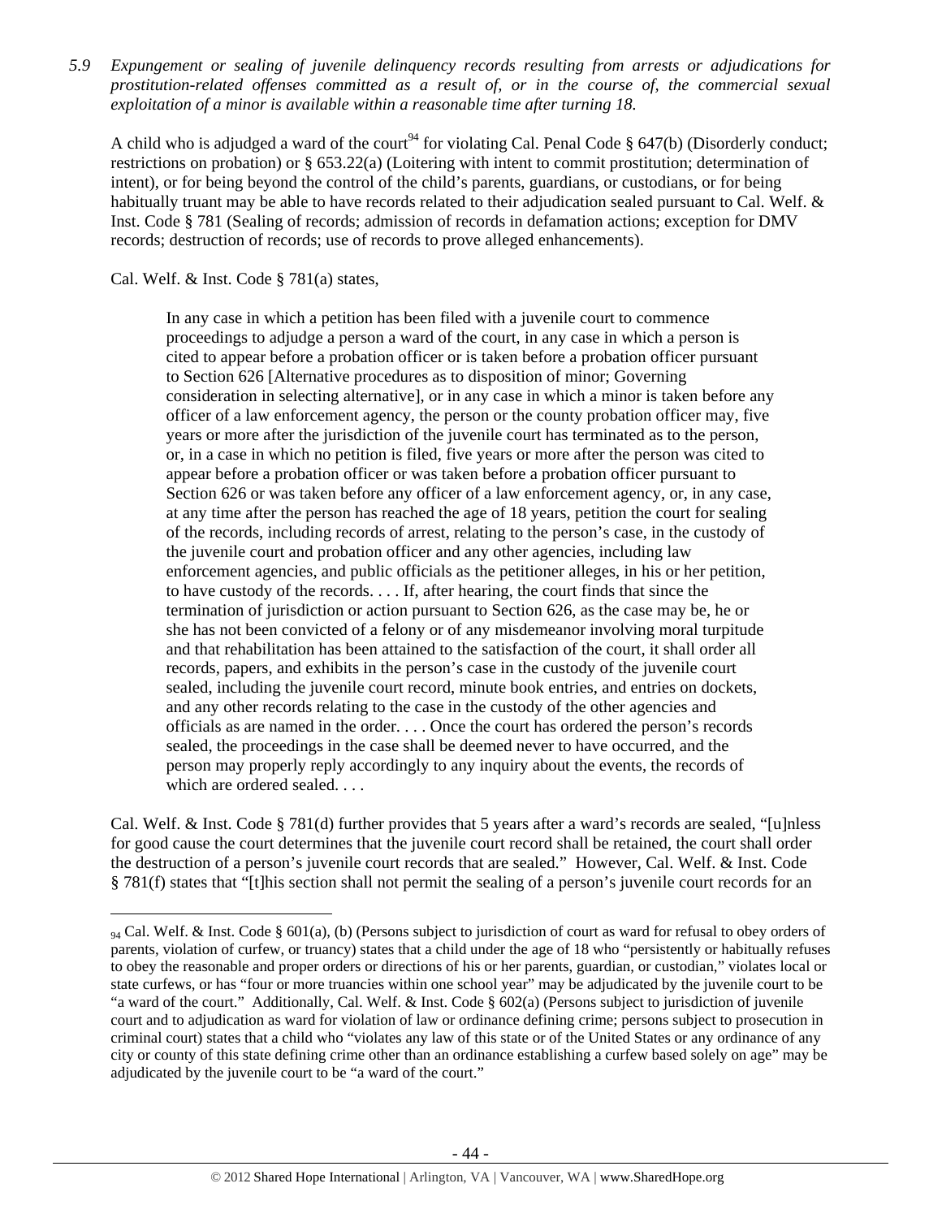*5.9 Expungement or sealing of juvenile delinquency records resulting from arrests or adjudications for prostitution-related offenses committed as a result of, or in the course of, the commercial sexual exploitation of a minor is available within a reasonable time after turning 18.*

A child who is adjudged a ward of the court[94] for violating Cal. Penal Code § 647(b) (Disorderly conduct; restrictions on probation) or § 653.22(a) (Loitering with intent to commit prostitution; determination of intent), or for being beyond the control of the child's parents, guardians, or custodians, or for being habitually truant may be able to have records related to their adjudication sealed pursuant to Cal. Welf. & Inst. Code § 781 (Sealing of records; admission of records in defamation actions; exception for DMV records; destruction of records; use of records to prove alleged enhancements).

Cal. Welf. & Inst. Code § 781(a) states,

> In any case in which a petition has been filed with a juvenile court to commence proceedings to adjudge a person a ward of the court, in any case in which a person is cited to appear before a probation officer or is taken before a probation officer pursuant to Section 626 [Alternative procedures as to disposition of minor; Governing consideration in selecting alternative], or in any case in which a minor is taken before any officer of a law enforcement agency, the person or the county probation officer may, five years or more after the jurisdiction of the juvenile court has terminated as to the person, or, in a case in which no petition is filed, five years or more after the person was cited to appear before a probation officer or was taken before a probation officer pursuant to Section 626 or was taken before any officer of a law enforcement agency, or, in any case, at any time after the person has reached the age of 18 years, petition the court for sealing of the records, including records of arrest, relating to the person's case, in the custody of the juvenile court and probation officer and any other agencies, including law enforcement agencies, and public officials as the petitioner alleges, in his or her petition, to have custody of the records. . . . If, after hearing, the court finds that since the termination of jurisdiction or action pursuant to Section 626, as the case may be, he or she has not been convicted of a felony or of any misdemeanor involving moral turpitude and that rehabilitation has been attained to the satisfaction of the court, it shall order all records, papers, and exhibits in the person's case in the custody of the juvenile court sealed, including the juvenile court record, minute book entries, and entries on dockets, and any other records relating to the case in the custody of the other agencies and officials as are named in the order. . . . Once the court has ordered the person's records sealed, the proceedings in the case shall be deemed never to have occurred, and the person may properly reply accordingly to any inquiry about the events, the records of which are ordered sealed. . . .

Cal. Welf. & Inst. Code § 781(d) further provides that 5 years after a ward's records are sealed, "[u]nless for good cause the court determines that the juvenile court record shall be retained, the court shall order the destruction of a person's juvenile court records that are sealed." However, Cal. Welf. & Inst. Code § 781(f) states that "[t]his section shall not permit the sealing of a person's juvenile court records for an

---

[94] Cal. Welf. & Inst. Code § 601(a), (b) (Persons subject to jurisdiction of court as ward for refusal to obey orders of parents, violation of curfew, or truancy) states that a child under the age of 18 who "persistently or habitually refuses to obey the reasonable and proper orders or directions of his or her parents, guardian, or custodian," violates local or state curfews, or has "four or more truancies within one school year" may be adjudicated by the juvenile court to be "a ward of the court." Additionally, Cal. Welf. & Inst. Code § 602(a) (Persons subject to jurisdiction of juvenile court and to adjudication as ward for violation of law or ordinance defining crime; persons subject to prosecution in criminal court) states that a child who "violates any law of this state or of the United States or any ordinance of any city or county of this state defining crime other than an ordinance establishing a curfew based solely on age" may be adjudicated by the juvenile court to be "a ward of the court."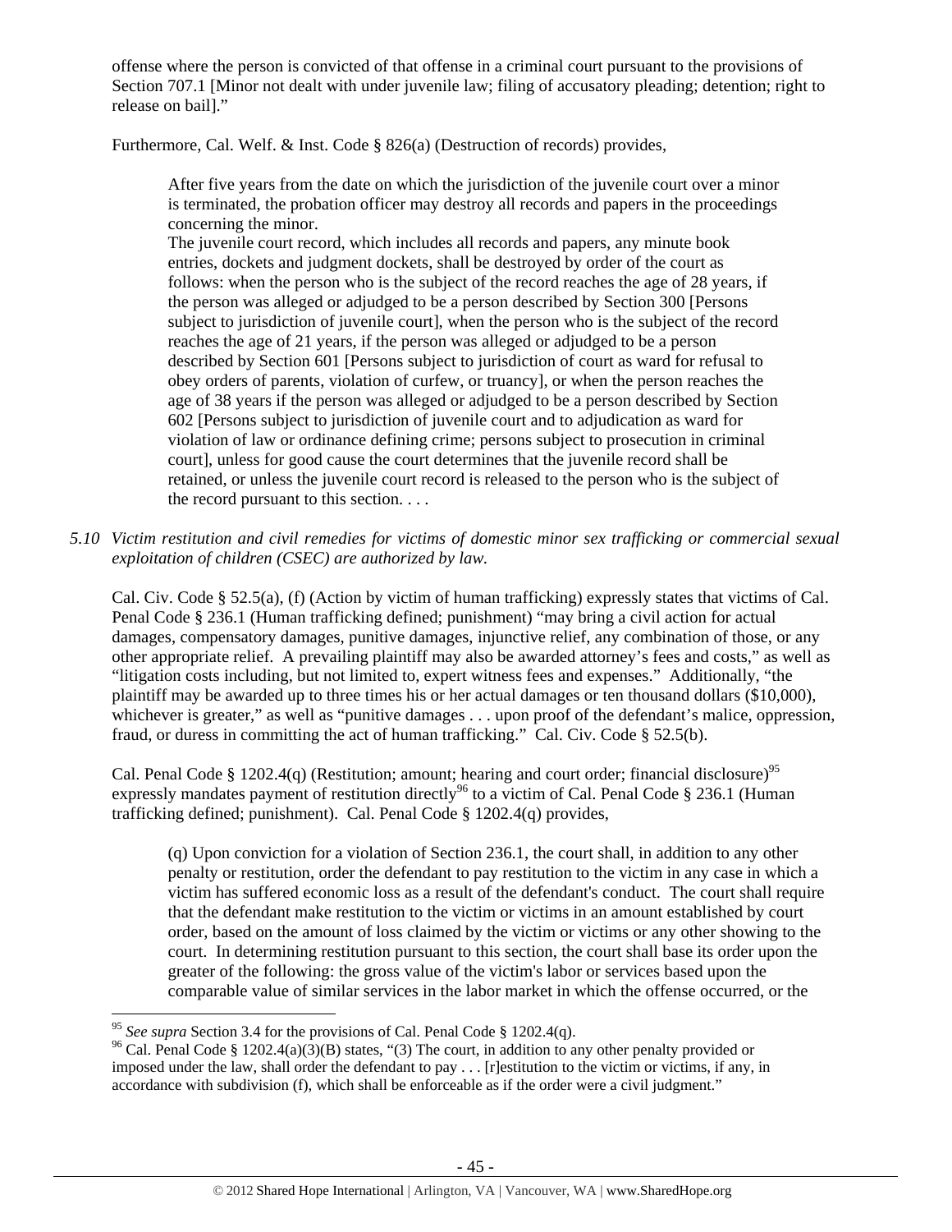offense where the person is convicted of that offense in a criminal court pursuant to the provisions of Section 707.1 [Minor not dealt with under juvenile law; filing of accusatory pleading; detention; right to release on bail]."

Furthermore, Cal. Welf. & Inst. Code § 826(a) (Destruction of records) provides,

> After five years from the date on which the jurisdiction of the juvenile court over a minor is terminated, the probation officer may destroy all records and papers in the proceedings concerning the minor.
> The juvenile court record, which includes all records and papers, any minute book entries, dockets and judgment dockets, shall be destroyed by order of the court as follows: when the person who is the subject of the record reaches the age of 28 years, if the person was alleged or adjudged to be a person described by Section 300 [Persons subject to jurisdiction of juvenile court], when the person who is the subject of the record reaches the age of 21 years, if the person was alleged or adjudged to be a person described by Section 601 [Persons subject to jurisdiction of court as ward for refusal to obey orders of parents, violation of curfew, or truancy], or when the person reaches the age of 38 years if the person was alleged or adjudged to be a person described by Section 602 [Persons subject to jurisdiction of juvenile court and to adjudication as ward for violation of law or ordinance defining crime; persons subject to prosecution in criminal court], unless for good cause the court determines that the juvenile record shall be retained, or unless the juvenile court record is released to the person who is the subject of the record pursuant to this section. . . .

*5.10 Victim restitution and civil remedies for victims of domestic minor sex trafficking or commercial sexual exploitation of children (CSEC) are authorized by law.*

Cal. Civ. Code § 52.5(a), (f) (Action by victim of human trafficking) expressly states that victims of Cal. Penal Code § 236.1 (Human trafficking defined; punishment) "may bring a civil action for actual damages, compensatory damages, punitive damages, injunctive relief, any combination of those, or any other appropriate relief. A prevailing plaintiff may also be awarded attorney's fees and costs," as well as "litigation costs including, but not limited to, expert witness fees and expenses." Additionally, "the plaintiff may be awarded up to three times his or her actual damages or ten thousand dollars ($10,000), whichever is greater," as well as "punitive damages . . . upon proof of the defendant's malice, oppression, fraud, or duress in committing the act of human trafficking." Cal. Civ. Code § 52.5(b).

Cal. Penal Code § 1202.4(q) (Restitution; amount; hearing and court order; financial disclosure)[95] expressly mandates payment of restitution directly[96] to a victim of Cal. Penal Code § 236.1 (Human trafficking defined; punishment). Cal. Penal Code § 1202.4(q) provides,

> (q) Upon conviction for a violation of Section 236.1, the court shall, in addition to any other penalty or restitution, order the defendant to pay restitution to the victim in any case in which a victim has suffered economic loss as a result of the defendant's conduct. The court shall require that the defendant make restitution to the victim or victims in an amount established by court order, based on the amount of loss claimed by the victim or victims or any other showing to the court. In determining restitution pursuant to this section, the court shall base its order upon the greater of the following: the gross value of the victim's labor or services based upon the comparable value of similar services in the labor market in which the offense occurred, or the

---

[95] *See supra* Section 3.4 for the provisions of Cal. Penal Code § 1202.4(q).

[96] Cal. Penal Code § 1202.4(a)(3)(B) states, "(3) The court, in addition to any other penalty provided or imposed under the law, shall order the defendant to pay . . . [r]estitution to the victim or victims, if any, in accordance with subdivision (f), which shall be enforceable as if the order were a civil judgment."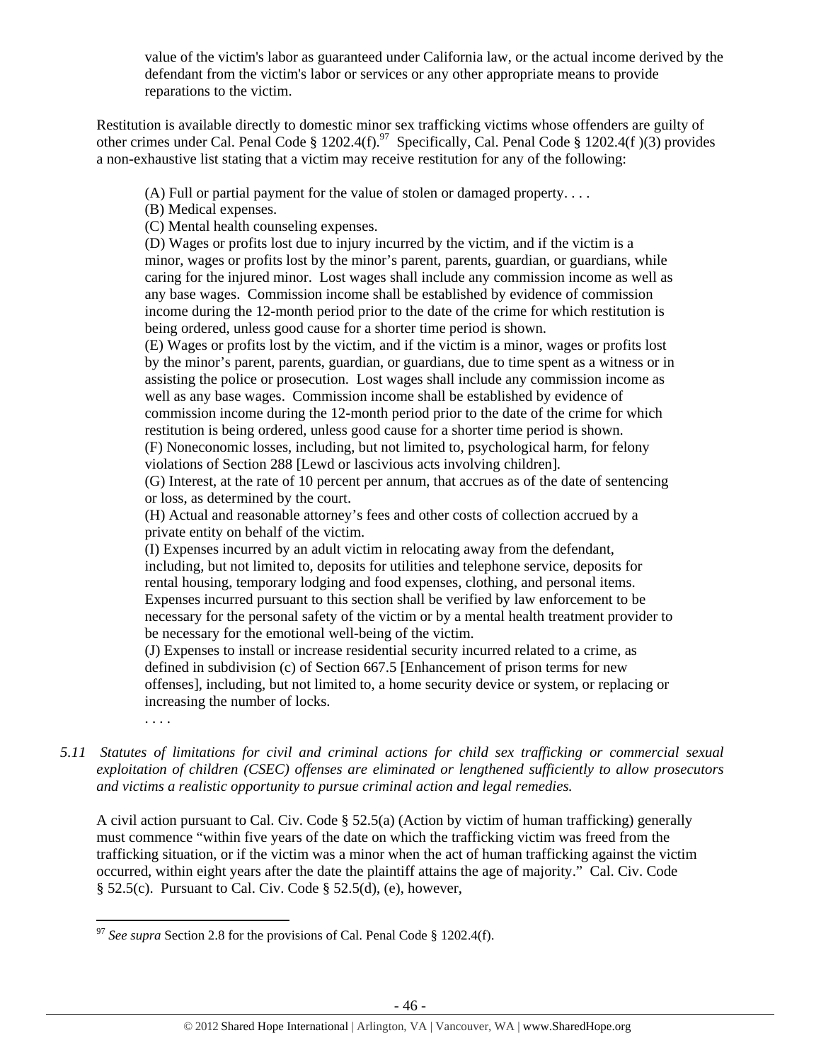value of the victim's labor as guaranteed under California law, or the actual income derived by the defendant from the victim's labor or services or any other appropriate means to provide reparations to the victim.

Restitution is available directly to domestic minor sex trafficking victims whose offenders are guilty of other crimes under Cal. Penal Code § 1202.4(f).[97] Specifically, Cal. Penal Code § 1202.4(f )(3) provides a non-exhaustive list stating that a victim may receive restitution for any of the following:

> (A) Full or partial payment for the value of stolen or damaged property. . . .
> (B) Medical expenses.
> (C) Mental health counseling expenses.
> (D) Wages or profits lost due to injury incurred by the victim, and if the victim is a minor, wages or profits lost by the minor's parent, parents, guardian, or guardians, while caring for the injured minor. Lost wages shall include any commission income as well as any base wages. Commission income shall be established by evidence of commission income during the 12-month period prior to the date of the crime for which restitution is being ordered, unless good cause for a shorter time period is shown.
> (E) Wages or profits lost by the victim, and if the victim is a minor, wages or profits lost by the minor's parent, parents, guardian, or guardians, due to time spent as a witness or in assisting the police or prosecution. Lost wages shall include any commission income as well as any base wages. Commission income shall be established by evidence of commission income during the 12-month period prior to the date of the crime for which restitution is being ordered, unless good cause for a shorter time period is shown.
> (F) Noneconomic losses, including, but not limited to, psychological harm, for felony violations of Section 288 [Lewd or lascivious acts involving children].
> (G) Interest, at the rate of 10 percent per annum, that accrues as of the date of sentencing or loss, as determined by the court.
> (H) Actual and reasonable attorney's fees and other costs of collection accrued by a private entity on behalf of the victim.
> (I) Expenses incurred by an adult victim in relocating away from the defendant, including, but not limited to, deposits for utilities and telephone service, deposits for rental housing, temporary lodging and food expenses, clothing, and personal items. Expenses incurred pursuant to this section shall be verified by law enforcement to be necessary for the personal safety of the victim or by a mental health treatment provider to be necessary for the emotional well-being of the victim.
> (J) Expenses to install or increase residential security incurred related to a crime, as defined in subdivision (c) of Section 667.5 [Enhancement of prison terms for new offenses], including, but not limited to, a home security device or system, or replacing or increasing the number of locks.
> . . . .

*5.11 Statutes of limitations for civil and criminal actions for child sex trafficking or commercial sexual exploitation of children (CSEC) offenses are eliminated or lengthened sufficiently to allow prosecutors and victims a realistic opportunity to pursue criminal action and legal remedies.*

A civil action pursuant to Cal. Civ. Code § 52.5(a) (Action by victim of human trafficking) generally must commence "within five years of the date on which the trafficking victim was freed from the trafficking situation, or if the victim was a minor when the act of human trafficking against the victim occurred, within eight years after the date the plaintiff attains the age of majority." Cal. Civ. Code § 52.5(c). Pursuant to Cal. Civ. Code § 52.5(d), (e), however,

---

[97] *See supra* Section 2.8 for the provisions of Cal. Penal Code § 1202.4(f).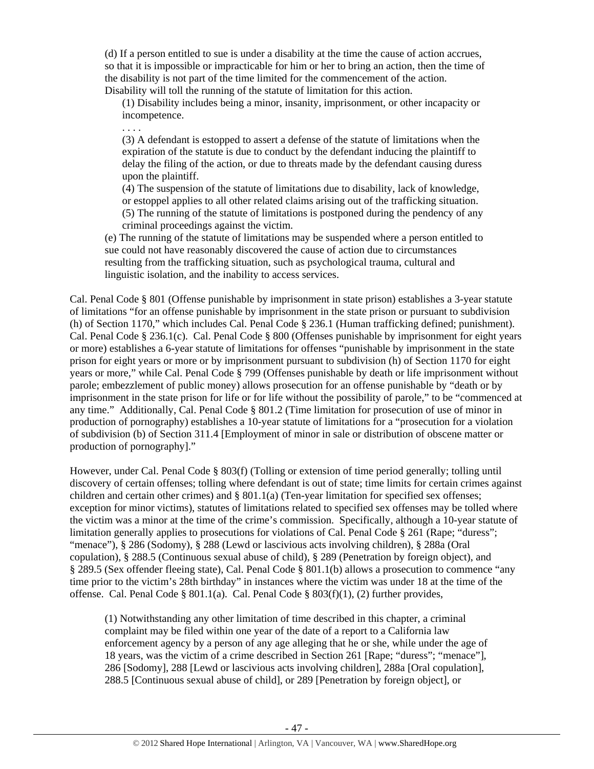> (d) If a person entitled to sue is under a disability at the time the cause of action accrues, so that it is impossible or impracticable for him or her to bring an action, then the time of the disability is not part of the time limited for the commencement of the action. Disability will toll the running of the statute of limitation for this action.
>
> > (1) Disability includes being a minor, insanity, imprisonment, or other incapacity or incompetence.
> >
> > . . . .
> >
> > (3) A defendant is estopped to assert a defense of the statute of limitations when the expiration of the statute is due to conduct by the defendant inducing the plaintiff to delay the filing of the action, or due to threats made by the defendant causing duress upon the plaintiff.
> >
> > (4) The suspension of the statute of limitations due to disability, lack of knowledge, or estoppel applies to all other related claims arising out of the trafficking situation.
> >
> > (5) The running of the statute of limitations is postponed during the pendency of any criminal proceedings against the victim.
>
> (e) The running of the statute of limitations may be suspended where a person entitled to sue could not have reasonably discovered the cause of action due to circumstances resulting from the trafficking situation, such as psychological trauma, cultural and linguistic isolation, and the inability to access services.

Cal. Penal Code § 801 (Offense punishable by imprisonment in state prison) establishes a 3-year statute of limitations "for an offense punishable by imprisonment in the state prison or pursuant to subdivision (h) of Section 1170," which includes Cal. Penal Code § 236.1 (Human trafficking defined; punishment). Cal. Penal Code § 236.1(c). Cal. Penal Code § 800 (Offenses punishable by imprisonment for eight years or more) establishes a 6-year statute of limitations for offenses "punishable by imprisonment in the state prison for eight years or more or by imprisonment pursuant to subdivision (h) of Section 1170 for eight years or more," while Cal. Penal Code § 799 (Offenses punishable by death or life imprisonment without parole; embezzlement of public money) allows prosecution for an offense punishable by "death or by imprisonment in the state prison for life or for life without the possibility of parole," to be "commenced at any time." Additionally, Cal. Penal Code § 801.2 (Time limitation for prosecution of use of minor in production of pornography) establishes a 10-year statute of limitations for a "prosecution for a violation of subdivision (b) of Section 311.4 [Employment of minor in sale or distribution of obscene matter or production of pornography]."

However, under Cal. Penal Code § 803(f) (Tolling or extension of time period generally; tolling until discovery of certain offenses; tolling where defendant is out of state; time limits for certain crimes against children and certain other crimes) and § 801.1(a) (Ten-year limitation for specified sex offenses; exception for minor victims), statutes of limitations related to specified sex offenses may be tolled where the victim was a minor at the time of the crime's commission. Specifically, although a 10-year statute of limitation generally applies to prosecutions for violations of Cal. Penal Code § 261 (Rape; "duress"; "menace"), § 286 (Sodomy), § 288 (Lewd or lascivious acts involving children), § 288a (Oral copulation), § 288.5 (Continuous sexual abuse of child), § 289 (Penetration by foreign object), and § 289.5 (Sex offender fleeing state), Cal. Penal Code § 801.1(b) allows a prosecution to commence "any time prior to the victim's 28th birthday" in instances where the victim was under 18 at the time of the offense. Cal. Penal Code § 801.1(a). Cal. Penal Code § 803(f)(1), (2) further provides,

> (1) Notwithstanding any other limitation of time described in this chapter, a criminal complaint may be filed within one year of the date of a report to a California law enforcement agency by a person of any age alleging that he or she, while under the age of 18 years, was the victim of a crime described in Section 261 [Rape; "duress"; "menace"], 286 [Sodomy], 288 [Lewd or lascivious acts involving children], 288a [Oral copulation], 288.5 [Continuous sexual abuse of child], or 289 [Penetration by foreign object], or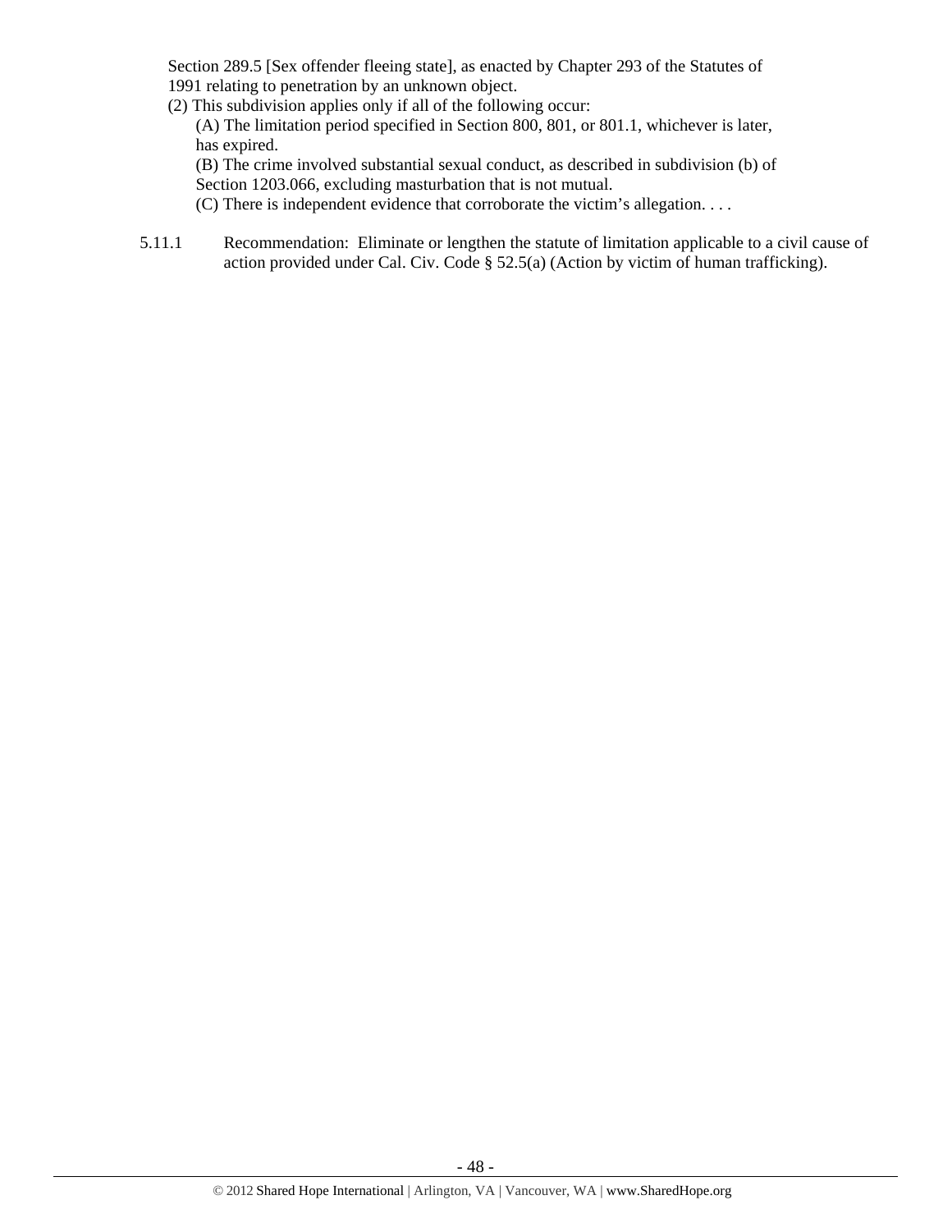Section 289.5 [Sex offender fleeing state], as enacted by Chapter 293 of the Statutes of 1991 relating to penetration by an unknown object.

(2) This subdivision applies only if all of the following occur:

(A) The limitation period specified in Section 800, 801, or 801.1, whichever is later, has expired.

(B) The crime involved substantial sexual conduct, as described in subdivision (b) of Section 1203.066, excluding masturbation that is not mutual.

(C) There is independent evidence that corroborate the victim's allegation. . . .

5.11.1 Recommendation: Eliminate or lengthen the statute of limitation applicable to a civil cause of action provided under Cal. Civ. Code § 52.5(a) (Action by victim of human trafficking).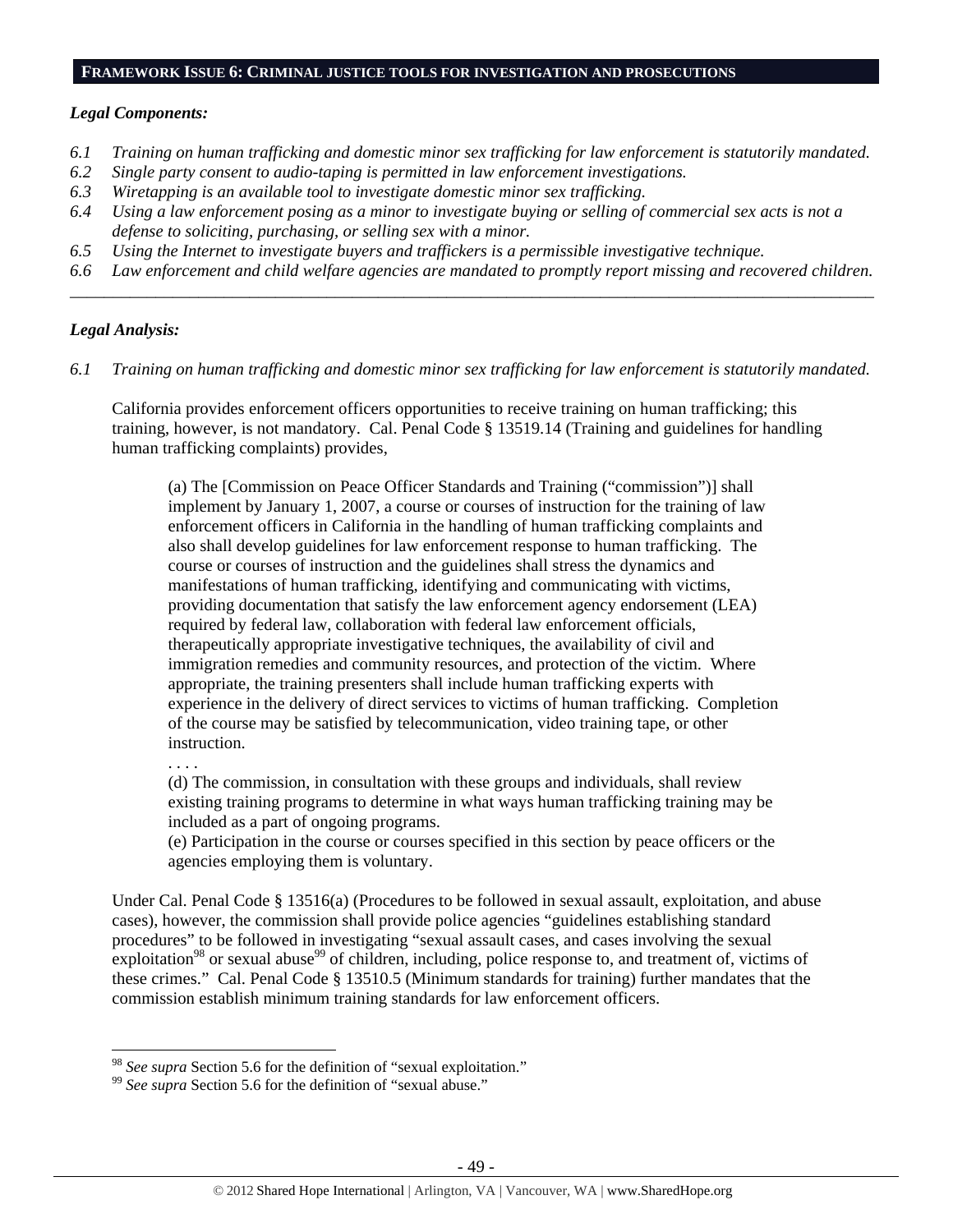## FRAMEWORK ISSUE 6: CRIMINAL JUSTICE TOOLS FOR INVESTIGATION AND PROSECUTIONS

### *Legal Components:*

*6.1 Training on human trafficking and domestic minor sex trafficking for law enforcement is statutorily mandated.*
*6.2 Single party consent to audio-taping is permitted in law enforcement investigations.*
*6.3 Wiretapping is an available tool to investigate domestic minor sex trafficking.*
*6.4 Using a law enforcement posing as a minor to investigate buying or selling of commercial sex acts is not a defense to soliciting, purchasing, or selling sex with a minor.*
*6.5 Using the Internet to investigate buyers and traffickers is a permissible investigative technique.*
*6.6 Law enforcement and child welfare agencies are mandated to promptly report missing and recovered children.*

---

### *Legal Analysis:*

*6.1 Training on human trafficking and domestic minor sex trafficking for law enforcement is statutorily mandated.*

California provides enforcement officers opportunities to receive training on human trafficking; this training, however, is not mandatory. Cal. Penal Code § 13519.14 (Training and guidelines for handling human trafficking complaints) provides,

> (a) The [Commission on Peace Officer Standards and Training ("commission")] shall implement by January 1, 2007, a course or courses of instruction for the training of law enforcement officers in California in the handling of human trafficking complaints and also shall develop guidelines for law enforcement response to human trafficking. The course or courses of instruction and the guidelines shall stress the dynamics and manifestations of human trafficking, identifying and communicating with victims, providing documentation that satisfy the law enforcement agency endorsement (LEA) required by federal law, collaboration with federal law enforcement officials, therapeutically appropriate investigative techniques, the availability of civil and immigration remedies and community resources, and protection of the victim. Where appropriate, the training presenters shall include human trafficking experts with experience in the delivery of direct services to victims of human trafficking. Completion of the course may be satisfied by telecommunication, video training tape, or other instruction.
> . . . .
> (d) The commission, in consultation with these groups and individuals, shall review existing training programs to determine in what ways human trafficking training may be included as a part of ongoing programs.
> (e) Participation in the course or courses specified in this section by peace officers or the agencies employing them is voluntary.

Under Cal. Penal Code § 13516(a) (Procedures to be followed in sexual assault, exploitation, and abuse cases), however, the commission shall provide police agencies "guidelines establishing standard procedures" to be followed in investigating "sexual assault cases, and cases involving the sexual exploitation[98] or sexual abuse[99] of children, including, police response to, and treatment of, victims of these crimes." Cal. Penal Code § 13510.5 (Minimum standards for training) further mandates that the commission establish minimum training standards for law enforcement officers.

---

[98] *See supra* Section 5.6 for the definition of "sexual exploitation."
[99] *See supra* Section 5.6 for the definition of "sexual abuse."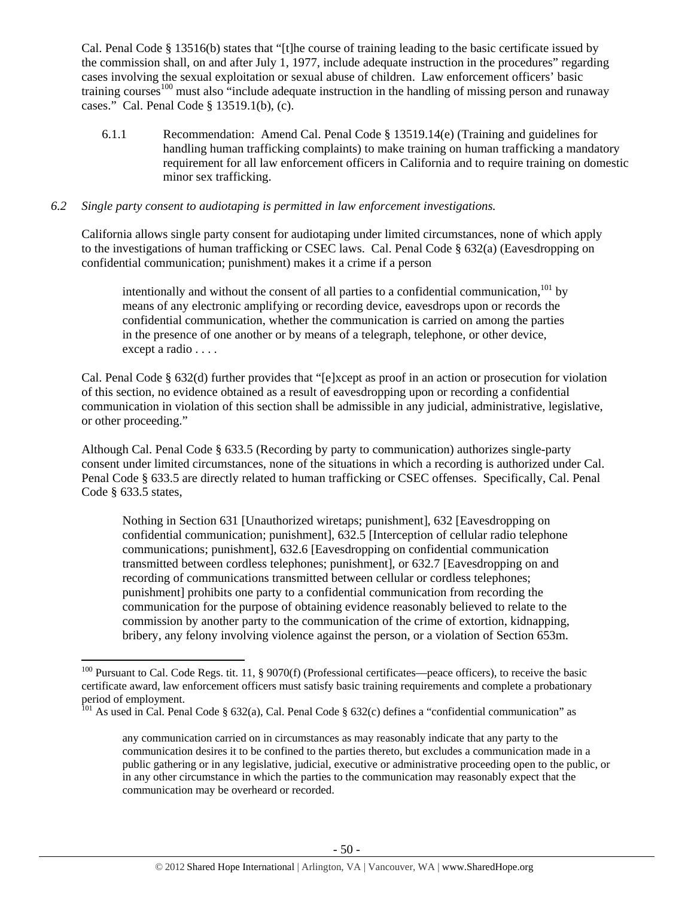Cal. Penal Code § 13516(b) states that "[t]he course of training leading to the basic certificate issued by the commission shall, on and after July 1, 1977, include adequate instruction in the procedures" regarding cases involving the sexual exploitation or sexual abuse of children. Law enforcement officers' basic training courses[100] must also "include adequate instruction in the handling of missing person and runaway cases." Cal. Penal Code § 13519.1(b), (c).

6.1.1 Recommendation: Amend Cal. Penal Code § 13519.14(e) (Training and guidelines for handling human trafficking complaints) to make training on human trafficking a mandatory requirement for all law enforcement officers in California and to require training on domestic minor sex trafficking.

*6.2 Single party consent to audiotaping is permitted in law enforcement investigations.*

California allows single party consent for audiotaping under limited circumstances, none of which apply to the investigations of human trafficking or CSEC laws. Cal. Penal Code § 632(a) (Eavesdropping on confidential communication; punishment) makes it a crime if a person

> intentionally and without the consent of all parties to a confidential communication,[101] by means of any electronic amplifying or recording device, eavesdrops upon or records the confidential communication, whether the communication is carried on among the parties in the presence of one another or by means of a telegraph, telephone, or other device, except a radio . . . .

Cal. Penal Code § 632(d) further provides that "[e]xcept as proof in an action or prosecution for violation of this section, no evidence obtained as a result of eavesdropping upon or recording a confidential communication in violation of this section shall be admissible in any judicial, administrative, legislative, or other proceeding."

Although Cal. Penal Code § 633.5 (Recording by party to communication) authorizes single-party consent under limited circumstances, none of the situations in which a recording is authorized under Cal. Penal Code § 633.5 are directly related to human trafficking or CSEC offenses. Specifically, Cal. Penal Code § 633.5 states,

> Nothing in Section 631 [Unauthorized wiretaps; punishment], 632 [Eavesdropping on confidential communication; punishment], 632.5 [Interception of cellular radio telephone communications; punishment], 632.6 [Eavesdropping on confidential communication transmitted between cordless telephones; punishment], or 632.7 [Eavesdropping on and recording of communications transmitted between cellular or cordless telephones; punishment] prohibits one party to a confidential communication from recording the communication for the purpose of obtaining evidence reasonably believed to relate to the commission by another party to the communication of the crime of extortion, kidnapping, bribery, any felony involving violence against the person, or a violation of Section 653m.

---

[100] Pursuant to Cal. Code Regs. tit. 11, § 9070(f) (Professional certificates—peace officers), to receive the basic certificate award, law enforcement officers must satisfy basic training requirements and complete a probationary period of employment.

[101] As used in Cal. Penal Code § 632(a), Cal. Penal Code § 632(c) defines a "confidential communication" as

> any communication carried on in circumstances as may reasonably indicate that any party to the communication desires it to be confined to the parties thereto, but excludes a communication made in a public gathering or in any legislative, judicial, executive or administrative proceeding open to the public, or in any other circumstance in which the parties to the communication may reasonably expect that the communication may be overheard or recorded.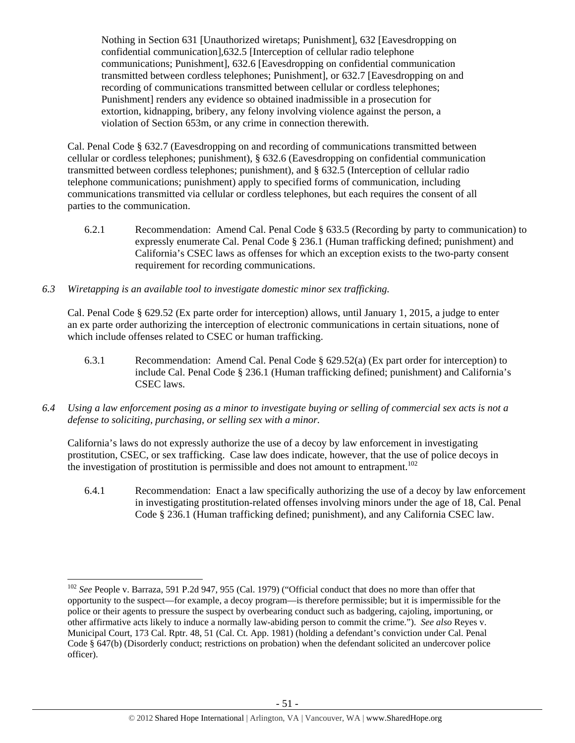> Nothing in Section 631 [Unauthorized wiretaps; Punishment], 632 [Eavesdropping on confidential communication],632.5 [Interception of cellular radio telephone communications; Punishment], 632.6 [Eavesdropping on confidential communication transmitted between cordless telephones; Punishment], or 632.7 [Eavesdropping on and recording of communications transmitted between cellular or cordless telephones; Punishment] renders any evidence so obtained inadmissible in a prosecution for extortion, kidnapping, bribery, any felony involving violence against the person, a violation of Section 653m, or any crime in connection therewith.

Cal. Penal Code § 632.7 (Eavesdropping on and recording of communications transmitted between cellular or cordless telephones; punishment), § 632.6 (Eavesdropping on confidential communication transmitted between cordless telephones; punishment), and § 632.5 (Interception of cellular radio telephone communications; punishment) apply to specified forms of communication, including communications transmitted via cellular or cordless telephones, but each requires the consent of all parties to the communication.

6.2.1 Recommendation: Amend Cal. Penal Code § 633.5 (Recording by party to communication) to expressly enumerate Cal. Penal Code § 236.1 (Human trafficking defined; punishment) and California's CSEC laws as offenses for which an exception exists to the two-party consent requirement for recording communications.

*6.3 Wiretapping is an available tool to investigate domestic minor sex trafficking.*

Cal. Penal Code § 629.52 (Ex parte order for interception) allows, until January 1, 2015, a judge to enter an ex parte order authorizing the interception of electronic communications in certain situations, none of which include offenses related to CSEC or human trafficking.

6.3.1 Recommendation: Amend Cal. Penal Code § 629.52(a) (Ex part order for interception) to include Cal. Penal Code § 236.1 (Human trafficking defined; punishment) and California's CSEC laws.

*6.4 Using a law enforcement posing as a minor to investigate buying or selling of commercial sex acts is not a defense to soliciting, purchasing, or selling sex with a minor.*

California's laws do not expressly authorize the use of a decoy by law enforcement in investigating prostitution, CSEC, or sex trafficking. Case law does indicate, however, that the use of police decoys in the investigation of prostitution is permissible and does not amount to entrapment.[102]

6.4.1 Recommendation: Enact a law specifically authorizing the use of a decoy by law enforcement in investigating prostitution-related offenses involving minors under the age of 18, Cal. Penal Code § 236.1 (Human trafficking defined; punishment), and any California CSEC law.

---

[102] *See* People v. Barraza, 591 P.2d 947, 955 (Cal. 1979) ("Official conduct that does no more than offer that opportunity to the suspect—for example, a decoy program—is therefore permissible; but it is impermissible for the police or their agents to pressure the suspect by overbearing conduct such as badgering, cajoling, importuning, or other affirmative acts likely to induce a normally law-abiding person to commit the crime."). *See also* Reyes v. Municipal Court, 173 Cal. Rptr. 48, 51 (Cal. Ct. App. 1981) (holding a defendant's conviction under Cal. Penal Code § 647(b) (Disorderly conduct; restrictions on probation) when the defendant solicited an undercover police officer).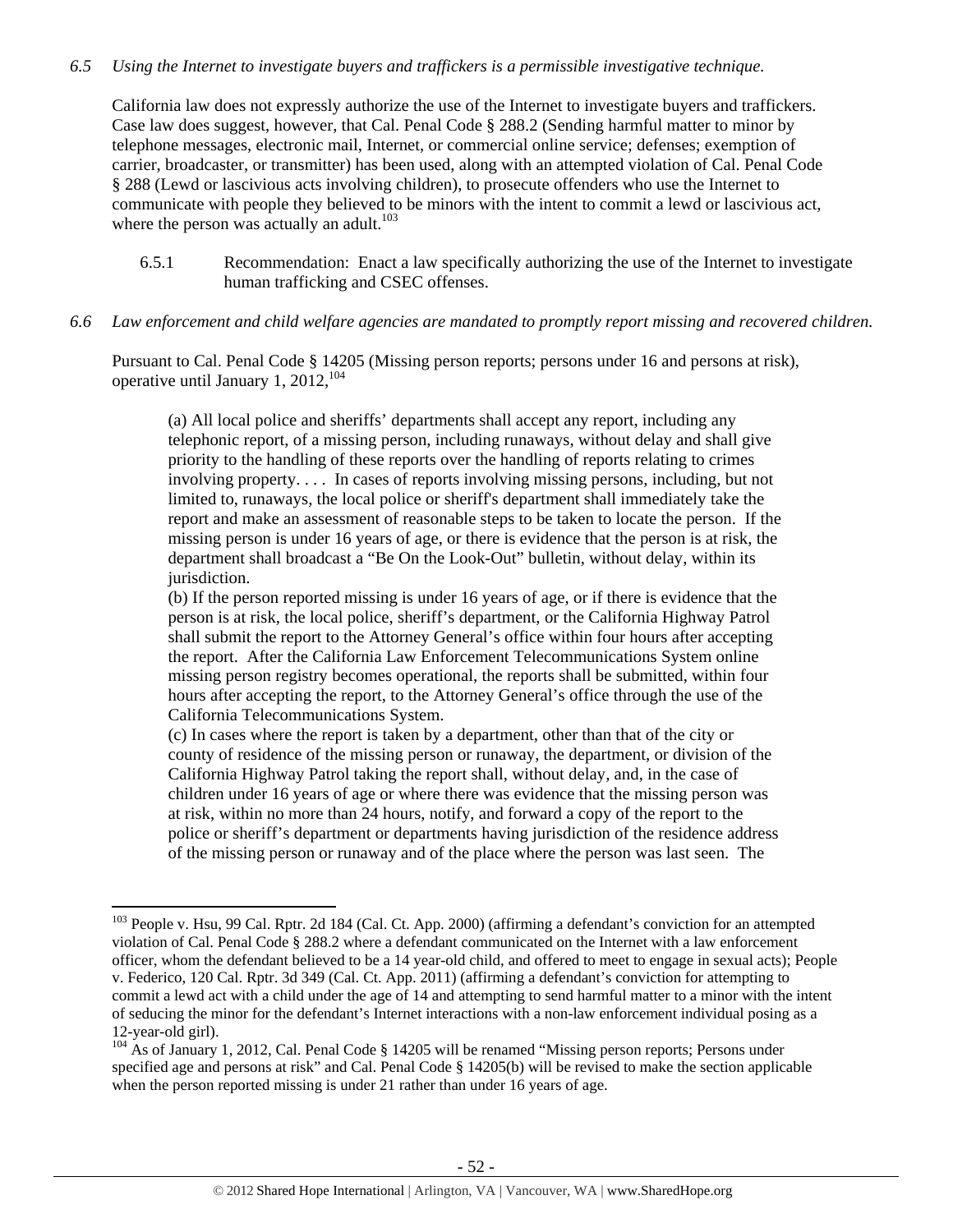*6.5 Using the Internet to investigate buyers and traffickers is a permissible investigative technique.*

California law does not expressly authorize the use of the Internet to investigate buyers and traffickers. Case law does suggest, however, that Cal. Penal Code § 288.2 (Sending harmful matter to minor by telephone messages, electronic mail, Internet, or commercial online service; defenses; exemption of carrier, broadcaster, or transmitter) has been used, along with an attempted violation of Cal. Penal Code § 288 (Lewd or lascivious acts involving children), to prosecute offenders who use the Internet to communicate with people they believed to be minors with the intent to commit a lewd or lascivious act, where the person was actually an adult.[103]

6.5.1 Recommendation: Enact a law specifically authorizing the use of the Internet to investigate human trafficking and CSEC offenses.

*6.6 Law enforcement and child welfare agencies are mandated to promptly report missing and recovered children.*

Pursuant to Cal. Penal Code § 14205 (Missing person reports; persons under 16 and persons at risk), operative until January 1, 2012,[104]

> (a) All local police and sheriffs' departments shall accept any report, including any telephonic report, of a missing person, including runaways, without delay and shall give priority to the handling of these reports over the handling of reports relating to crimes involving property. . . . In cases of reports involving missing persons, including, but not limited to, runaways, the local police or sheriff's department shall immediately take the report and make an assessment of reasonable steps to be taken to locate the person. If the missing person is under 16 years of age, or there is evidence that the person is at risk, the department shall broadcast a "Be On the Look-Out" bulletin, without delay, within its jurisdiction.
>
> (b) If the person reported missing is under 16 years of age, or if there is evidence that the person is at risk, the local police, sheriff's department, or the California Highway Patrol shall submit the report to the Attorney General's office within four hours after accepting the report. After the California Law Enforcement Telecommunications System online missing person registry becomes operational, the reports shall be submitted, within four hours after accepting the report, to the Attorney General's office through the use of the California Telecommunications System.
>
> (c) In cases where the report is taken by a department, other than that of the city or county of residence of the missing person or runaway, the department, or division of the California Highway Patrol taking the report shall, without delay, and, in the case of children under 16 years of age or where there was evidence that the missing person was at risk, within no more than 24 hours, notify, and forward a copy of the report to the police or sheriff's department or departments having jurisdiction of the residence address of the missing person or runaway and of the place where the person was last seen. The

---

[103] People v. Hsu, 99 Cal. Rptr. 2d 184 (Cal. Ct. App. 2000) (affirming a defendant's conviction for an attempted violation of Cal. Penal Code § 288.2 where a defendant communicated on the Internet with a law enforcement officer, whom the defendant believed to be a 14 year-old child, and offered to meet to engage in sexual acts); People v. Federico, 120 Cal. Rptr. 3d 349 (Cal. Ct. App. 2011) (affirming a defendant's conviction for attempting to commit a lewd act with a child under the age of 14 and attempting to send harmful matter to a minor with the intent of seducing the minor for the defendant's Internet interactions with a non-law enforcement individual posing as a 12-year-old girl).

[104] As of January 1, 2012, Cal. Penal Code § 14205 will be renamed "Missing person reports; Persons under specified age and persons at risk" and Cal. Penal Code § 14205(b) will be revised to make the section applicable when the person reported missing is under 21 rather than under 16 years of age.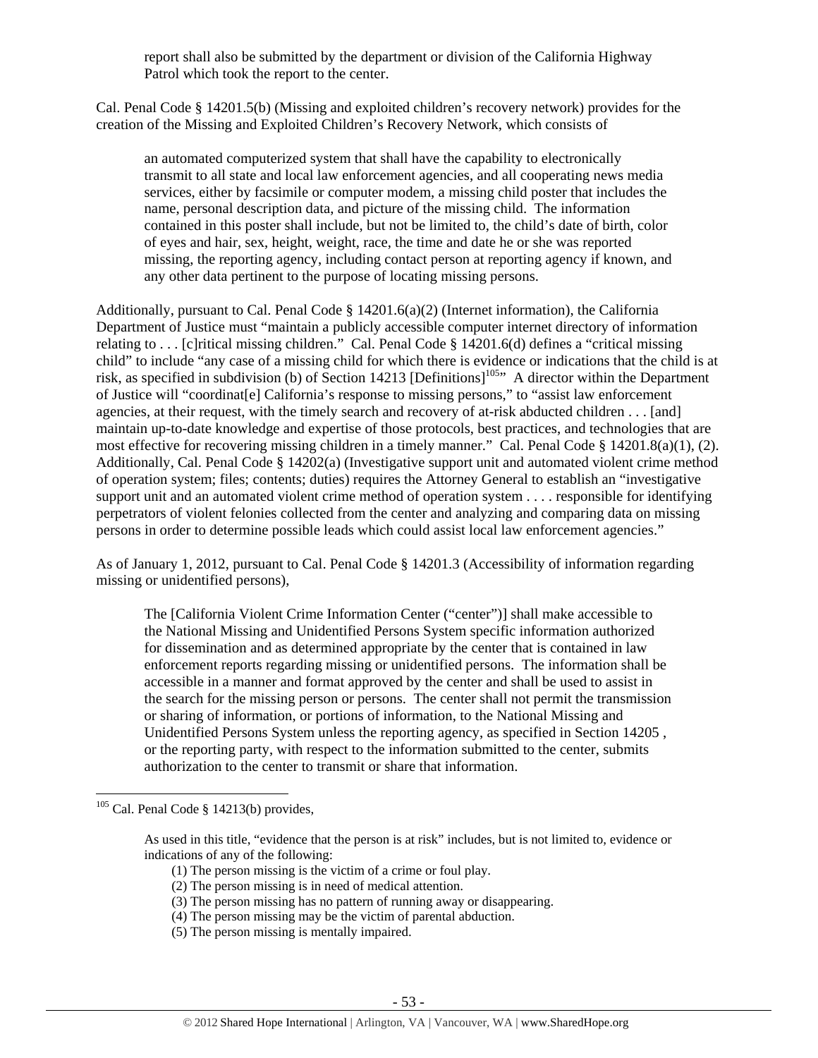report shall also be submitted by the department or division of the California Highway Patrol which took the report to the center.

Cal. Penal Code § 14201.5(b) (Missing and exploited children's recovery network) provides for the creation of the Missing and Exploited Children's Recovery Network, which consists of

> an automated computerized system that shall have the capability to electronically transmit to all state and local law enforcement agencies, and all cooperating news media services, either by facsimile or computer modem, a missing child poster that includes the name, personal description data, and picture of the missing child. The information contained in this poster shall include, but not be limited to, the child's date of birth, color of eyes and hair, sex, height, weight, race, the time and date he or she was reported missing, the reporting agency, including contact person at reporting agency if known, and any other data pertinent to the purpose of locating missing persons.

Additionally, pursuant to Cal. Penal Code § 14201.6(a)(2) (Internet information), the California Department of Justice must "maintain a publicly accessible computer internet directory of information relating to . . . [c]ritical missing children." Cal. Penal Code § 14201.6(d) defines a "critical missing child" to include "any case of a missing child for which there is evidence or indications that the child is at risk, as specified in subdivision (b) of Section 14213 [Definitions][105]" A director within the Department of Justice will "coordinat[e] California's response to missing persons," to "assist law enforcement agencies, at their request, with the timely search and recovery of at-risk abducted children . . . [and] maintain up-to-date knowledge and expertise of those protocols, best practices, and technologies that are most effective for recovering missing children in a timely manner." Cal. Penal Code § 14201.8(a)(1), (2). Additionally, Cal. Penal Code § 14202(a) (Investigative support unit and automated violent crime method of operation system; files; contents; duties) requires the Attorney General to establish an "investigative support unit and an automated violent crime method of operation system . . . . responsible for identifying perpetrators of violent felonies collected from the center and analyzing and comparing data on missing persons in order to determine possible leads which could assist local law enforcement agencies."

As of January 1, 2012, pursuant to Cal. Penal Code § 14201.3 (Accessibility of information regarding missing or unidentified persons),

> The [California Violent Crime Information Center ("center")] shall make accessible to the National Missing and Unidentified Persons System specific information authorized for dissemination and as determined appropriate by the center that is contained in law enforcement reports regarding missing or unidentified persons. The information shall be accessible in a manner and format approved by the center and shall be used to assist in the search for the missing person or persons. The center shall not permit the transmission or sharing of information, or portions of information, to the National Missing and Unidentified Persons System unless the reporting agency, as specified in Section 14205 , or the reporting party, with respect to the information submitted to the center, submits authorization to the center to transmit or share that information.

---

[105] Cal. Penal Code § 14213(b) provides,

> As used in this title, "evidence that the person is at risk" includes, but is not limited to, evidence or indications of any of the following:
>
> (1) The person missing is the victim of a crime or foul play.
> (2) The person missing is in need of medical attention.
> (3) The person missing has no pattern of running away or disappearing.
> (4) The person missing may be the victim of parental abduction.
> (5) The person missing is mentally impaired.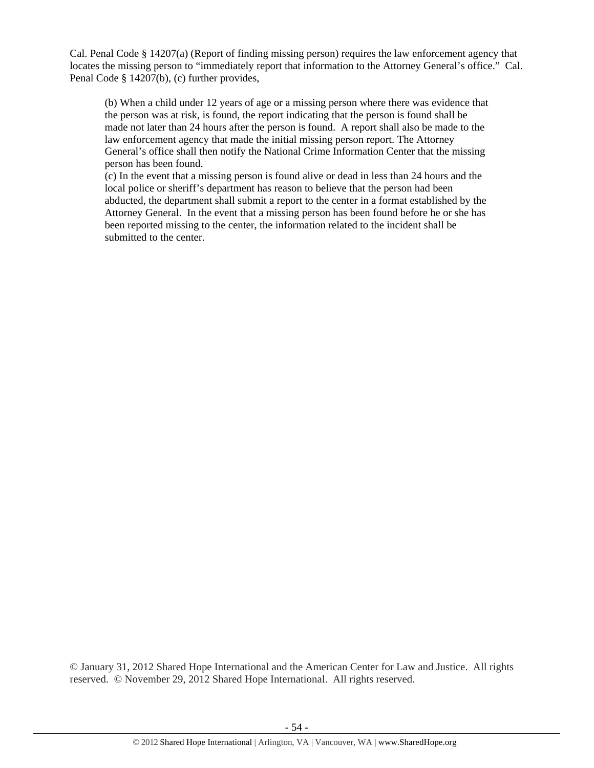Cal. Penal Code § 14207(a) (Report of finding missing person) requires the law enforcement agency that locates the missing person to "immediately report that information to the Attorney General's office." Cal. Penal Code § 14207(b), (c) further provides,

> (b) When a child under 12 years of age or a missing person where there was evidence that the person was at risk, is found, the report indicating that the person is found shall be made not later than 24 hours after the person is found. A report shall also be made to the law enforcement agency that made the initial missing person report. The Attorney General's office shall then notify the National Crime Information Center that the missing person has been found.
> (c) In the event that a missing person is found alive or dead in less than 24 hours and the local police or sheriff's department has reason to believe that the person had been abducted, the department shall submit a report to the center in a format established by the Attorney General. In the event that a missing person has been found before he or she has been reported missing to the center, the information related to the incident shall be submitted to the center.

© January 31, 2012 Shared Hope International and the American Center for Law and Justice. All rights reserved. © November 29, 2012 Shared Hope International. All rights reserved.